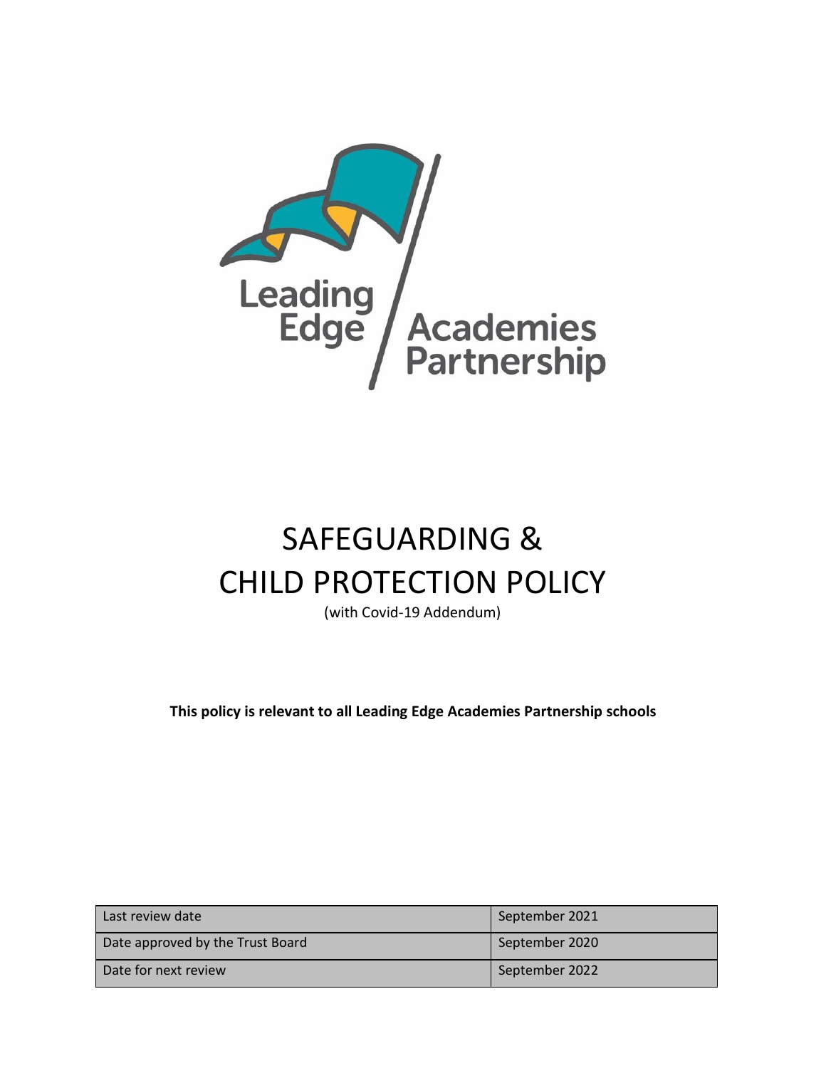Leading Edge Academies Partnership

# SAFEGUARDING & CHILD PROTECTION POLICY

(with Covid-19 Addendum)

**This policy is relevant to all Leading Edge Academies Partnership schools**

| Last review date | September 2021 |
|---|---|
| Date approved by the Trust Board | September 2020 |
| Date for next review | September 2022 |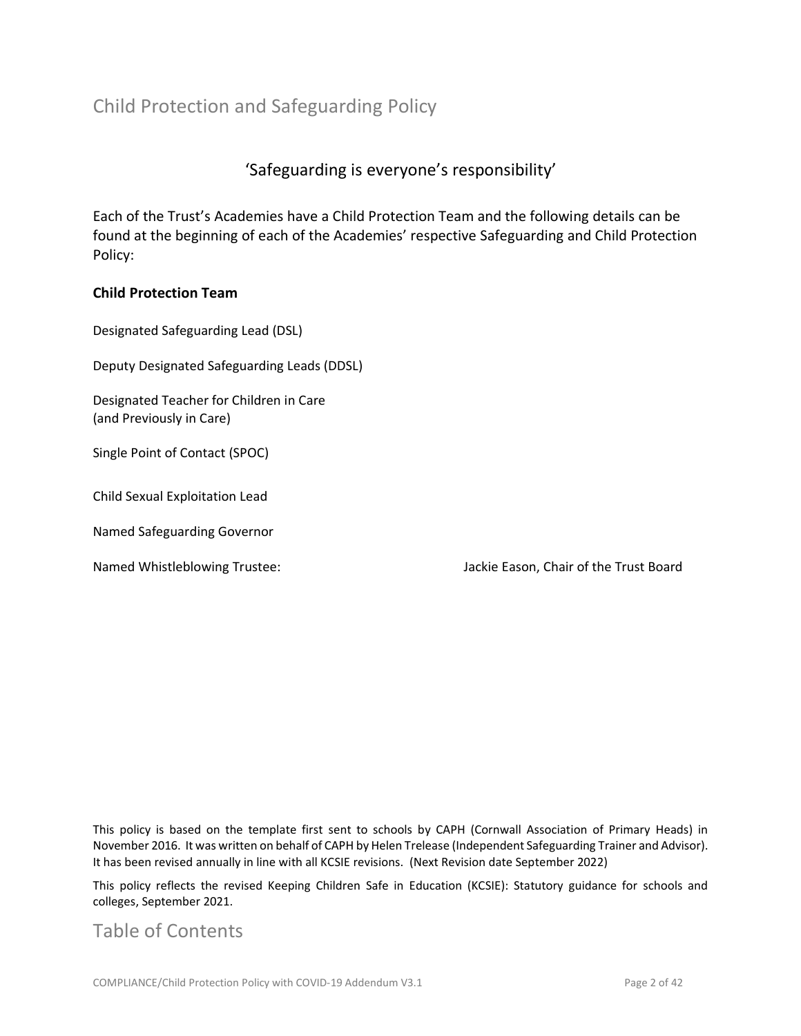# Child Protection and Safeguarding Policy

'Safeguarding is everyone's responsibility'

Each of the Trust's Academies have a Child Protection Team and the following details can be found at the beginning of each of the Academies' respective Safeguarding and Child Protection Policy:

**Child Protection Team**

Designated Safeguarding Lead (DSL)

Deputy Designated Safeguarding Leads (DDSL)

Designated Teacher for Children in Care
(and Previously in Care)

Single Point of Contact (SPOC)

Child Sexual Exploitation Lead

Named Safeguarding Governor

Named Whistleblowing Trustee: Jackie Eason, Chair of the Trust Board

This policy is based on the template first sent to schools by CAPH (Cornwall Association of Primary Heads) in November 2016. It was written on behalf of CAPH by Helen Trelease (Independent Safeguarding Trainer and Advisor). It has been revised annually in line with all KCSIE revisions. (Next Revision date September 2022)

This policy reflects the revised Keeping Children Safe in Education (KCSIE): Statutory guidance for schools and colleges, September 2021.

# Table of Contents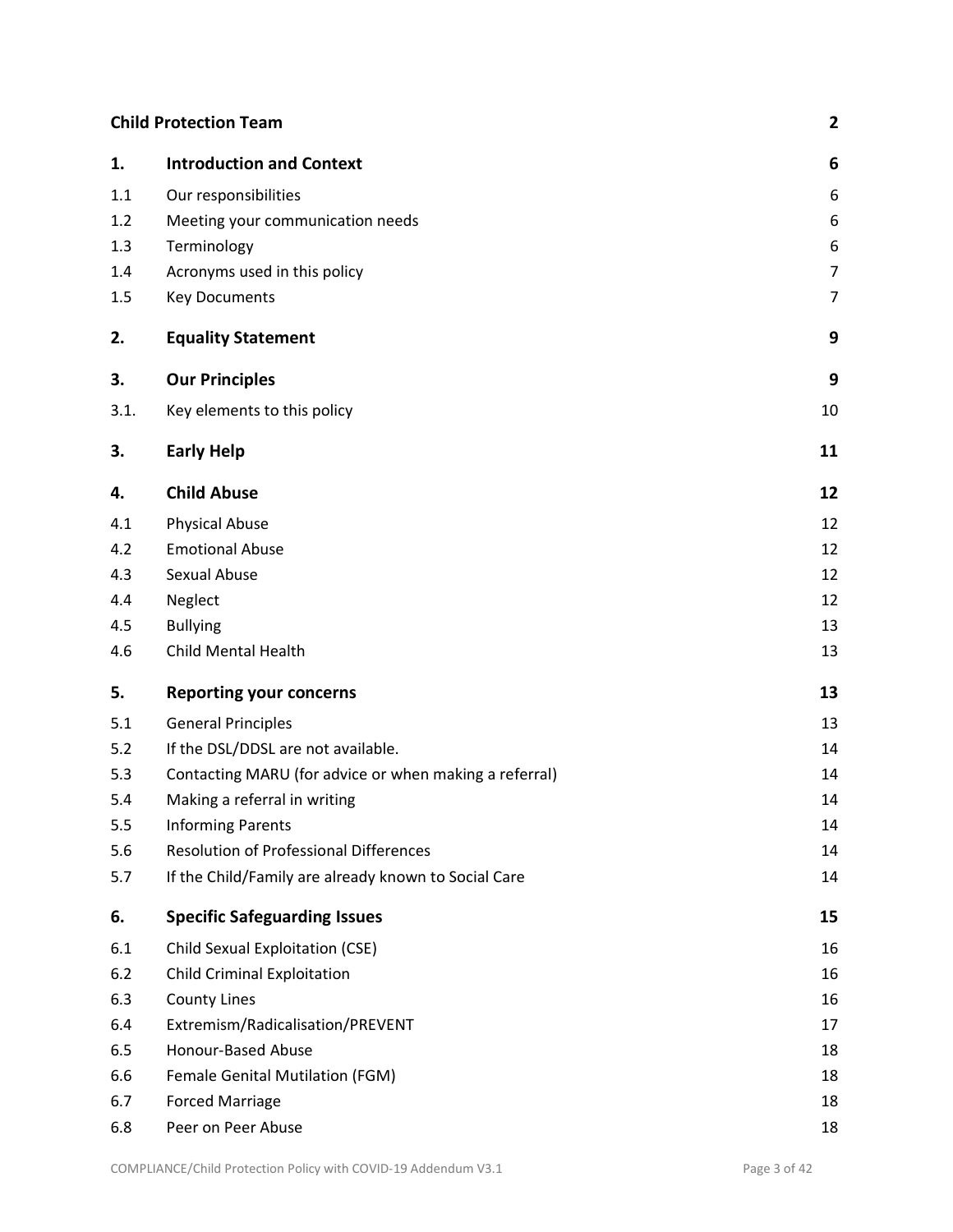| | | |
|---|---|---|
| **Child Protection Team** | | **2** |
| **1.** | **Introduction and Context** | **6** |
| 1.1 | Our responsibilities | 6 |
| 1.2 | Meeting your communication needs | 6 |
| 1.3 | Terminology | 6 |
| 1.4 | Acronyms used in this policy | 7 |
| 1.5 | Key Documents | 7 |
| **2.** | **Equality Statement** | **9** |
| **3.** | **Our Principles** | **9** |
| 3.1. | Key elements to this policy | 10 |
| **3.** | **Early Help** | **11** |
| **4.** | **Child Abuse** | **12** |
| 4.1 | Physical Abuse | 12 |
| 4.2 | Emotional Abuse | 12 |
| 4.3 | Sexual Abuse | 12 |
| 4.4 | Neglect | 12 |
| 4.5 | Bullying | 13 |
| 4.6 | Child Mental Health | 13 |
| **5.** | **Reporting your concerns** | **13** |
| 5.1 | General Principles | 13 |
| 5.2 | If the DSL/DDSL are not available. | 14 |
| 5.3 | Contacting MARU (for advice or when making a referral) | 14 |
| 5.4 | Making a referral in writing | 14 |
| 5.5 | Informing Parents | 14 |
| 5.6 | Resolution of Professional Differences | 14 |
| 5.7 | If the Child/Family are already known to Social Care | 14 |
| **6.** | **Specific Safeguarding Issues** | **15** |
| 6.1 | Child Sexual Exploitation (CSE) | 16 |
| 6.2 | Child Criminal Exploitation | 16 |
| 6.3 | County Lines | 16 |
| 6.4 | Extremism/Radicalisation/PREVENT | 17 |
| 6.5 | Honour-Based Abuse | 18 |
| 6.6 | Female Genital Mutilation (FGM) | 18 |
| 6.7 | Forced Marriage | 18 |
| 6.8 | Peer on Peer Abuse | 18 |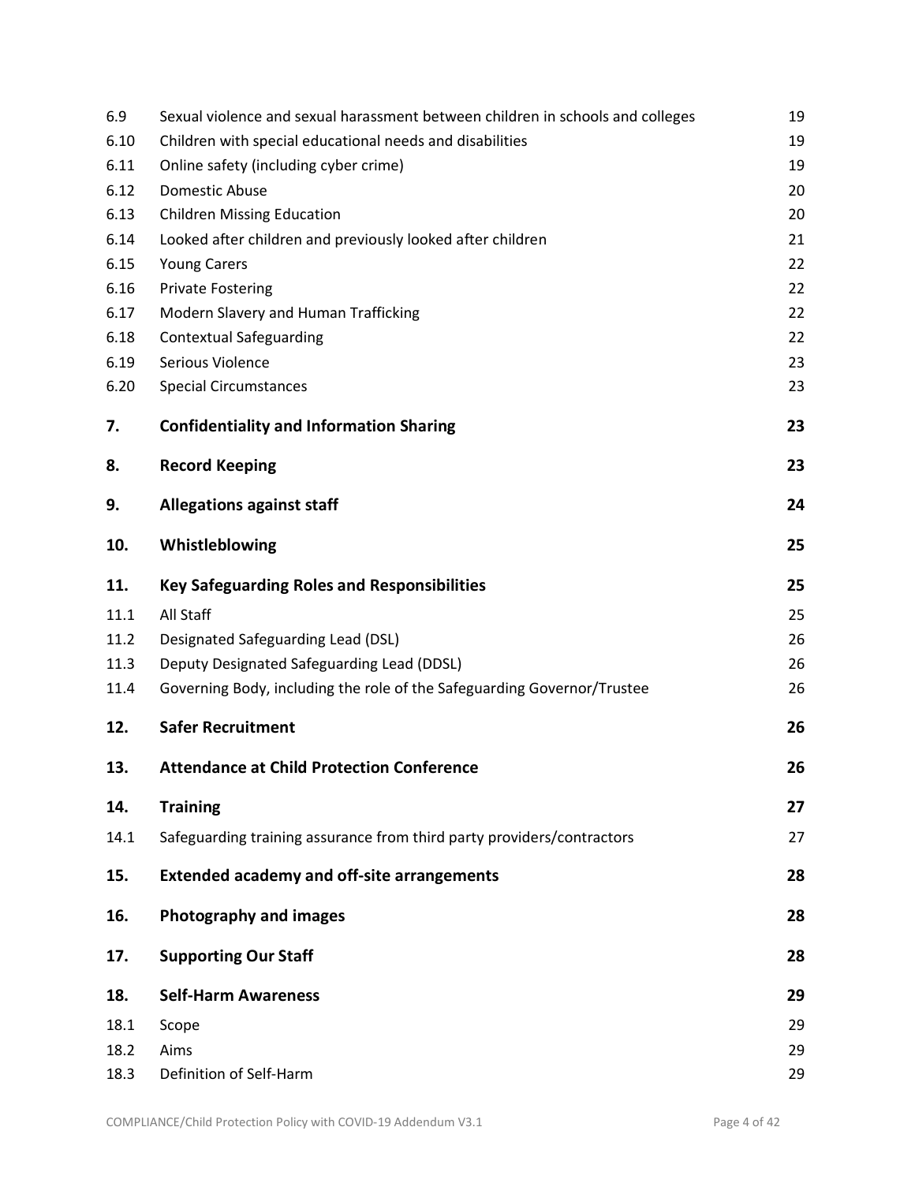| | | |
|---|---|---|
| 6.9 | Sexual violence and sexual harassment between children in schools and colleges | 19 |
| 6.10 | Children with special educational needs and disabilities | 19 |
| 6.11 | Online safety (including cyber crime) | 19 |
| 6.12 | Domestic Abuse | 20 |
| 6.13 | Children Missing Education | 20 |
| 6.14 | Looked after children and previously looked after children | 21 |
| 6.15 | Young Carers | 22 |
| 6.16 | Private Fostering | 22 |
| 6.17 | Modern Slavery and Human Trafficking | 22 |
| 6.18 | Contextual Safeguarding | 22 |
| 6.19 | Serious Violence | 23 |
| 6.20 | Special Circumstances | 23 |
| **7.** | **Confidentiality and Information Sharing** | **23** |
| **8.** | **Record Keeping** | **23** |
| **9.** | **Allegations against staff** | **24** |
| **10.** | **Whistleblowing** | **25** |
| **11.** | **Key Safeguarding Roles and Responsibilities** | **25** |
| 11.1 | All Staff | 25 |
| 11.2 | Designated Safeguarding Lead (DSL) | 26 |
| 11.3 | Deputy Designated Safeguarding Lead (DDSL) | 26 |
| 11.4 | Governing Body, including the role of the Safeguarding Governor/Trustee | 26 |
| **12.** | **Safer Recruitment** | **26** |
| **13.** | **Attendance at Child Protection Conference** | **26** |
| **14.** | **Training** | **27** |
| 14.1 | Safeguarding training assurance from third party providers/contractors | 27 |
| **15.** | **Extended academy and off-site arrangements** | **28** |
| **16.** | **Photography and images** | **28** |
| **17.** | **Supporting Our Staff** | **28** |
| **18.** | **Self-Harm Awareness** | **29** |
| 18.1 | Scope | 29 |
| 18.2 | Aims | 29 |
| 18.3 | Definition of Self-Harm | 29 |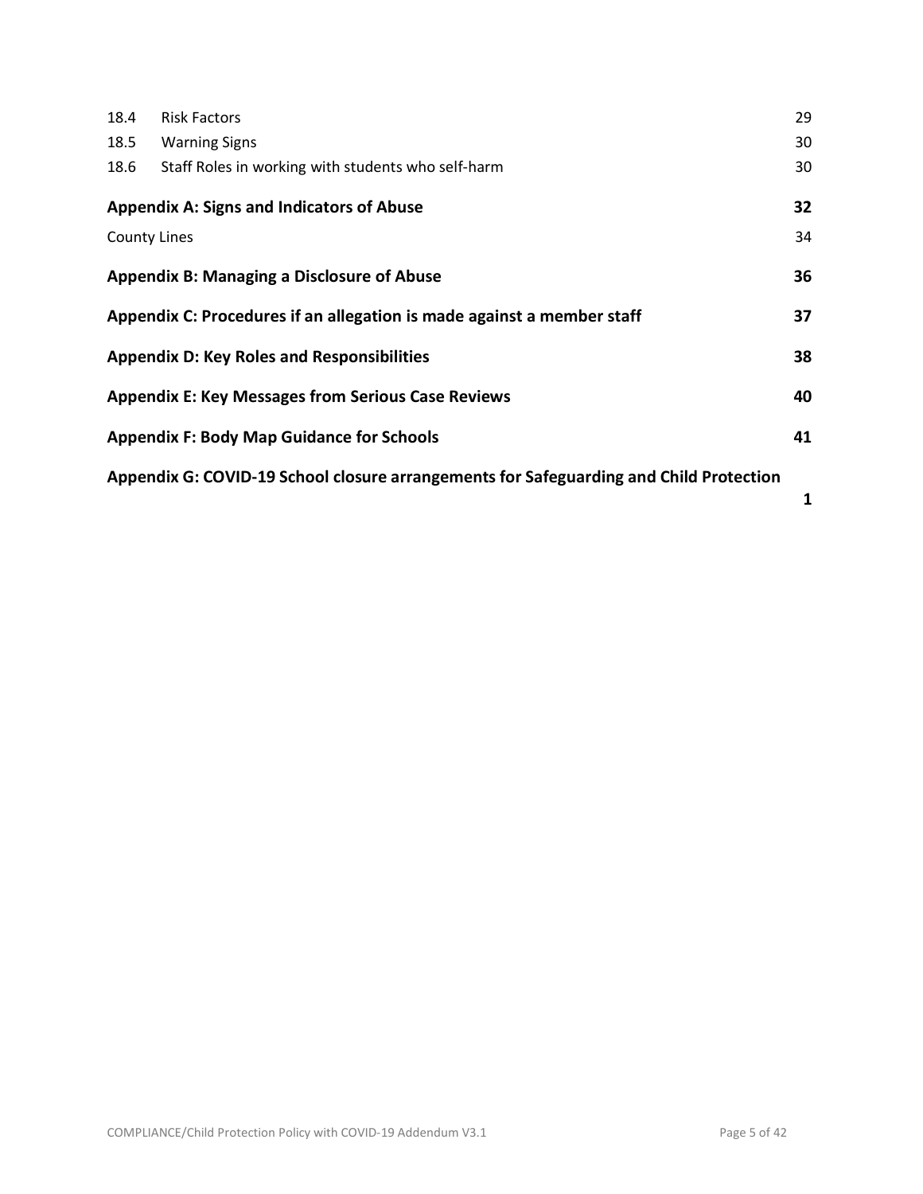| | | |
|---|---|---|
| 18.4 | Risk Factors | 29 |
| 18.5 | Warning Signs | 30 |
| 18.6 | Staff Roles in working with students who self-harm | 30 |

**Appendix A: Signs and Indicators of Abuse** **32**

County Lines 34

**Appendix B: Managing a Disclosure of Abuse** **36**

**Appendix C: Procedures if an allegation is made against a member staff** **37**

**Appendix D: Key Roles and Responsibilities** **38**

**Appendix E: Key Messages from Serious Case Reviews** **40**

**Appendix F: Body Map Guidance for Schools** **41**

**Appendix G: COVID-19 School closure arrangements for Safeguarding and Child Protection** **1**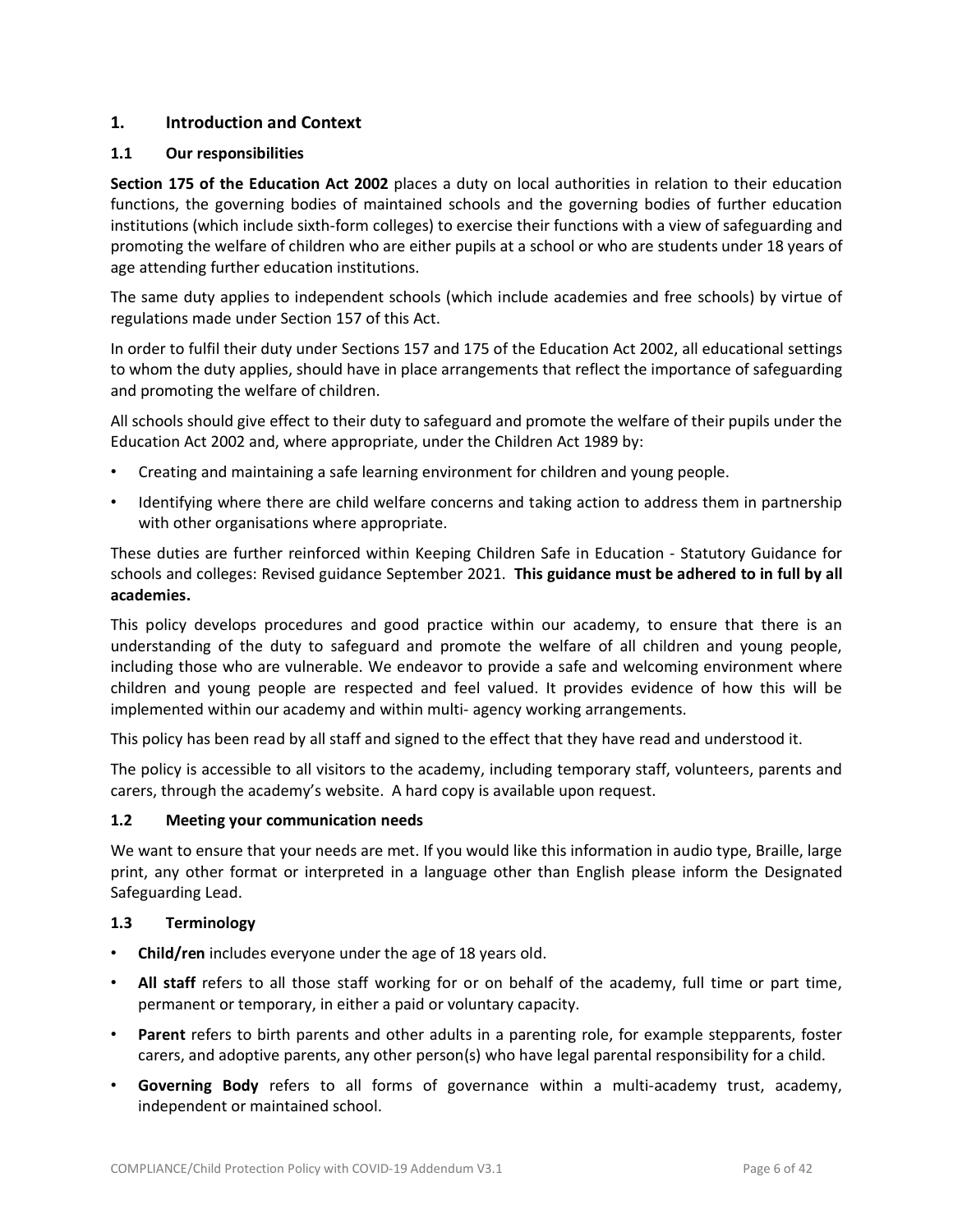## 1. Introduction and Context

### 1.1 Our responsibilities

**Section 175 of the Education Act 2002** places a duty on local authorities in relation to their education functions, the governing bodies of maintained schools and the governing bodies of further education institutions (which include sixth-form colleges) to exercise their functions with a view of safeguarding and promoting the welfare of children who are either pupils at a school or who are students under 18 years of age attending further education institutions.

The same duty applies to independent schools (which include academies and free schools) by virtue of regulations made under Section 157 of this Act.

In order to fulfil their duty under Sections 157 and 175 of the Education Act 2002, all educational settings to whom the duty applies, should have in place arrangements that reflect the importance of safeguarding and promoting the welfare of children.

All schools should give effect to their duty to safeguard and promote the welfare of their pupils under the Education Act 2002 and, where appropriate, under the Children Act 1989 by:

- Creating and maintaining a safe learning environment for children and young people.
- Identifying where there are child welfare concerns and taking action to address them in partnership with other organisations where appropriate.

These duties are further reinforced within Keeping Children Safe in Education - Statutory Guidance for schools and colleges: Revised guidance September 2021. **This guidance must be adhered to in full by all academies.**

This policy develops procedures and good practice within our academy, to ensure that there is an understanding of the duty to safeguard and promote the welfare of all children and young people, including those who are vulnerable. We endeavor to provide a safe and welcoming environment where children and young people are respected and feel valued. It provides evidence of how this will be implemented within our academy and within multi- agency working arrangements.

This policy has been read by all staff and signed to the effect that they have read and understood it.

The policy is accessible to all visitors to the academy, including temporary staff, volunteers, parents and carers, through the academy's website. A hard copy is available upon request.

### 1.2 Meeting your communication needs

We want to ensure that your needs are met. If you would like this information in audio type, Braille, large print, any other format or interpreted in a language other than English please inform the Designated Safeguarding Lead.

### 1.3 Terminology

- **Child/ren** includes everyone under the age of 18 years old.
- **All staff** refers to all those staff working for or on behalf of the academy, full time or part time, permanent or temporary, in either a paid or voluntary capacity.
- **Parent** refers to birth parents and other adults in a parenting role, for example stepparents, foster carers, and adoptive parents, any other person(s) who have legal parental responsibility for a child.
- **Governing Body** refers to all forms of governance within a multi-academy trust, academy, independent or maintained school.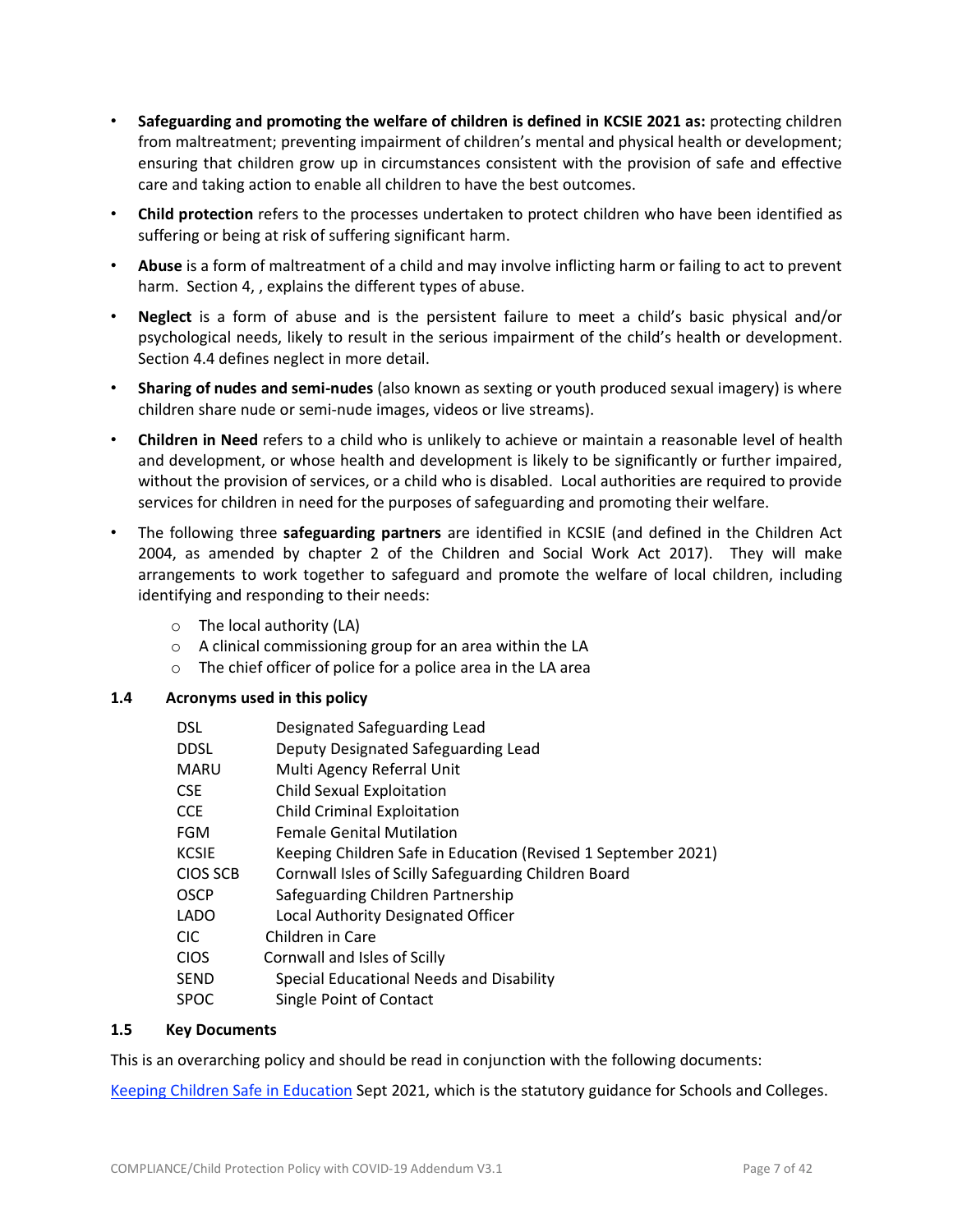- **Safeguarding and promoting the welfare of children is defined in KCSIE 2021 as:** protecting children from maltreatment; preventing impairment of children's mental and physical health or development; ensuring that children grow up in circumstances consistent with the provision of safe and effective care and taking action to enable all children to have the best outcomes.
- **Child protection** refers to the processes undertaken to protect children who have been identified as suffering or being at risk of suffering significant harm.
- **Abuse** is a form of maltreatment of a child and may involve inflicting harm or failing to act to prevent harm. Section 4, , explains the different types of abuse.
- **Neglect** is a form of abuse and is the persistent failure to meet a child's basic physical and/or psychological needs, likely to result in the serious impairment of the child's health or development. Section 4.4 defines neglect in more detail.
- **Sharing of nudes and semi-nudes** (also known as sexting or youth produced sexual imagery) is where children share nude or semi-nude images, videos or live streams).
- **Children in Need** refers to a child who is unlikely to achieve or maintain a reasonable level of health and development, or whose health and development is likely to be significantly or further impaired, without the provision of services, or a child who is disabled. Local authorities are required to provide services for children in need for the purposes of safeguarding and promoting their welfare.
- The following three **safeguarding partners** are identified in KCSIE (and defined in the Children Act 2004, as amended by chapter 2 of the Children and Social Work Act 2017). They will make arrangements to work together to safeguard and promote the welfare of local children, including identifying and responding to their needs:
  - The local authority (LA)
  - A clinical commissioning group for an area within the LA
  - The chief officer of police for a police area in the LA area

### 1.4 Acronyms used in this policy

| | |
|---|---|
| DSL | Designated Safeguarding Lead |
| DDSL | Deputy Designated Safeguarding Lead |
| MARU | Multi Agency Referral Unit |
| CSE | Child Sexual Exploitation |
| CCE | Child Criminal Exploitation |
| FGM | Female Genital Mutilation |
| KCSIE | Keeping Children Safe in Education (Revised 1 September 2021) |
| CIOS SCB | Cornwall Isles of Scilly Safeguarding Children Board |
| OSCP | Safeguarding Children Partnership |
| LADO | Local Authority Designated Officer |
| CIC | Children in Care |
| CIOS | Cornwall and Isles of Scilly |
| SEND | Special Educational Needs and Disability |
| SPOC | Single Point of Contact |

### 1.5 Key Documents

This is an overarching policy and should be read in conjunction with the following documents:

Keeping Children Safe in Education Sept 2021, which is the statutory guidance for Schools and Colleges.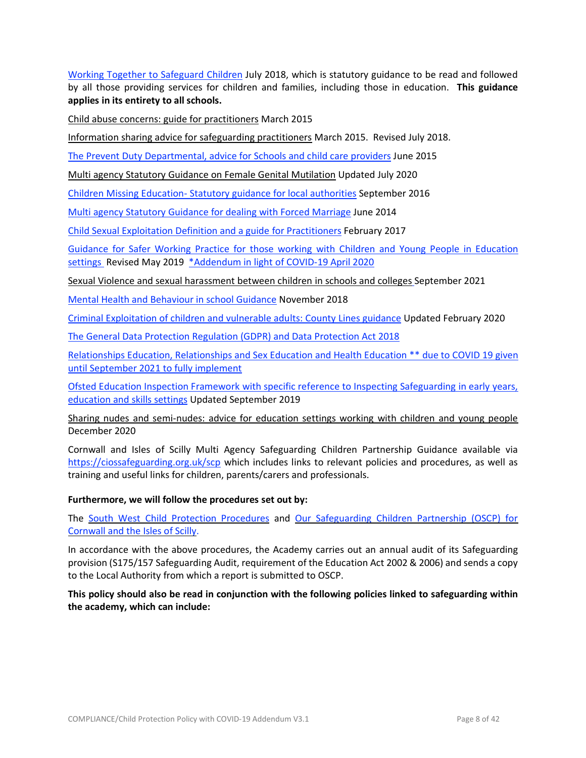Working Together to Safeguard Children July 2018, which is statutory guidance to be read and followed by all those providing services for children and families, including those in education. **This guidance applies in its entirety to all schools.**

Child abuse concerns: guide for practitioners March 2015

Information sharing advice for safeguarding practitioners March 2015. Revised July 2018.

The Prevent Duty Departmental, advice for Schools and child care providers June 2015

Multi agency Statutory Guidance on Female Genital Mutilation Updated July 2020

Children Missing Education- Statutory guidance for local authorities September 2016

Multi agency Statutory Guidance for dealing with Forced Marriage June 2014

Child Sexual Exploitation Definition and a guide for Practitioners February 2017

Guidance for Safer Working Practice for those working with Children and Young People in Education settings Revised May 2019 *Addendum in light of COVID-19 April 2020

Sexual Violence and sexual harassment between children in schools and colleges September 2021

Mental Health and Behaviour in school Guidance November 2018

Criminal Exploitation of children and vulnerable adults: County Lines guidance Updated February 2020

The General Data Protection Regulation (GDPR) and Data Protection Act 2018

Relationships Education, Relationships and Sex Education and Health Education ** due to COVID 19 given until September 2021 to fully implement

Ofsted Education Inspection Framework with specific reference to Inspecting Safeguarding in early years, education and skills settings Updated September 2019

Sharing nudes and semi-nudes: advice for education settings working with children and young people December 2020

Cornwall and Isles of Scilly Multi Agency Safeguarding Children Partnership Guidance available via https://ciossafeguarding.org.uk/scp which includes links to relevant policies and procedures, as well as training and useful links for children, parents/carers and professionals.

**Furthermore, we will follow the procedures set out by:**

The South West Child Protection Procedures and Our Safeguarding Children Partnership (OSCP) for Cornwall and the Isles of Scilly.

In accordance with the above procedures, the Academy carries out an annual audit of its Safeguarding provision (S175/157 Safeguarding Audit, requirement of the Education Act 2002 & 2006) and sends a copy to the Local Authority from which a report is submitted to OSCP.

**This policy should also be read in conjunction with the following policies linked to safeguarding within the academy, which can include:**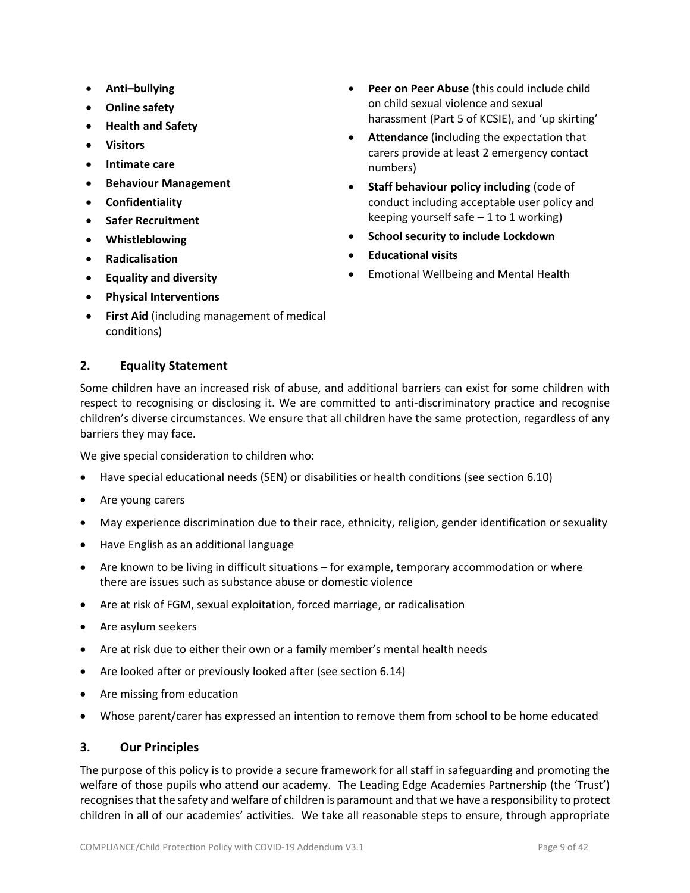- **Anti–bullying**
- **Online safety**
- **Health and Safety**
- **Visitors**
- **Intimate care**
- **Behaviour Management**
- **Confidentiality**
- **Safer Recruitment**
- **Whistleblowing**
- **Radicalisation**
- **Equality and diversity**
- **Physical Interventions**
- **First Aid** (including management of medical conditions)
- **Peer on Peer Abuse** (this could include child on child sexual violence and sexual harassment (Part 5 of KCSIE), and 'up skirting'
- **Attendance** (including the expectation that carers provide at least 2 emergency contact numbers)
- **Staff behaviour policy including** (code of conduct including acceptable user policy and keeping yourself safe – 1 to 1 working)
- **School security to include Lockdown**
- **Educational visits**
- Emotional Wellbeing and Mental Health

## 2. Equality Statement

Some children have an increased risk of abuse, and additional barriers can exist for some children with respect to recognising or disclosing it. We are committed to anti-discriminatory practice and recognise children's diverse circumstances. We ensure that all children have the same protection, regardless of any barriers they may face.

We give special consideration to children who:

- Have special educational needs (SEN) or disabilities or health conditions (see section 6.10)
- Are young carers
- May experience discrimination due to their race, ethnicity, religion, gender identification or sexuality
- Have English as an additional language
- Are known to be living in difficult situations – for example, temporary accommodation or where there are issues such as substance abuse or domestic violence
- Are at risk of FGM, sexual exploitation, forced marriage, or radicalisation
- Are asylum seekers
- Are at risk due to either their own or a family member's mental health needs
- Are looked after or previously looked after (see section 6.14)
- Are missing from education
- Whose parent/carer has expressed an intention to remove them from school to be home educated

## 3. Our Principles

The purpose of this policy is to provide a secure framework for all staff in safeguarding and promoting the welfare of those pupils who attend our academy. The Leading Edge Academies Partnership (the 'Trust') recognises that the safety and welfare of children is paramount and that we have a responsibility to protect children in all of our academies' activities. We take all reasonable steps to ensure, through appropriate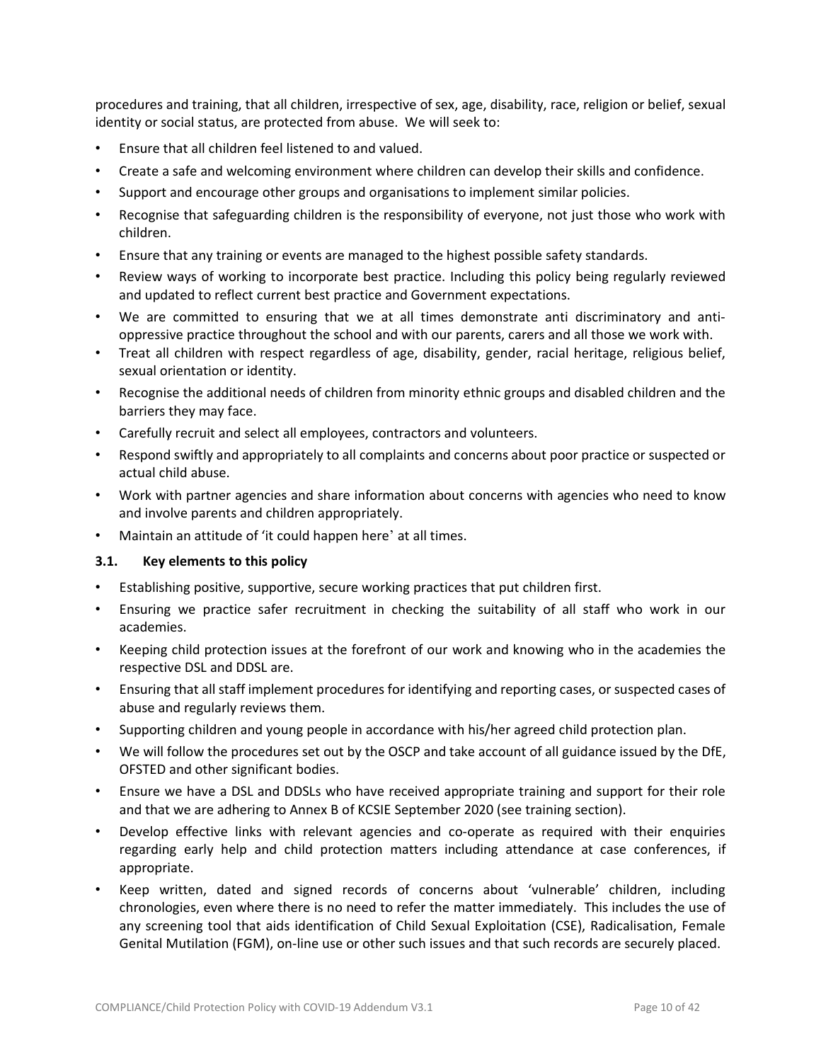procedures and training, that all children, irrespective of sex, age, disability, race, religion or belief, sexual identity or social status, are protected from abuse. We will seek to:

- Ensure that all children feel listened to and valued.
- Create a safe and welcoming environment where children can develop their skills and confidence.
- Support and encourage other groups and organisations to implement similar policies.
- Recognise that safeguarding children is the responsibility of everyone, not just those who work with children.
- Ensure that any training or events are managed to the highest possible safety standards.
- Review ways of working to incorporate best practice. Including this policy being regularly reviewed and updated to reflect current best practice and Government expectations.
- We are committed to ensuring that we at all times demonstrate anti discriminatory and anti-oppressive practice throughout the school and with our parents, carers and all those we work with.
- Treat all children with respect regardless of age, disability, gender, racial heritage, religious belief, sexual orientation or identity.
- Recognise the additional needs of children from minority ethnic groups and disabled children and the barriers they may face.
- Carefully recruit and select all employees, contractors and volunteers.
- Respond swiftly and appropriately to all complaints and concerns about poor practice or suspected or actual child abuse.
- Work with partner agencies and share information about concerns with agencies who need to know and involve parents and children appropriately.
- Maintain an attitude of 'it could happen here' at all times.

### 3.1. Key elements to this policy

- Establishing positive, supportive, secure working practices that put children first.
- Ensuring we practice safer recruitment in checking the suitability of all staff who work in our academies.
- Keeping child protection issues at the forefront of our work and knowing who in the academies the respective DSL and DDSL are.
- Ensuring that all staff implement procedures for identifying and reporting cases, or suspected cases of abuse and regularly reviews them.
- Supporting children and young people in accordance with his/her agreed child protection plan.
- We will follow the procedures set out by the OSCP and take account of all guidance issued by the DfE, OFSTED and other significant bodies.
- Ensure we have a DSL and DDSLs who have received appropriate training and support for their role and that we are adhering to Annex B of KCSIE September 2020 (see training section).
- Develop effective links with relevant agencies and co-operate as required with their enquiries regarding early help and child protection matters including attendance at case conferences, if appropriate.
- Keep written, dated and signed records of concerns about 'vulnerable' children, including chronologies, even where there is no need to refer the matter immediately. This includes the use of any screening tool that aids identification of Child Sexual Exploitation (CSE), Radicalisation, Female Genital Mutilation (FGM), on-line use or other such issues and that such records are securely placed.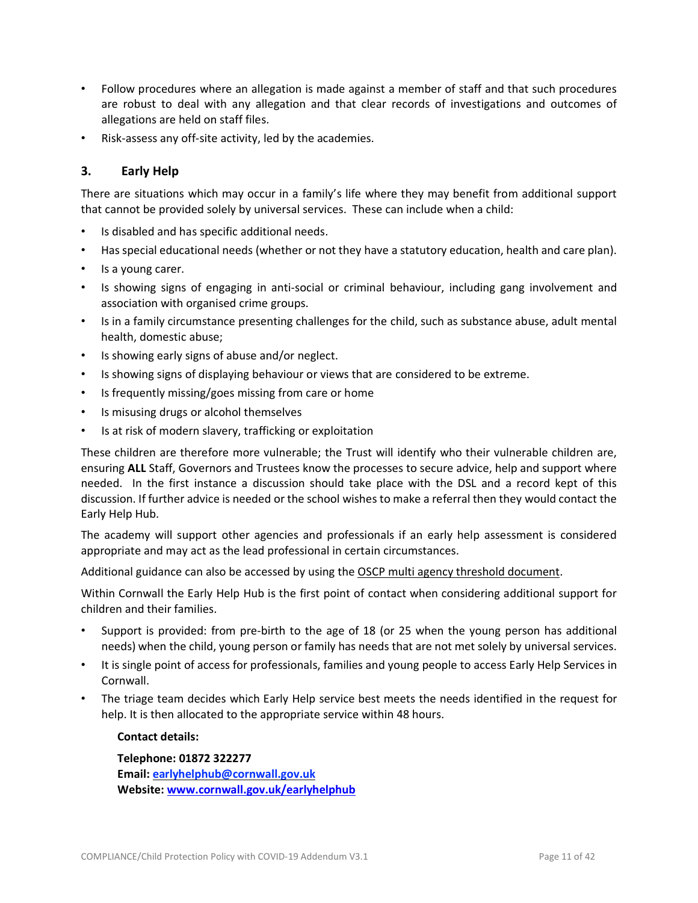- Follow procedures where an allegation is made against a member of staff and that such procedures are robust to deal with any allegation and that clear records of investigations and outcomes of allegations are held on staff files.
- Risk-assess any off-site activity, led by the academies.

## 3. Early Help

There are situations which may occur in a family's life where they may benefit from additional support that cannot be provided solely by universal services. These can include when a child:

- Is disabled and has specific additional needs.
- Has special educational needs (whether or not they have a statutory education, health and care plan).
- Is a young carer.
- Is showing signs of engaging in anti-social or criminal behaviour, including gang involvement and association with organised crime groups.
- Is in a family circumstance presenting challenges for the child, such as substance abuse, adult mental health, domestic abuse;
- Is showing early signs of abuse and/or neglect.
- Is showing signs of displaying behaviour or views that are considered to be extreme.
- Is frequently missing/goes missing from care or home
- Is misusing drugs or alcohol themselves
- Is at risk of modern slavery, trafficking or exploitation

These children are therefore more vulnerable; the Trust will identify who their vulnerable children are, ensuring **ALL** Staff, Governors and Trustees know the processes to secure advice, help and support where needed. In the first instance a discussion should take place with the DSL and a record kept of this discussion. If further advice is needed or the school wishes to make a referral then they would contact the Early Help Hub.

The academy will support other agencies and professionals if an early help assessment is considered appropriate and may act as the lead professional in certain circumstances.

Additional guidance can also be accessed by using the OSCP multi agency threshold document.

Within Cornwall the Early Help Hub is the first point of contact when considering additional support for children and their families.

- Support is provided: from pre-birth to the age of 18 (or 25 when the young person has additional needs) when the child, young person or family has needs that are not met solely by universal services.
- It is single point of access for professionals, families and young people to access Early Help Services in Cornwall.
- The triage team decides which Early Help service best meets the needs identified in the request for help. It is then allocated to the appropriate service within 48 hours.

**Contact details:**

**Telephone: 01872 322277**
**Email: earlyhelphub@cornwall.gov.uk**
**Website: www.cornwall.gov.uk/earlyhelphub**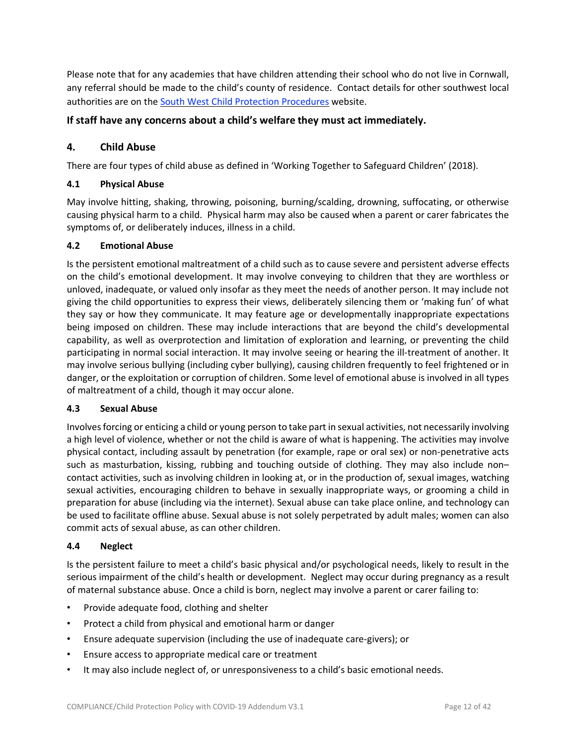Please note that for any academies that have children attending their school who do not live in Cornwall, any referral should be made to the child's county of residence. Contact details for other southwest local authorities are on the [South West Child Protection Procedures](#) website.

### If staff have any concerns about a child's welfare they must act immediately.

## 4. Child Abuse

There are four types of child abuse as defined in 'Working Together to Safeguard Children' (2018).

### 4.1 Physical Abuse

May involve hitting, shaking, throwing, poisoning, burning/scalding, drowning, suffocating, or otherwise causing physical harm to a child. Physical harm may also be caused when a parent or carer fabricates the symptoms of, or deliberately induces, illness in a child.

### 4.2 Emotional Abuse

Is the persistent emotional maltreatment of a child such as to cause severe and persistent adverse effects on the child's emotional development. It may involve conveying to children that they are worthless or unloved, inadequate, or valued only insofar as they meet the needs of another person. It may include not giving the child opportunities to express their views, deliberately silencing them or 'making fun' of what they say or how they communicate. It may feature age or developmentally inappropriate expectations being imposed on children. These may include interactions that are beyond the child's developmental capability, as well as overprotection and limitation of exploration and learning, or preventing the child participating in normal social interaction. It may involve seeing or hearing the ill-treatment of another. It may involve serious bullying (including cyber bullying), causing children frequently to feel frightened or in danger, or the exploitation or corruption of children. Some level of emotional abuse is involved in all types of maltreatment of a child, though it may occur alone.

### 4.3 Sexual Abuse

Involves forcing or enticing a child or young person to take part in sexual activities, not necessarily involving a high level of violence, whether or not the child is aware of what is happening. The activities may involve physical contact, including assault by penetration (for example, rape or oral sex) or non-penetrative acts such as masturbation, kissing, rubbing and touching outside of clothing. They may also include non–contact activities, such as involving children in looking at, or in the production of, sexual images, watching sexual activities, encouraging children to behave in sexually inappropriate ways, or grooming a child in preparation for abuse (including via the internet). Sexual abuse can take place online, and technology can be used to facilitate offline abuse. Sexual abuse is not solely perpetrated by adult males; women can also commit acts of sexual abuse, as can other children.

### 4.4 Neglect

Is the persistent failure to meet a child's basic physical and/or psychological needs, likely to result in the serious impairment of the child's health or development. Neglect may occur during pregnancy as a result of maternal substance abuse. Once a child is born, neglect may involve a parent or carer failing to:

- Provide adequate food, clothing and shelter
- Protect a child from physical and emotional harm or danger
- Ensure adequate supervision (including the use of inadequate care-givers); or
- Ensure access to appropriate medical care or treatment
- It may also include neglect of, or unresponsiveness to a child's basic emotional needs.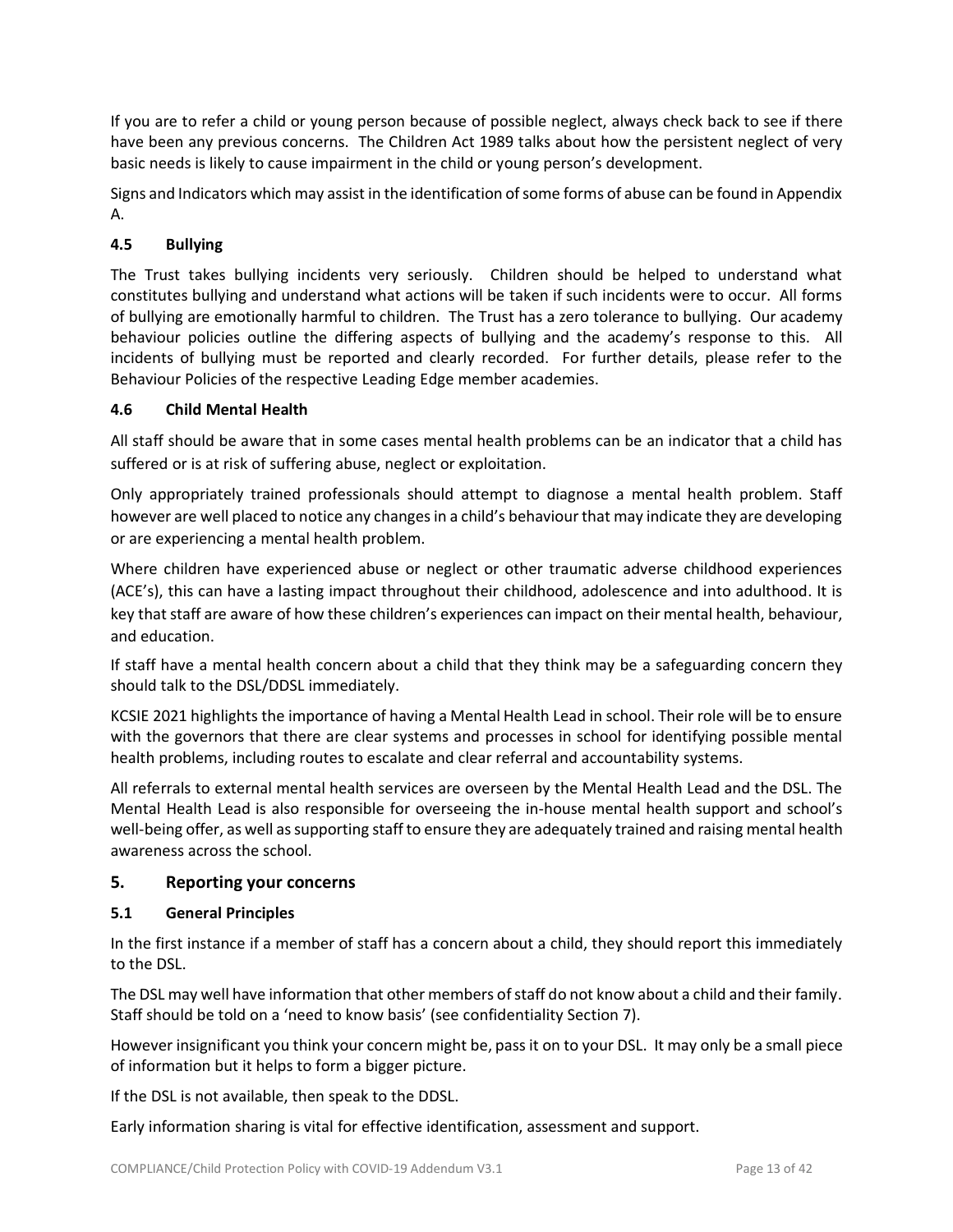If you are to refer a child or young person because of possible neglect, always check back to see if there have been any previous concerns. The Children Act 1989 talks about how the persistent neglect of very basic needs is likely to cause impairment in the child or young person's development.

Signs and Indicators which may assist in the identification of some forms of abuse can be found in Appendix A.

### 4.5 Bullying

The Trust takes bullying incidents very seriously. Children should be helped to understand what constitutes bullying and understand what actions will be taken if such incidents were to occur. All forms of bullying are emotionally harmful to children. The Trust has a zero tolerance to bullying. Our academy behaviour policies outline the differing aspects of bullying and the academy's response to this. All incidents of bullying must be reported and clearly recorded. For further details, please refer to the Behaviour Policies of the respective Leading Edge member academies.

### 4.6 Child Mental Health

All staff should be aware that in some cases mental health problems can be an indicator that a child has suffered or is at risk of suffering abuse, neglect or exploitation.

Only appropriately trained professionals should attempt to diagnose a mental health problem. Staff however are well placed to notice any changes in a child's behaviour that may indicate they are developing or are experiencing a mental health problem.

Where children have experienced abuse or neglect or other traumatic adverse childhood experiences (ACE's), this can have a lasting impact throughout their childhood, adolescence and into adulthood. It is key that staff are aware of how these children's experiences can impact on their mental health, behaviour, and education.

If staff have a mental health concern about a child that they think may be a safeguarding concern they should talk to the DSL/DDSL immediately.

KCSIE 2021 highlights the importance of having a Mental Health Lead in school. Their role will be to ensure with the governors that there are clear systems and processes in school for identifying possible mental health problems, including routes to escalate and clear referral and accountability systems.

All referrals to external mental health services are overseen by the Mental Health Lead and the DSL. The Mental Health Lead is also responsible for overseeing the in-house mental health support and school's well-being offer, as well as supporting staff to ensure they are adequately trained and raising mental health awareness across the school.

## 5. Reporting your concerns

### 5.1 General Principles

In the first instance if a member of staff has a concern about a child, they should report this immediately to the DSL.

The DSL may well have information that other members of staff do not know about a child and their family. Staff should be told on a 'need to know basis' (see confidentiality Section 7).

However insignificant you think your concern might be, pass it on to your DSL. It may only be a small piece of information but it helps to form a bigger picture.

If the DSL is not available, then speak to the DDSL.

Early information sharing is vital for effective identification, assessment and support.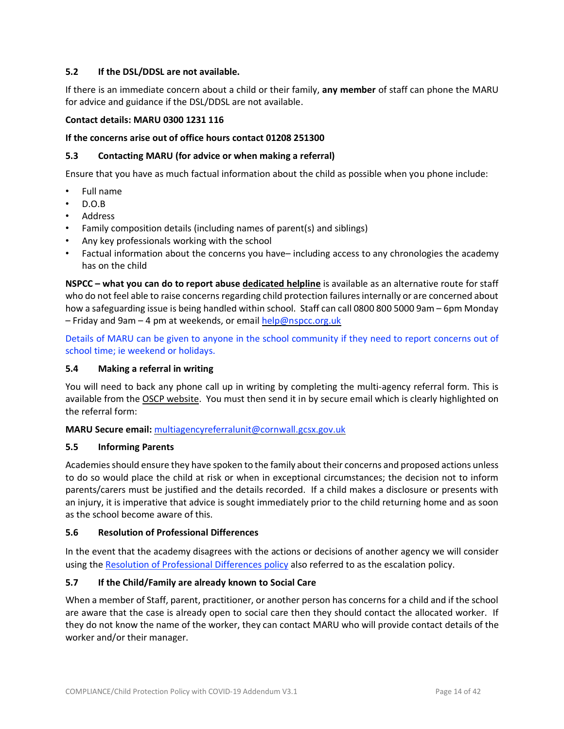### 5.2 If the DSL/DDSL are not available.

If there is an immediate concern about a child or their family, **any member** of staff can phone the MARU for advice and guidance if the DSL/DDSL are not available.

**Contact details: MARU 0300 1231 116**

**If the concerns arise out of office hours contact 01208 251300**

### 5.3 Contacting MARU (for advice or when making a referral)

Ensure that you have as much factual information about the child as possible when you phone include:

- Full name
- D.O.B
- Address
- Family composition details (including names of parent(s) and siblings)
- Any key professionals working with the school
- Factual information about the concerns you have– including access to any chronologies the academy has on the child

**NSPCC – what you can do to report abuse dedicated helpline** is available as an alternative route for staff who do not feel able to raise concerns regarding child protection failures internally or are concerned about how a safeguarding issue is being handled within school. Staff can call 0800 800 5000 9am – 6pm Monday – Friday and 9am – 4 pm at weekends, or email help@nspcc.org.uk

Details of MARU can be given to anyone in the school community if they need to report concerns out of school time; ie weekend or holidays.

### 5.4 Making a referral in writing

You will need to back any phone call up in writing by completing the multi-agency referral form. This is available from the OSCP website. You must then send it in by secure email which is clearly highlighted on the referral form:

**MARU Secure email:** multiagencyreferralunit@cornwall.gcsx.gov.uk

### 5.5 Informing Parents

Academies should ensure they have spoken to the family about their concerns and proposed actions unless to do so would place the child at risk or when in exceptional circumstances; the decision not to inform parents/carers must be justified and the details recorded. If a child makes a disclosure or presents with an injury, it is imperative that advice is sought immediately prior to the child returning home and as soon as the school become aware of this.

### 5.6 Resolution of Professional Differences

In the event that the academy disagrees with the actions or decisions of another agency we will consider using the Resolution of Professional Differences policy also referred to as the escalation policy.

### 5.7 If the Child/Family are already known to Social Care

When a member of Staff, parent, practitioner, or another person has concerns for a child and if the school are aware that the case is already open to social care then they should contact the allocated worker. If they do not know the name of the worker, they can contact MARU who will provide contact details of the worker and/or their manager.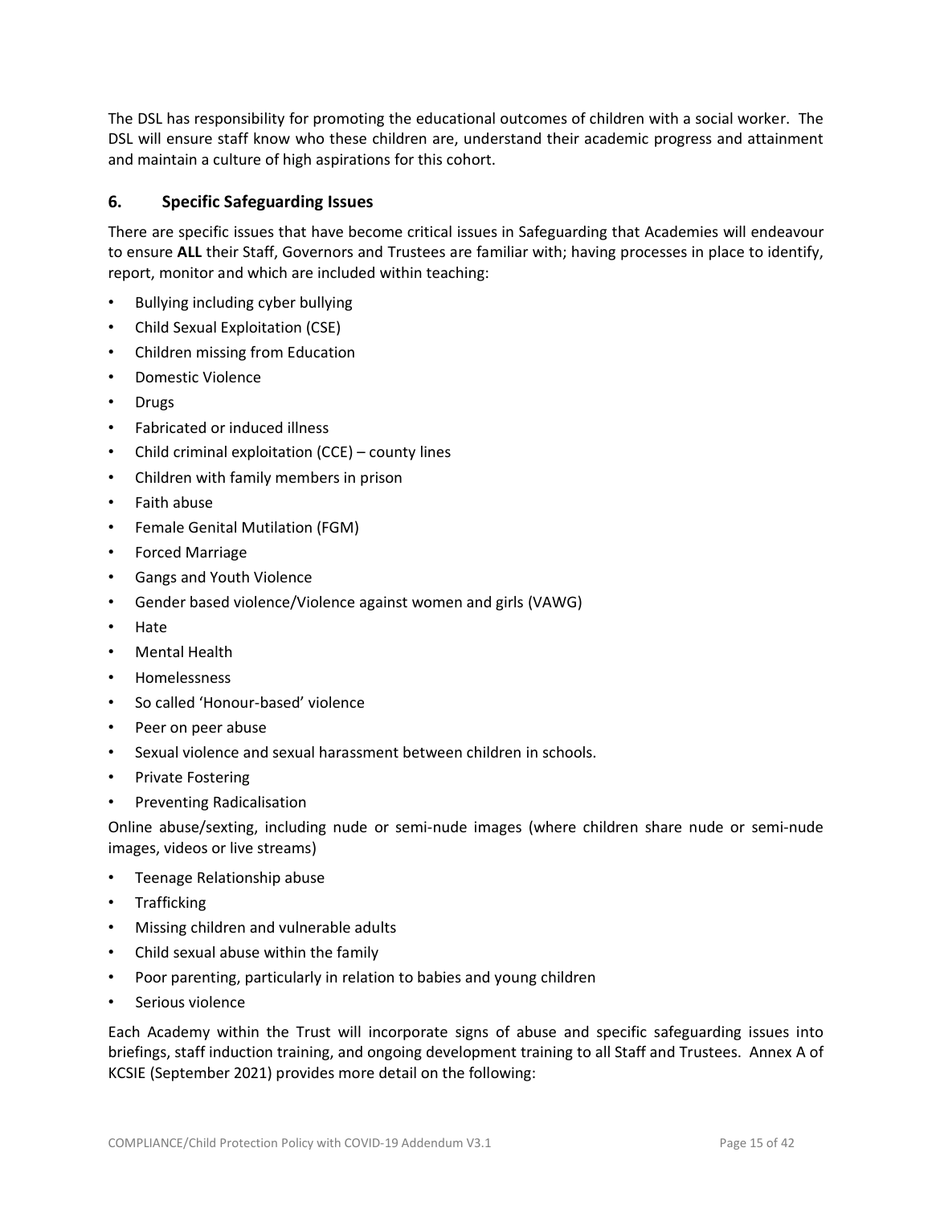The DSL has responsibility for promoting the educational outcomes of children with a social worker. The DSL will ensure staff know who these children are, understand their academic progress and attainment and maintain a culture of high aspirations for this cohort.

## 6. Specific Safeguarding Issues

There are specific issues that have become critical issues in Safeguarding that Academies will endeavour to ensure **ALL** their Staff, Governors and Trustees are familiar with; having processes in place to identify, report, monitor and which are included within teaching:

- Bullying including cyber bullying
- Child Sexual Exploitation (CSE)
- Children missing from Education
- Domestic Violence
- Drugs
- Fabricated or induced illness
- Child criminal exploitation (CCE) – county lines
- Children with family members in prison
- Faith abuse
- Female Genital Mutilation (FGM)
- Forced Marriage
- Gangs and Youth Violence
- Gender based violence/Violence against women and girls (VAWG)
- Hate
- Mental Health
- Homelessness
- So called 'Honour-based' violence
- Peer on peer abuse
- Sexual violence and sexual harassment between children in schools.
- Private Fostering
- Preventing Radicalisation

Online abuse/sexting, including nude or semi-nude images (where children share nude or semi-nude images, videos or live streams)

- Teenage Relationship abuse
- Trafficking
- Missing children and vulnerable adults
- Child sexual abuse within the family
- Poor parenting, particularly in relation to babies and young children
- Serious violence

Each Academy within the Trust will incorporate signs of abuse and specific safeguarding issues into briefings, staff induction training, and ongoing development training to all Staff and Trustees. Annex A of KCSIE (September 2021) provides more detail on the following: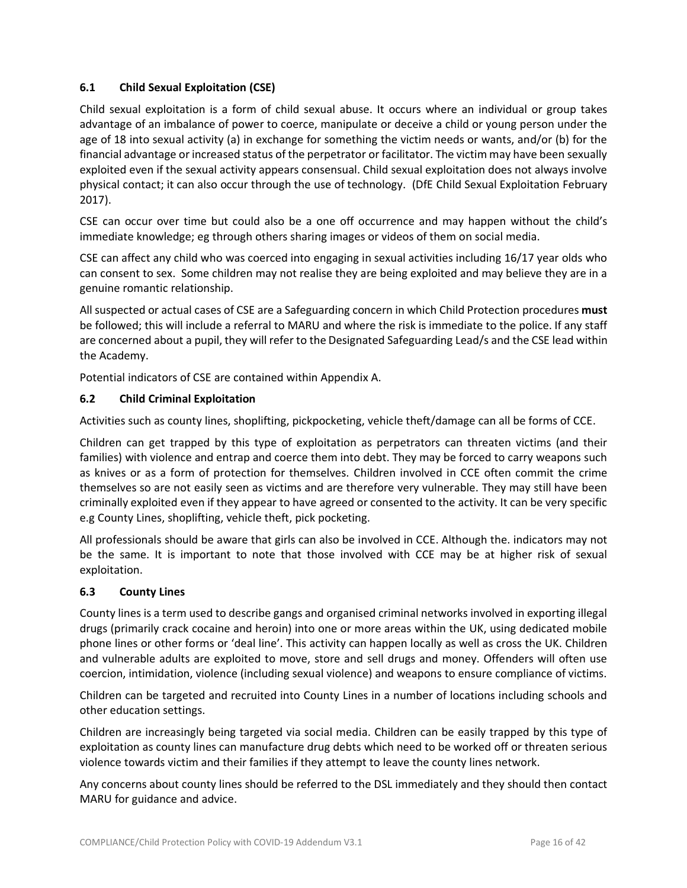### 6.1 Child Sexual Exploitation (CSE)

Child sexual exploitation is a form of child sexual abuse. It occurs where an individual or group takes advantage of an imbalance of power to coerce, manipulate or deceive a child or young person under the age of 18 into sexual activity (a) in exchange for something the victim needs or wants, and/or (b) for the financial advantage or increased status of the perpetrator or facilitator. The victim may have been sexually exploited even if the sexual activity appears consensual. Child sexual exploitation does not always involve physical contact; it can also occur through the use of technology. (DfE Child Sexual Exploitation February 2017).

CSE can occur over time but could also be a one off occurrence and may happen without the child's immediate knowledge; eg through others sharing images or videos of them on social media.

CSE can affect any child who was coerced into engaging in sexual activities including 16/17 year olds who can consent to sex. Some children may not realise they are being exploited and may believe they are in a genuine romantic relationship.

All suspected or actual cases of CSE are a Safeguarding concern in which Child Protection procedures **must** be followed; this will include a referral to MARU and where the risk is immediate to the police. If any staff are concerned about a pupil, they will refer to the Designated Safeguarding Lead/s and the CSE lead within the Academy.

Potential indicators of CSE are contained within Appendix A.

### 6.2 Child Criminal Exploitation

Activities such as county lines, shoplifting, pickpocketing, vehicle theft/damage can all be forms of CCE.

Children can get trapped by this type of exploitation as perpetrators can threaten victims (and their families) with violence and entrap and coerce them into debt. They may be forced to carry weapons such as knives or as a form of protection for themselves. Children involved in CCE often commit the crime themselves so are not easily seen as victims and are therefore very vulnerable. They may still have been criminally exploited even if they appear to have agreed or consented to the activity. It can be very specific e.g County Lines, shoplifting, vehicle theft, pick pocketing.

All professionals should be aware that girls can also be involved in CCE. Although the. indicators may not be the same. It is important to note that those involved with CCE may be at higher risk of sexual exploitation.

### 6.3 County Lines

County lines is a term used to describe gangs and organised criminal networks involved in exporting illegal drugs (primarily crack cocaine and heroin) into one or more areas within the UK, using dedicated mobile phone lines or other forms or 'deal line'. This activity can happen locally as well as cross the UK. Children and vulnerable adults are exploited to move, store and sell drugs and money. Offenders will often use coercion, intimidation, violence (including sexual violence) and weapons to ensure compliance of victims.

Children can be targeted and recruited into County Lines in a number of locations including schools and other education settings.

Children are increasingly being targeted via social media. Children can be easily trapped by this type of exploitation as county lines can manufacture drug debts which need to be worked off or threaten serious violence towards victim and their families if they attempt to leave the county lines network.

Any concerns about county lines should be referred to the DSL immediately and they should then contact MARU for guidance and advice.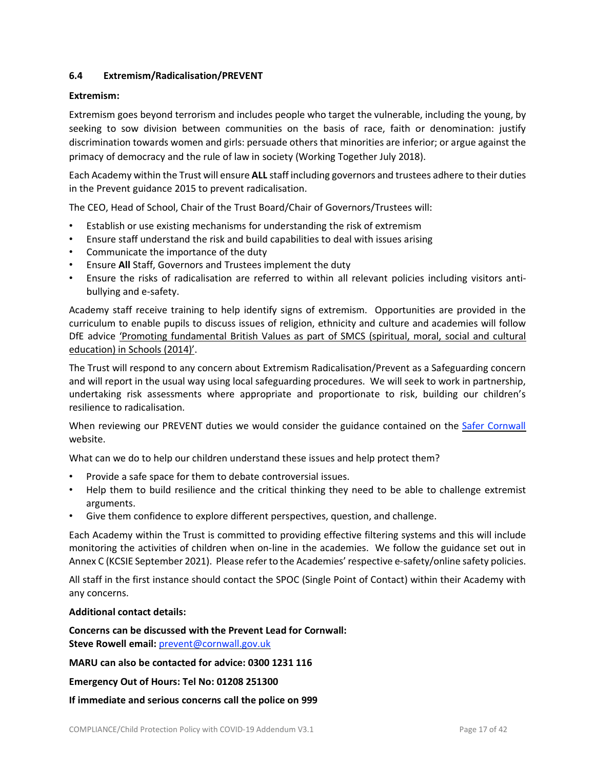### 6.4 Extremism/Radicalisation/PREVENT

**Extremism:**

Extremism goes beyond terrorism and includes people who target the vulnerable, including the young, by seeking to sow division between communities on the basis of race, faith or denomination: justify discrimination towards women and girls: persuade others that minorities are inferior; or argue against the primacy of democracy and the rule of law in society (Working Together July 2018).

Each Academy within the Trust will ensure **ALL** staff including governors and trustees adhere to their duties in the Prevent guidance 2015 to prevent radicalisation.

The CEO, Head of School, Chair of the Trust Board/Chair of Governors/Trustees will:

- Establish or use existing mechanisms for understanding the risk of extremism
- Ensure staff understand the risk and build capabilities to deal with issues arising
- Communicate the importance of the duty
- Ensure **All** Staff, Governors and Trustees implement the duty
- Ensure the risks of radicalisation are referred to within all relevant policies including visitors anti-bullying and e-safety.

Academy staff receive training to help identify signs of extremism. Opportunities are provided in the curriculum to enable pupils to discuss issues of religion, ethnicity and culture and academies will follow DfE advice 'Promoting fundamental British Values as part of SMCS (spiritual, moral, social and cultural education) in Schools (2014)'.

The Trust will respond to any concern about Extremism Radicalisation/Prevent as a Safeguarding concern and will report in the usual way using local safeguarding procedures. We will seek to work in partnership, undertaking risk assessments where appropriate and proportionate to risk, building our children's resilience to radicalisation.

When reviewing our PREVENT duties we would consider the guidance contained on the Safer Cornwall website.

What can we do to help our children understand these issues and help protect them?

- Provide a safe space for them to debate controversial issues.
- Help them to build resilience and the critical thinking they need to be able to challenge extremist arguments.
- Give them confidence to explore different perspectives, question, and challenge.

Each Academy within the Trust is committed to providing effective filtering systems and this will include monitoring the activities of children when on-line in the academies. We follow the guidance set out in Annex C (KCSIE September 2021). Please refer to the Academies' respective e-safety/online safety policies.

All staff in the first instance should contact the SPOC (Single Point of Contact) within their Academy with any concerns.

**Additional contact details:**

**Concerns can be discussed with the Prevent Lead for Cornwall:**
**Steve Rowell email:** prevent@cornwall.gov.uk

**MARU can also be contacted for advice: 0300 1231 116**

**Emergency Out of Hours: Tel No: 01208 251300**

**If immediate and serious concerns call the police on 999**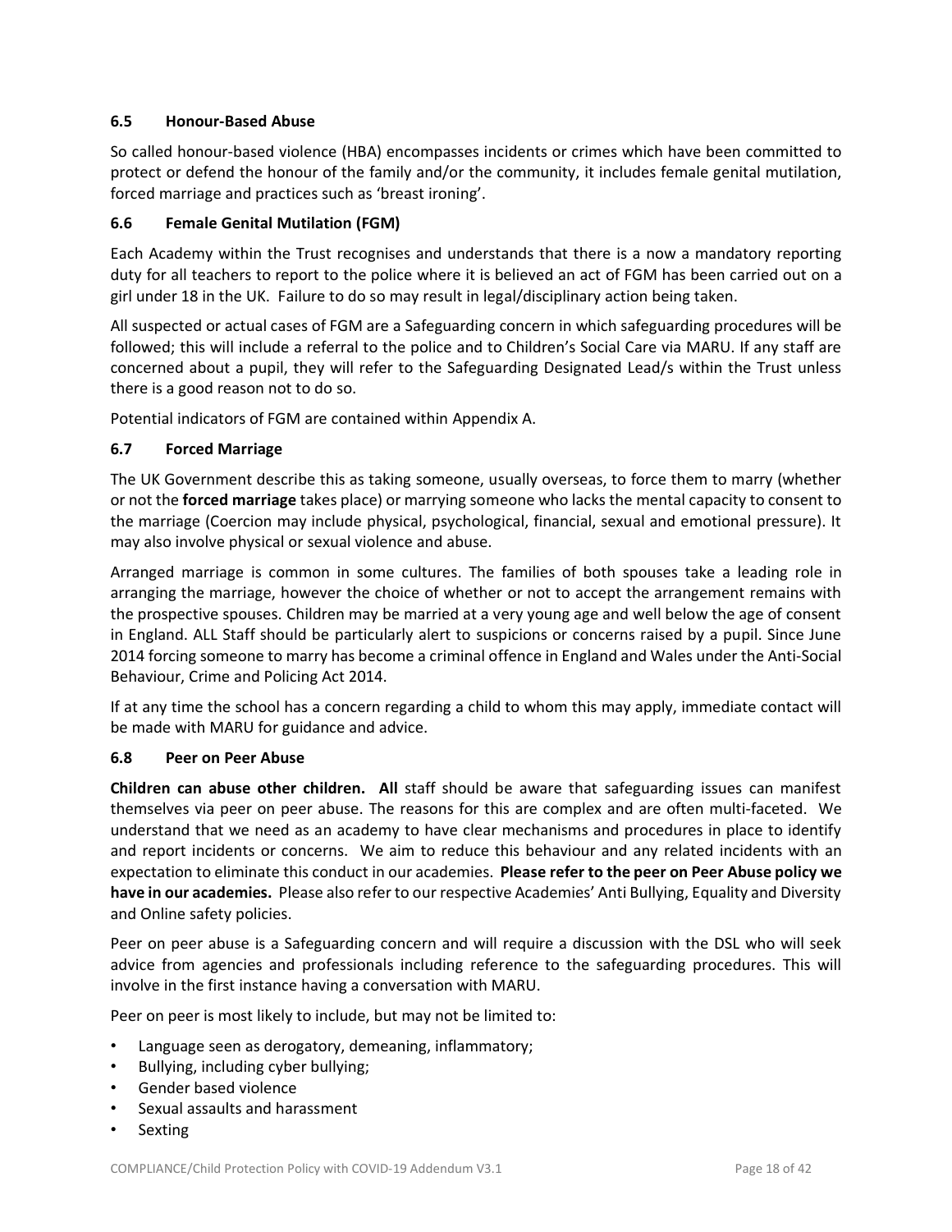### 6.5 Honour-Based Abuse

So called honour-based violence (HBA) encompasses incidents or crimes which have been committed to protect or defend the honour of the family and/or the community, it includes female genital mutilation, forced marriage and practices such as 'breast ironing'.

### 6.6 Female Genital Mutilation (FGM)

Each Academy within the Trust recognises and understands that there is a now a mandatory reporting duty for all teachers to report to the police where it is believed an act of FGM has been carried out on a girl under 18 in the UK. Failure to do so may result in legal/disciplinary action being taken.

All suspected or actual cases of FGM are a Safeguarding concern in which safeguarding procedures will be followed; this will include a referral to the police and to Children's Social Care via MARU. If any staff are concerned about a pupil, they will refer to the Safeguarding Designated Lead/s within the Trust unless there is a good reason not to do so.

Potential indicators of FGM are contained within Appendix A.

### 6.7 Forced Marriage

The UK Government describe this as taking someone, usually overseas, to force them to marry (whether or not the **forced marriage** takes place) or marrying someone who lacks the mental capacity to consent to the marriage (Coercion may include physical, psychological, financial, sexual and emotional pressure). It may also involve physical or sexual violence and abuse.

Arranged marriage is common in some cultures. The families of both spouses take a leading role in arranging the marriage, however the choice of whether or not to accept the arrangement remains with the prospective spouses. Children may be married at a very young age and well below the age of consent in England. ALL Staff should be particularly alert to suspicions or concerns raised by a pupil. Since June 2014 forcing someone to marry has become a criminal offence in England and Wales under the Anti-Social Behaviour, Crime and Policing Act 2014.

If at any time the school has a concern regarding a child to whom this may apply, immediate contact will be made with MARU for guidance and advice.

### 6.8 Peer on Peer Abuse

**Children can abuse other children. All** staff should be aware that safeguarding issues can manifest themselves via peer on peer abuse. The reasons for this are complex and are often multi-faceted. We understand that we need as an academy to have clear mechanisms and procedures in place to identify and report incidents or concerns. We aim to reduce this behaviour and any related incidents with an expectation to eliminate this conduct in our academies. **Please refer to the peer on Peer Abuse policy we have in our academies.** Please also refer to our respective Academies' Anti Bullying, Equality and Diversity and Online safety policies.

Peer on peer abuse is a Safeguarding concern and will require a discussion with the DSL who will seek advice from agencies and professionals including reference to the safeguarding procedures. This will involve in the first instance having a conversation with MARU.

Peer on peer is most likely to include, but may not be limited to:

- Language seen as derogatory, demeaning, inflammatory;
- Bullying, including cyber bullying;
- Gender based violence
- Sexual assaults and harassment
- Sexting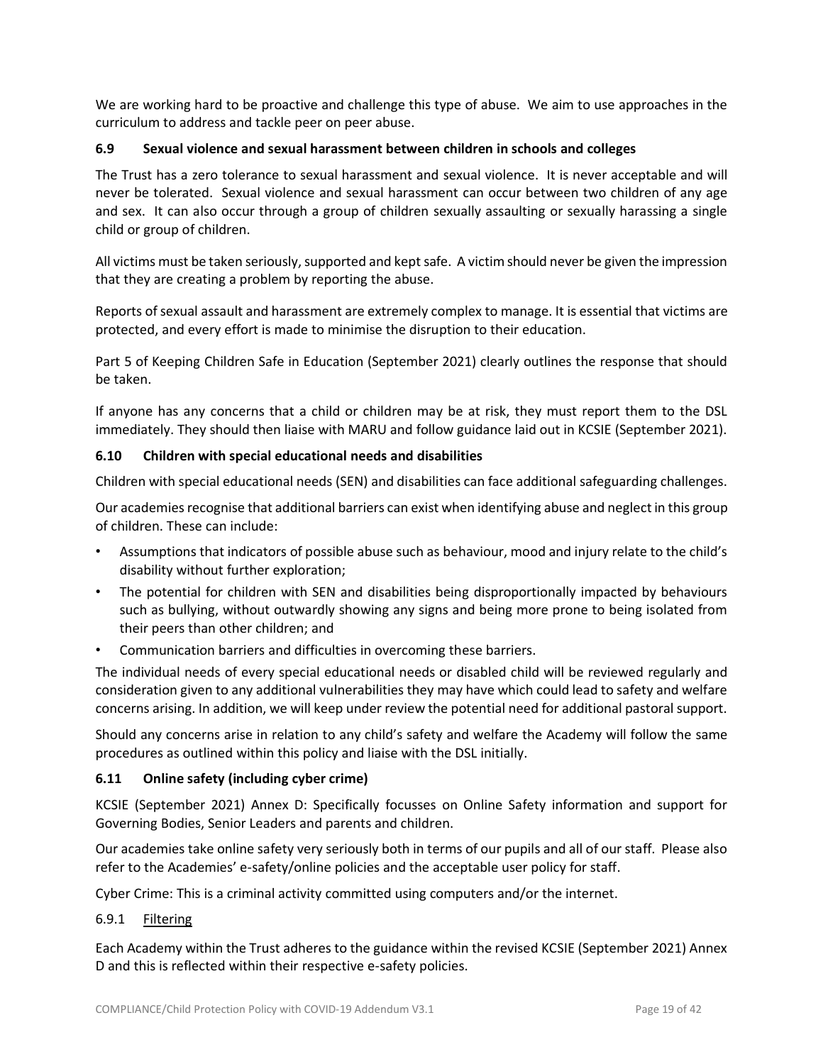We are working hard to be proactive and challenge this type of abuse. We aim to use approaches in the curriculum to address and tackle peer on peer abuse.

### 6.9 Sexual violence and sexual harassment between children in schools and colleges

The Trust has a zero tolerance to sexual harassment and sexual violence. It is never acceptable and will never be tolerated. Sexual violence and sexual harassment can occur between two children of any age and sex. It can also occur through a group of children sexually assaulting or sexually harassing a single child or group of children.

All victims must be taken seriously, supported and kept safe. A victim should never be given the impression that they are creating a problem by reporting the abuse.

Reports of sexual assault and harassment are extremely complex to manage. It is essential that victims are protected, and every effort is made to minimise the disruption to their education.

Part 5 of Keeping Children Safe in Education (September 2021) clearly outlines the response that should be taken.

If anyone has any concerns that a child or children may be at risk, they must report them to the DSL immediately. They should then liaise with MARU and follow guidance laid out in KCSIE (September 2021).

### 6.10 Children with special educational needs and disabilities

Children with special educational needs (SEN) and disabilities can face additional safeguarding challenges.

Our academies recognise that additional barriers can exist when identifying abuse and neglect in this group of children. These can include:

- Assumptions that indicators of possible abuse such as behaviour, mood and injury relate to the child's disability without further exploration;
- The potential for children with SEN and disabilities being disproportionally impacted by behaviours such as bullying, without outwardly showing any signs and being more prone to being isolated from their peers than other children; and
- Communication barriers and difficulties in overcoming these barriers.

The individual needs of every special educational needs or disabled child will be reviewed regularly and consideration given to any additional vulnerabilities they may have which could lead to safety and welfare concerns arising. In addition, we will keep under review the potential need for additional pastoral support.

Should any concerns arise in relation to any child's safety and welfare the Academy will follow the same procedures as outlined within this policy and liaise with the DSL initially.

### 6.11 Online safety (including cyber crime)

KCSIE (September 2021) Annex D: Specifically focusses on Online Safety information and support for Governing Bodies, Senior Leaders and parents and children.

Our academies take online safety very seriously both in terms of our pupils and all of our staff. Please also refer to the Academies' e-safety/online policies and the acceptable user policy for staff.

Cyber Crime: This is a criminal activity committed using computers and/or the internet.

6.9.1 Filtering

Each Academy within the Trust adheres to the guidance within the revised KCSIE (September 2021) Annex D and this is reflected within their respective e-safety policies.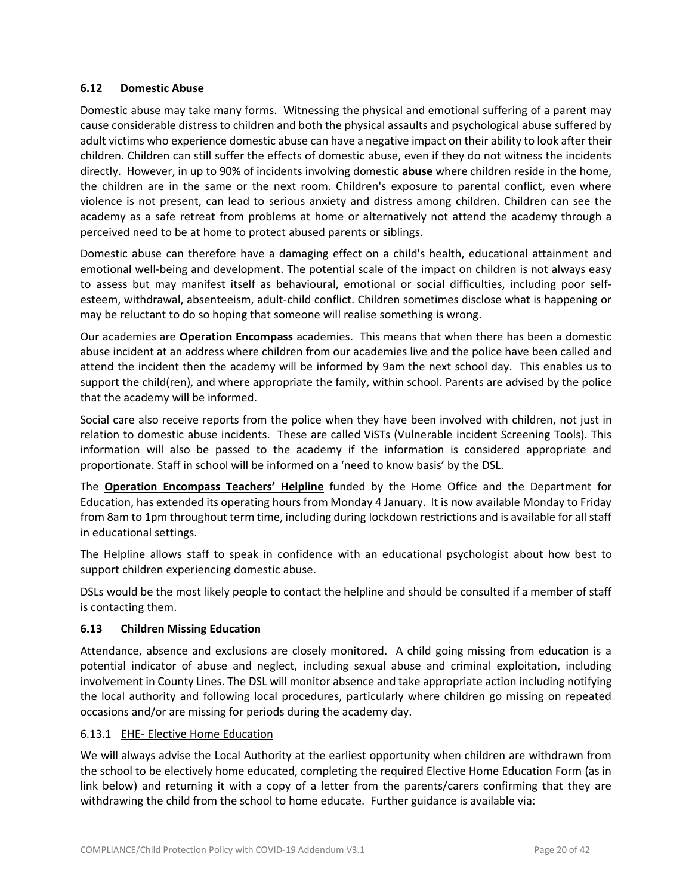### 6.12 Domestic Abuse

Domestic abuse may take many forms. Witnessing the physical and emotional suffering of a parent may cause considerable distress to children and both the physical assaults and psychological abuse suffered by adult victims who experience domestic abuse can have a negative impact on their ability to look after their children. Children can still suffer the effects of domestic abuse, even if they do not witness the incidents directly. However, in up to 90% of incidents involving domestic **abuse** where children reside in the home, the children are in the same or the next room. Children's exposure to parental conflict, even where violence is not present, can lead to serious anxiety and distress among children. Children can see the academy as a safe retreat from problems at home or alternatively not attend the academy through a perceived need to be at home to protect abused parents or siblings.

Domestic abuse can therefore have a damaging effect on a child's health, educational attainment and emotional well-being and development. The potential scale of the impact on children is not always easy to assess but may manifest itself as behavioural, emotional or social difficulties, including poor self-esteem, withdrawal, absenteeism, adult-child conflict. Children sometimes disclose what is happening or may be reluctant to do so hoping that someone will realise something is wrong.

Our academies are **Operation Encompass** academies. This means that when there has been a domestic abuse incident at an address where children from our academies live and the police have been called and attend the incident then the academy will be informed by 9am the next school day. This enables us to support the child(ren), and where appropriate the family, within school. Parents are advised by the police that the academy will be informed.

Social care also receive reports from the police when they have been involved with children, not just in relation to domestic abuse incidents. These are called ViSTs (Vulnerable incident Screening Tools). This information will also be passed to the academy if the information is considered appropriate and proportionate. Staff in school will be informed on a 'need to know basis' by the DSL.

The **Operation Encompass Teachers' Helpline** funded by the Home Office and the Department for Education, has extended its operating hours from Monday 4 January. It is now available Monday to Friday from 8am to 1pm throughout term time, including during lockdown restrictions and is available for all staff in educational settings.

The Helpline allows staff to speak in confidence with an educational psychologist about how best to support children experiencing domestic abuse.

DSLs would be the most likely people to contact the helpline and should be consulted if a member of staff is contacting them.

### 6.13 Children Missing Education

Attendance, absence and exclusions are closely monitored. A child going missing from education is a potential indicator of abuse and neglect, including sexual abuse and criminal exploitation, including involvement in County Lines. The DSL will monitor absence and take appropriate action including notifying the local authority and following local procedures, particularly where children go missing on repeated occasions and/or are missing for periods during the academy day.

#### 6.13.1 EHE- Elective Home Education

We will always advise the Local Authority at the earliest opportunity when children are withdrawn from the school to be electively home educated, completing the required Elective Home Education Form (as in link below) and returning it with a copy of a letter from the parents/carers confirming that they are withdrawing the child from the school to home educate. Further guidance is available via: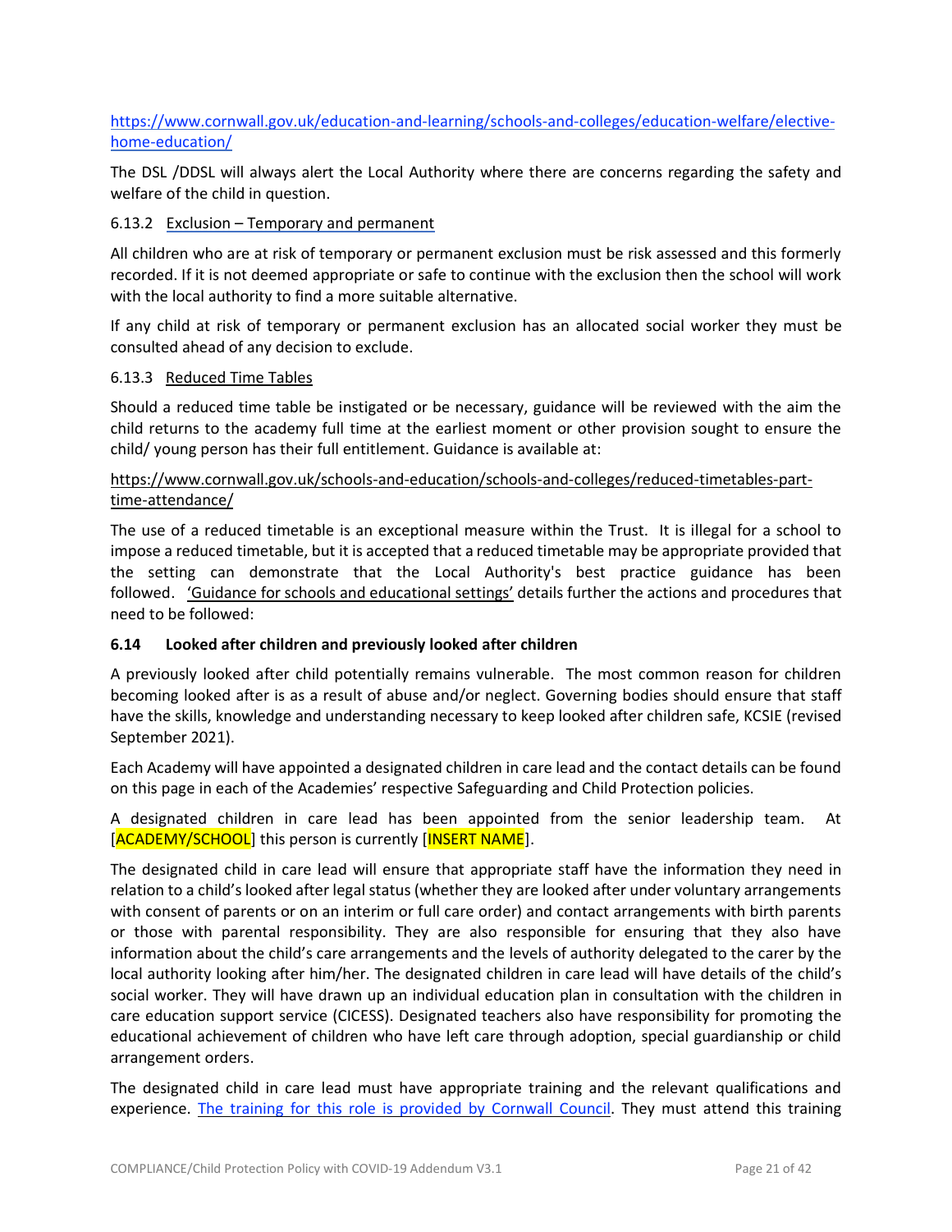https://www.cornwall.gov.uk/education-and-learning/schools-and-colleges/education-welfare/elective-home-education/

The DSL /DDSL will always alert the Local Authority where there are concerns regarding the safety and welfare of the child in question.

6.13.2 Exclusion – Temporary and permanent

All children who are at risk of temporary or permanent exclusion must be risk assessed and this formerly recorded. If it is not deemed appropriate or safe to continue with the exclusion then the school will work with the local authority to find a more suitable alternative.

If any child at risk of temporary or permanent exclusion has an allocated social worker they must be consulted ahead of any decision to exclude.

6.13.3 Reduced Time Tables

Should a reduced time table be instigated or be necessary, guidance will be reviewed with the aim the child returns to the academy full time at the earliest moment or other provision sought to ensure the child/ young person has their full entitlement. Guidance is available at:

https://www.cornwall.gov.uk/schools-and-education/schools-and-colleges/reduced-timetables-part-time-attendance/

The use of a reduced timetable is an exceptional measure within the Trust. It is illegal for a school to impose a reduced timetable, but it is accepted that a reduced timetable may be appropriate provided that the setting can demonstrate that the Local Authority's best practice guidance has been followed. 'Guidance for schools and educational settings' details further the actions and procedures that need to be followed:

**6.14 Looked after children and previously looked after children**

A previously looked after child potentially remains vulnerable. The most common reason for children becoming looked after is as a result of abuse and/or neglect. Governing bodies should ensure that staff have the skills, knowledge and understanding necessary to keep looked after children safe, KCSIE (revised September 2021).

Each Academy will have appointed a designated children in care lead and the contact details can be found on this page in each of the Academies' respective Safeguarding and Child Protection policies.

A designated children in care lead has been appointed from the senior leadership team. At [ACADEMY/SCHOOL] this person is currently [INSERT NAME].

The designated child in care lead will ensure that appropriate staff have the information they need in relation to a child's looked after legal status (whether they are looked after under voluntary arrangements with consent of parents or on an interim or full care order) and contact arrangements with birth parents or those with parental responsibility. They are also responsible for ensuring that they also have information about the child's care arrangements and the levels of authority delegated to the carer by the local authority looking after him/her. The designated children in care lead will have details of the child's social worker. They will have drawn up an individual education plan in consultation with the children in care education support service (CICESS). Designated teachers also have responsibility for promoting the educational achievement of children who have left care through adoption, special guardianship or child arrangement orders.

The designated child in care lead must have appropriate training and the relevant qualifications and experience. The training for this role is provided by Cornwall Council. They must attend this training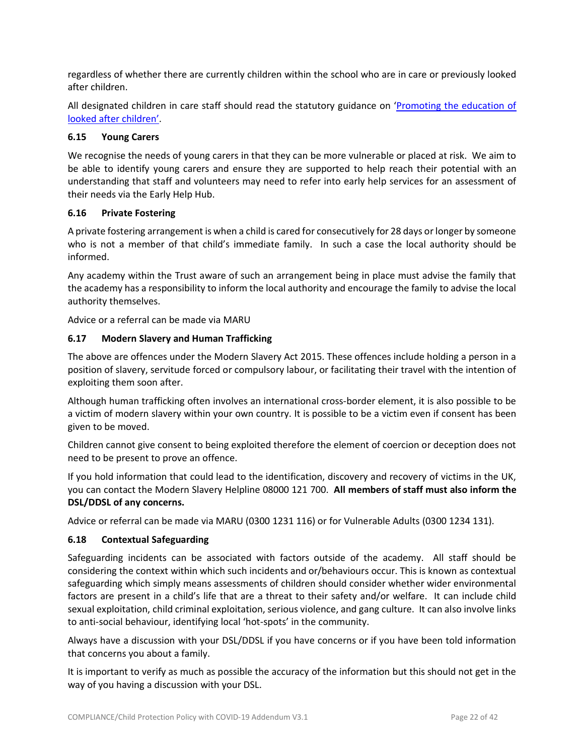regardless of whether there are currently children within the school who are in care or previously looked after children.

All designated children in care staff should read the statutory guidance on '[Promoting the education of looked after children](#)'.

### 6.15 Young Carers

We recognise the needs of young carers in that they can be more vulnerable or placed at risk. We aim to be able to identify young carers and ensure they are supported to help reach their potential with an understanding that staff and volunteers may need to refer into early help services for an assessment of their needs via the Early Help Hub.

### 6.16 Private Fostering

A private fostering arrangement is when a child is cared for consecutively for 28 days or longer by someone who is not a member of that child's immediate family. In such a case the local authority should be informed.

Any academy within the Trust aware of such an arrangement being in place must advise the family that the academy has a responsibility to inform the local authority and encourage the family to advise the local authority themselves.

Advice or a referral can be made via MARU

### 6.17 Modern Slavery and Human Trafficking

The above are offences under the Modern Slavery Act 2015. These offences include holding a person in a position of slavery, servitude forced or compulsory labour, or facilitating their travel with the intention of exploiting them soon after.

Although human trafficking often involves an international cross-border element, it is also possible to be a victim of modern slavery within your own country. It is possible to be a victim even if consent has been given to be moved.

Children cannot give consent to being exploited therefore the element of coercion or deception does not need to be present to prove an offence.

If you hold information that could lead to the identification, discovery and recovery of victims in the UK, you can contact the Modern Slavery Helpline 08000 121 700. **All members of staff must also inform the DSL/DDSL of any concerns.**

Advice or referral can be made via MARU (0300 1231 116) or for Vulnerable Adults (0300 1234 131).

### 6.18 Contextual Safeguarding

Safeguarding incidents can be associated with factors outside of the academy. All staff should be considering the context within which such incidents and or/behaviours occur. This is known as contextual safeguarding which simply means assessments of children should consider whether wider environmental factors are present in a child's life that are a threat to their safety and/or welfare. It can include child sexual exploitation, child criminal exploitation, serious violence, and gang culture. It can also involve links to anti-social behaviour, identifying local 'hot-spots' in the community.

Always have a discussion with your DSL/DDSL if you have concerns or if you have been told information that concerns you about a family.

It is important to verify as much as possible the accuracy of the information but this should not get in the way of you having a discussion with your DSL.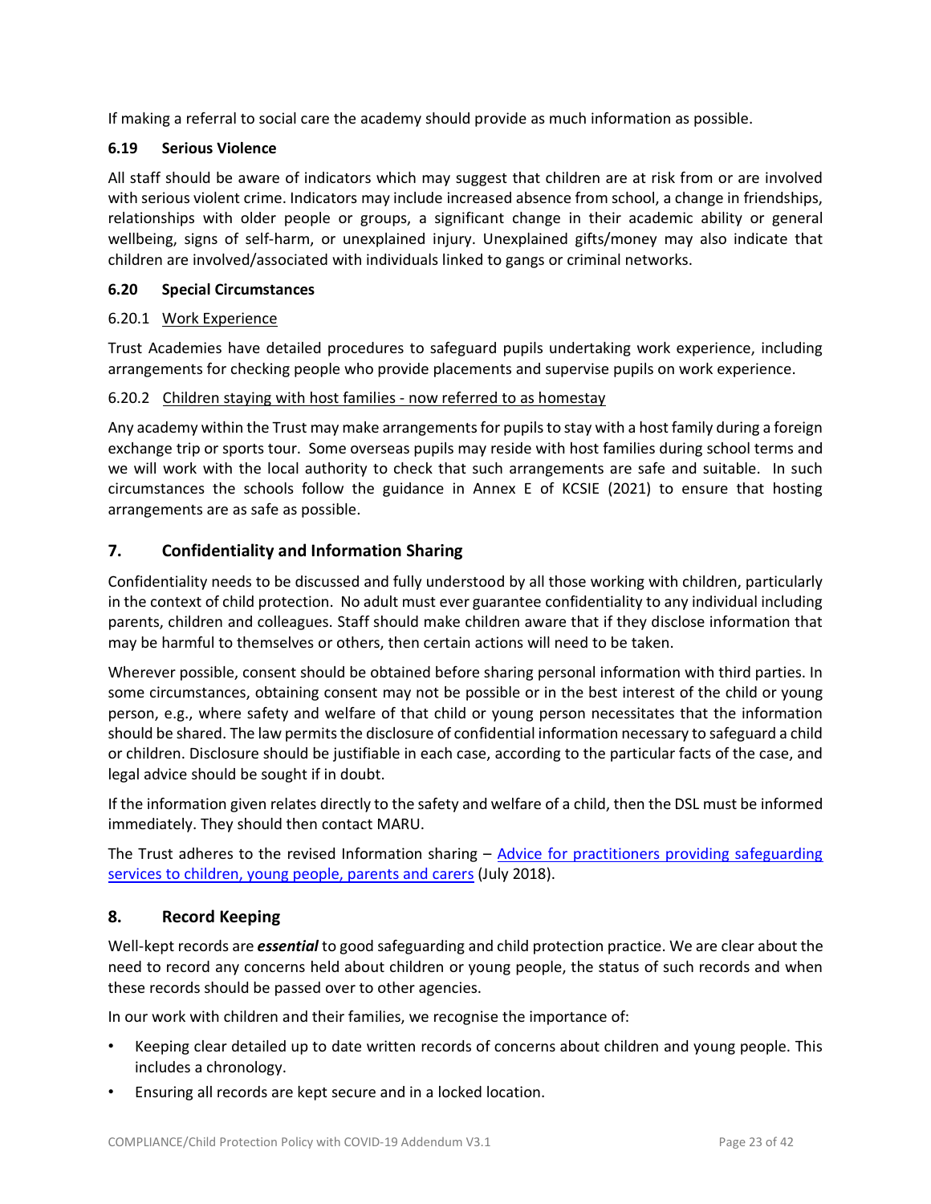If making a referral to social care the academy should provide as much information as possible.

### 6.19 Serious Violence

All staff should be aware of indicators which may suggest that children are at risk from or are involved with serious violent crime. Indicators may include increased absence from school, a change in friendships, relationships with older people or groups, a significant change in their academic ability or general wellbeing, signs of self-harm, or unexplained injury. Unexplained gifts/money may also indicate that children are involved/associated with individuals linked to gangs or criminal networks.

### 6.20 Special Circumstances

#### 6.20.1 Work Experience

Trust Academies have detailed procedures to safeguard pupils undertaking work experience, including arrangements for checking people who provide placements and supervise pupils on work experience.

#### 6.20.2 Children staying with host families - now referred to as homestay

Any academy within the Trust may make arrangements for pupils to stay with a host family during a foreign exchange trip or sports tour. Some overseas pupils may reside with host families during school terms and we will work with the local authority to check that such arrangements are safe and suitable. In such circumstances the schools follow the guidance in Annex E of KCSIE (2021) to ensure that hosting arrangements are as safe as possible.

## 7. Confidentiality and Information Sharing

Confidentiality needs to be discussed and fully understood by all those working with children, particularly in the context of child protection. No adult must ever guarantee confidentiality to any individual including parents, children and colleagues. Staff should make children aware that if they disclose information that may be harmful to themselves or others, then certain actions will need to be taken.

Wherever possible, consent should be obtained before sharing personal information with third parties. In some circumstances, obtaining consent may not be possible or in the best interest of the child or young person, e.g., where safety and welfare of that child or young person necessitates that the information should be shared. The law permits the disclosure of confidential information necessary to safeguard a child or children. Disclosure should be justifiable in each case, according to the particular facts of the case, and legal advice should be sought if in doubt.

If the information given relates directly to the safety and welfare of a child, then the DSL must be informed immediately. They should then contact MARU.

The Trust adheres to the revised Information sharing – Advice for practitioners providing safeguarding services to children, young people, parents and carers (July 2018).

## 8. Record Keeping

Well-kept records are ***essential*** to good safeguarding and child protection practice. We are clear about the need to record any concerns held about children or young people, the status of such records and when these records should be passed over to other agencies.

In our work with children and their families, we recognise the importance of:

- Keeping clear detailed up to date written records of concerns about children and young people. This includes a chronology.
- Ensuring all records are kept secure and in a locked location.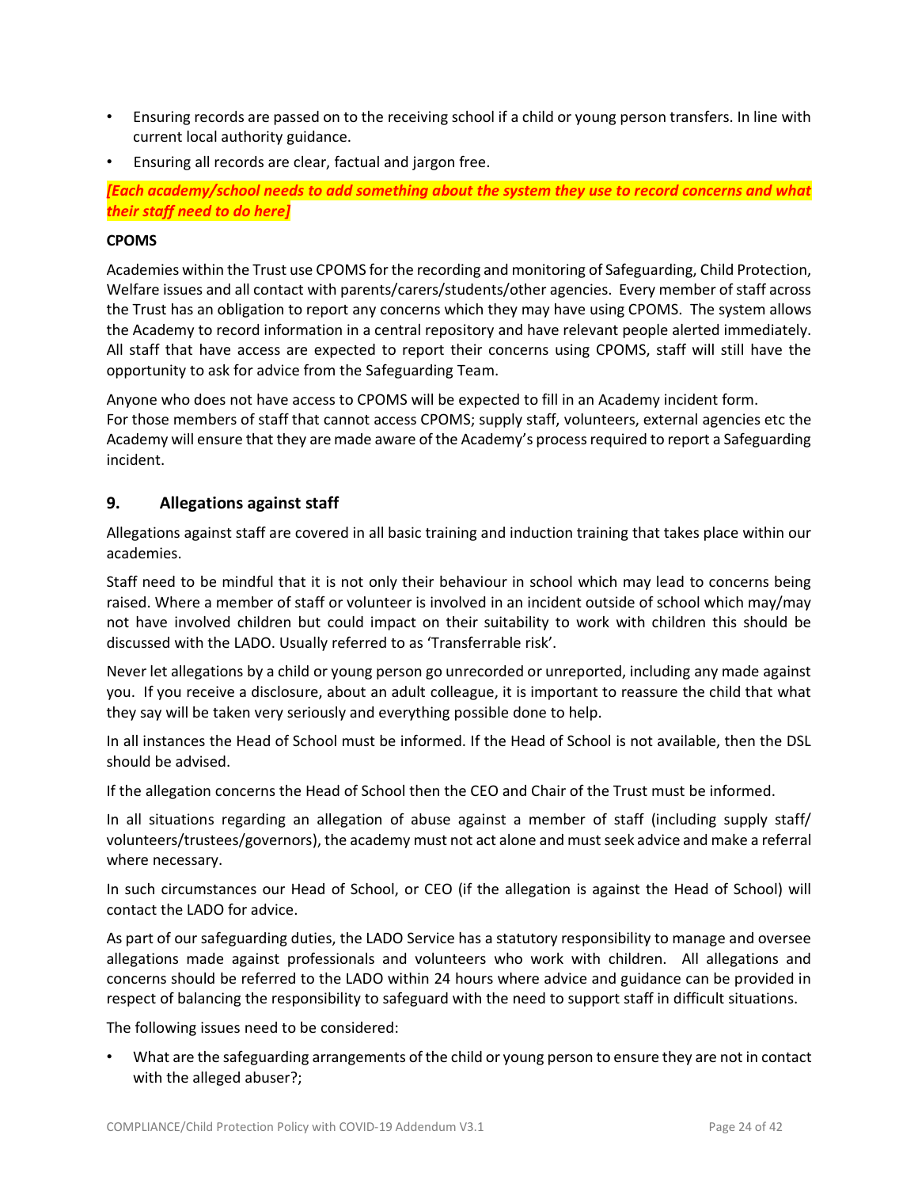- Ensuring records are passed on to the receiving school if a child or young person transfers. In line with current local authority guidance.
- Ensuring all records are clear, factual and jargon free.

***[Each academy/school needs to add something about the system they use to record concerns and what their staff need to do here]***

**CPOMS**

Academies within the Trust use CPOMS for the recording and monitoring of Safeguarding, Child Protection, Welfare issues and all contact with parents/carers/students/other agencies. Every member of staff across the Trust has an obligation to report any concerns which they may have using CPOMS. The system allows the Academy to record information in a central repository and have relevant people alerted immediately. All staff that have access are expected to report their concerns using CPOMS, staff will still have the opportunity to ask for advice from the Safeguarding Team.

Anyone who does not have access to CPOMS will be expected to fill in an Academy incident form.
For those members of staff that cannot access CPOMS; supply staff, volunteers, external agencies etc the Academy will ensure that they are made aware of the Academy's process required to report a Safeguarding incident.

## 9. Allegations against staff

Allegations against staff are covered in all basic training and induction training that takes place within our academies.

Staff need to be mindful that it is not only their behaviour in school which may lead to concerns being raised. Where a member of staff or volunteer is involved in an incident outside of school which may/may not have involved children but could impact on their suitability to work with children this should be discussed with the LADO. Usually referred to as 'Transferrable risk'.

Never let allegations by a child or young person go unrecorded or unreported, including any made against you. If you receive a disclosure, about an adult colleague, it is important to reassure the child that what they say will be taken very seriously and everything possible done to help.

In all instances the Head of School must be informed. If the Head of School is not available, then the DSL should be advised.

If the allegation concerns the Head of School then the CEO and Chair of the Trust must be informed.

In all situations regarding an allegation of abuse against a member of staff (including supply staff/ volunteers/trustees/governors), the academy must not act alone and must seek advice and make a referral where necessary.

In such circumstances our Head of School, or CEO (if the allegation is against the Head of School) will contact the LADO for advice.

As part of our safeguarding duties, the LADO Service has a statutory responsibility to manage and oversee allegations made against professionals and volunteers who work with children. All allegations and concerns should be referred to the LADO within 24 hours where advice and guidance can be provided in respect of balancing the responsibility to safeguard with the need to support staff in difficult situations.

The following issues need to be considered:

- What are the safeguarding arrangements of the child or young person to ensure they are not in contact with the alleged abuser?;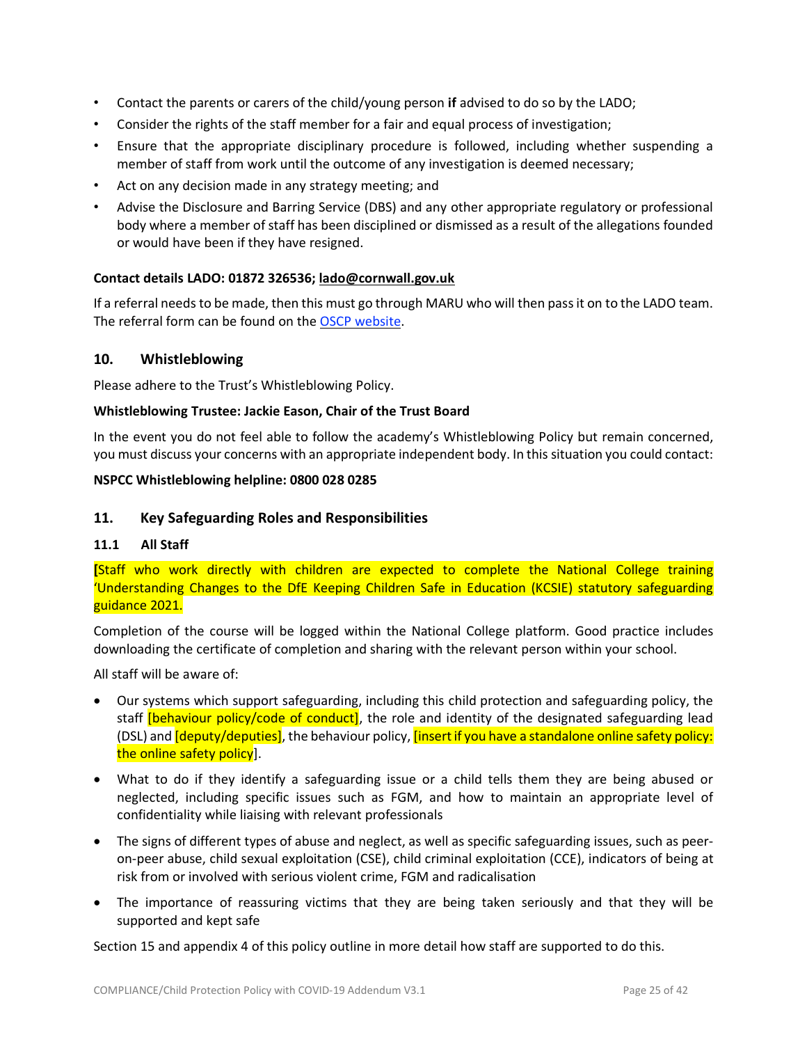- Contact the parents or carers of the child/young person **if** advised to do so by the LADO;
- Consider the rights of the staff member for a fair and equal process of investigation;
- Ensure that the appropriate disciplinary procedure is followed, including whether suspending a member of staff from work until the outcome of any investigation is deemed necessary;
- Act on any decision made in any strategy meeting; and
- Advise the Disclosure and Barring Service (DBS) and any other appropriate regulatory or professional body where a member of staff has been disciplined or dismissed as a result of the allegations founded or would have been if they have resigned.

**Contact details LADO: 01872 326536; lado@cornwall.gov.uk**

If a referral needs to be made, then this must go through MARU who will then pass it on to the LADO team. The referral form can be found on the OSCP website.

## 10. Whistleblowing

Please adhere to the Trust's Whistleblowing Policy.

**Whistleblowing Trustee: Jackie Eason, Chair of the Trust Board**

In the event you do not feel able to follow the academy's Whistleblowing Policy but remain concerned, you must discuss your concerns with an appropriate independent body. In this situation you could contact:

**NSPCC Whistleblowing helpline: 0800 028 0285**

## 11. Key Safeguarding Roles and Responsibilities

### 11.1 All Staff

**[**Staff who work directly with children are expected to complete the National College training 'Understanding Changes to the DfE Keeping Children Safe in Education (KCSIE) statutory safeguarding guidance 2021.

Completion of the course will be logged within the National College platform. Good practice includes downloading the certificate of completion and sharing with the relevant person within your school.

All staff will be aware of:

- Our systems which support safeguarding, including this child protection and safeguarding policy, the staff [behaviour policy/code of conduct], the role and identity of the designated safeguarding lead (DSL) and [deputy/deputies], the behaviour policy, [insert if you have a standalone online safety policy: the online safety policy].
- What to do if they identify a safeguarding issue or a child tells them they are being abused or neglected, including specific issues such as FGM, and how to maintain an appropriate level of confidentiality while liaising with relevant professionals
- The signs of different types of abuse and neglect, as well as specific safeguarding issues, such as peer-on-peer abuse, child sexual exploitation (CSE), child criminal exploitation (CCE), indicators of being at risk from or involved with serious violent crime, FGM and radicalisation
- The importance of reassuring victims that they are being taken seriously and that they will be supported and kept safe

Section 15 and appendix 4 of this policy outline in more detail how staff are supported to do this.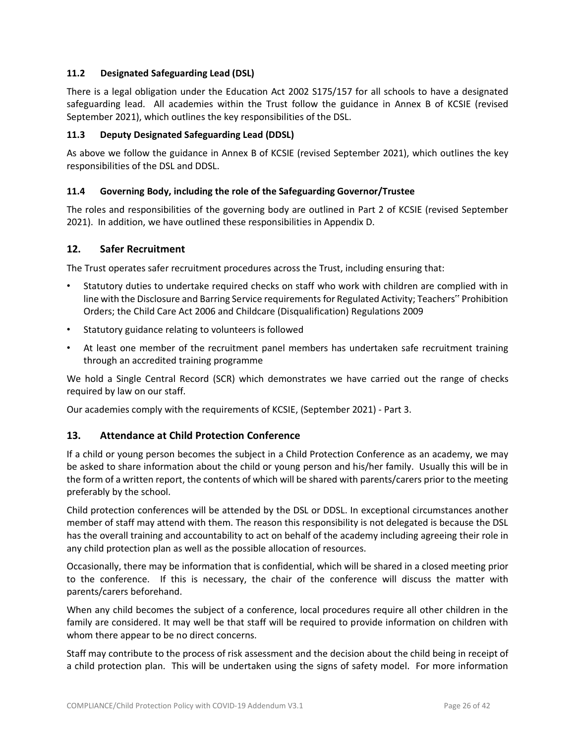### 11.2 Designated Safeguarding Lead (DSL)

There is a legal obligation under the Education Act 2002 S175/157 for all schools to have a designated safeguarding lead. All academies within the Trust follow the guidance in Annex B of KCSIE (revised September 2021), which outlines the key responsibilities of the DSL.

### 11.3 Deputy Designated Safeguarding Lead (DDSL)

As above we follow the guidance in Annex B of KCSIE (revised September 2021), which outlines the key responsibilities of the DSL and DDSL.

### 11.4 Governing Body, including the role of the Safeguarding Governor/Trustee

The roles and responsibilities of the governing body are outlined in Part 2 of KCSIE (revised September 2021). In addition, we have outlined these responsibilities in Appendix D.

## 12. Safer Recruitment

The Trust operates safer recruitment procedures across the Trust, including ensuring that:

- Statutory duties to undertake required checks on staff who work with children are complied with in line with the Disclosure and Barring Service requirements for Regulated Activity; Teachers" Prohibition Orders; the Child Care Act 2006 and Childcare (Disqualification) Regulations 2009
- Statutory guidance relating to volunteers is followed
- At least one member of the recruitment panel members has undertaken safe recruitment training through an accredited training programme

We hold a Single Central Record (SCR) which demonstrates we have carried out the range of checks required by law on our staff.

Our academies comply with the requirements of KCSIE, (September 2021) - Part 3.

## 13. Attendance at Child Protection Conference

If a child or young person becomes the subject in a Child Protection Conference as an academy, we may be asked to share information about the child or young person and his/her family. Usually this will be in the form of a written report, the contents of which will be shared with parents/carers prior to the meeting preferably by the school.

Child protection conferences will be attended by the DSL or DDSL. In exceptional circumstances another member of staff may attend with them. The reason this responsibility is not delegated is because the DSL has the overall training and accountability to act on behalf of the academy including agreeing their role in any child protection plan as well as the possible allocation of resources.

Occasionally, there may be information that is confidential, which will be shared in a closed meeting prior to the conference. If this is necessary, the chair of the conference will discuss the matter with parents/carers beforehand.

When any child becomes the subject of a conference, local procedures require all other children in the family are considered. It may well be that staff will be required to provide information on children with whom there appear to be no direct concerns.

Staff may contribute to the process of risk assessment and the decision about the child being in receipt of a child protection plan. This will be undertaken using the signs of safety model. For more information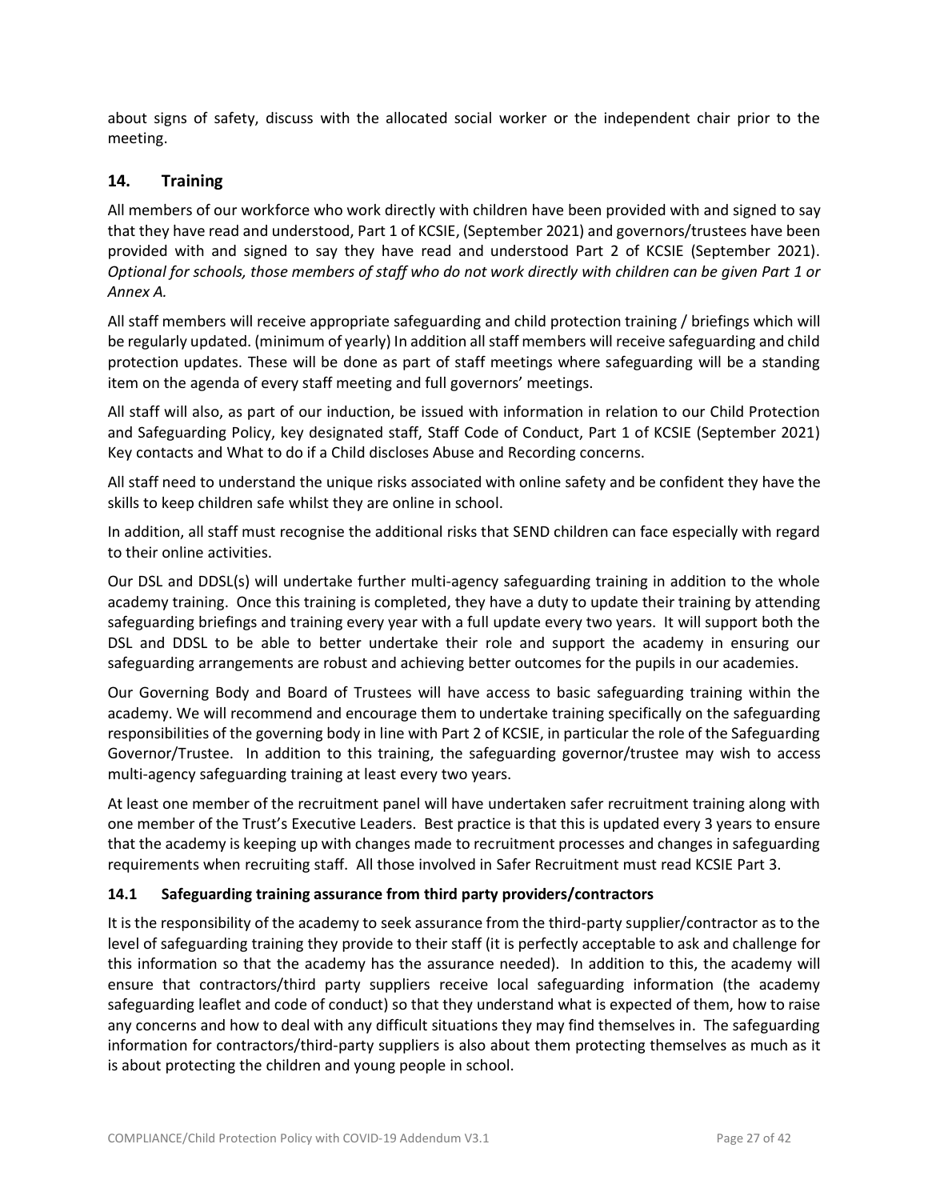about signs of safety, discuss with the allocated social worker or the independent chair prior to the meeting.

## 14. Training

All members of our workforce who work directly with children have been provided with and signed to say that they have read and understood, Part 1 of KCSIE, (September 2021) and governors/trustees have been provided with and signed to say they have read and understood Part 2 of KCSIE (September 2021). *Optional for schools, those members of staff who do not work directly with children can be given Part 1 or Annex A.*

All staff members will receive appropriate safeguarding and child protection training / briefings which will be regularly updated. (minimum of yearly) In addition all staff members will receive safeguarding and child protection updates. These will be done as part of staff meetings where safeguarding will be a standing item on the agenda of every staff meeting and full governors' meetings.

All staff will also, as part of our induction, be issued with information in relation to our Child Protection and Safeguarding Policy, key designated staff, Staff Code of Conduct, Part 1 of KCSIE (September 2021) Key contacts and What to do if a Child discloses Abuse and Recording concerns.

All staff need to understand the unique risks associated with online safety and be confident they have the skills to keep children safe whilst they are online in school.

In addition, all staff must recognise the additional risks that SEND children can face especially with regard to their online activities.

Our DSL and DDSL(s) will undertake further multi-agency safeguarding training in addition to the whole academy training. Once this training is completed, they have a duty to update their training by attending safeguarding briefings and training every year with a full update every two years. It will support both the DSL and DDSL to be able to better undertake their role and support the academy in ensuring our safeguarding arrangements are robust and achieving better outcomes for the pupils in our academies.

Our Governing Body and Board of Trustees will have access to basic safeguarding training within the academy. We will recommend and encourage them to undertake training specifically on the safeguarding responsibilities of the governing body in line with Part 2 of KCSIE, in particular the role of the Safeguarding Governor/Trustee. In addition to this training, the safeguarding governor/trustee may wish to access multi-agency safeguarding training at least every two years.

At least one member of the recruitment panel will have undertaken safer recruitment training along with one member of the Trust's Executive Leaders. Best practice is that this is updated every 3 years to ensure that the academy is keeping up with changes made to recruitment processes and changes in safeguarding requirements when recruiting staff. All those involved in Safer Recruitment must read KCSIE Part 3.

### 14.1 Safeguarding training assurance from third party providers/contractors

It is the responsibility of the academy to seek assurance from the third-party supplier/contractor as to the level of safeguarding training they provide to their staff (it is perfectly acceptable to ask and challenge for this information so that the academy has the assurance needed). In addition to this, the academy will ensure that contractors/third party suppliers receive local safeguarding information (the academy safeguarding leaflet and code of conduct) so that they understand what is expected of them, how to raise any concerns and how to deal with any difficult situations they may find themselves in. The safeguarding information for contractors/third-party suppliers is also about them protecting themselves as much as it is about protecting the children and young people in school.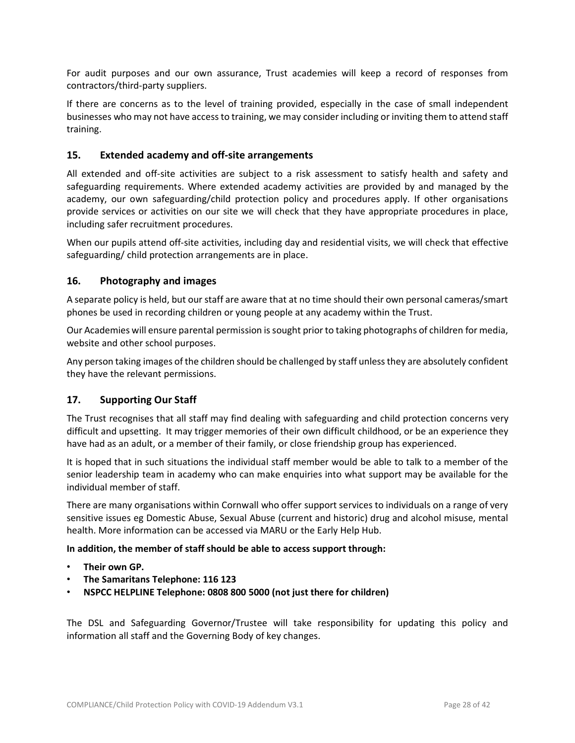For audit purposes and our own assurance, Trust academies will keep a record of responses from contractors/third-party suppliers.

If there are concerns as to the level of training provided, especially in the case of small independent businesses who may not have access to training, we may consider including or inviting them to attend staff training.

## 15. Extended academy and off-site arrangements

All extended and off-site activities are subject to a risk assessment to satisfy health and safety and safeguarding requirements. Where extended academy activities are provided by and managed by the academy, our own safeguarding/child protection policy and procedures apply. If other organisations provide services or activities on our site we will check that they have appropriate procedures in place, including safer recruitment procedures.

When our pupils attend off-site activities, including day and residential visits, we will check that effective safeguarding/ child protection arrangements are in place.

## 16. Photography and images

A separate policy is held, but our staff are aware that at no time should their own personal cameras/smart phones be used in recording children or young people at any academy within the Trust.

Our Academies will ensure parental permission is sought prior to taking photographs of children for media, website and other school purposes.

Any person taking images of the children should be challenged by staff unless they are absolutely confident they have the relevant permissions.

## 17. Supporting Our Staff

The Trust recognises that all staff may find dealing with safeguarding and child protection concerns very difficult and upsetting. It may trigger memories of their own difficult childhood, or be an experience they have had as an adult, or a member of their family, or close friendship group has experienced.

It is hoped that in such situations the individual staff member would be able to talk to a member of the senior leadership team in academy who can make enquiries into what support may be available for the individual member of staff.

There are many organisations within Cornwall who offer support services to individuals on a range of very sensitive issues eg Domestic Abuse, Sexual Abuse (current and historic) drug and alcohol misuse, mental health. More information can be accessed via MARU or the Early Help Hub.

**In addition, the member of staff should be able to access support through:**

- **Their own GP.**
- **The Samaritans Telephone: 116 123**
- **NSPCC HELPLINE Telephone: 0808 800 5000 (not just there for children)**

The DSL and Safeguarding Governor/Trustee will take responsibility for updating this policy and information all staff and the Governing Body of key changes.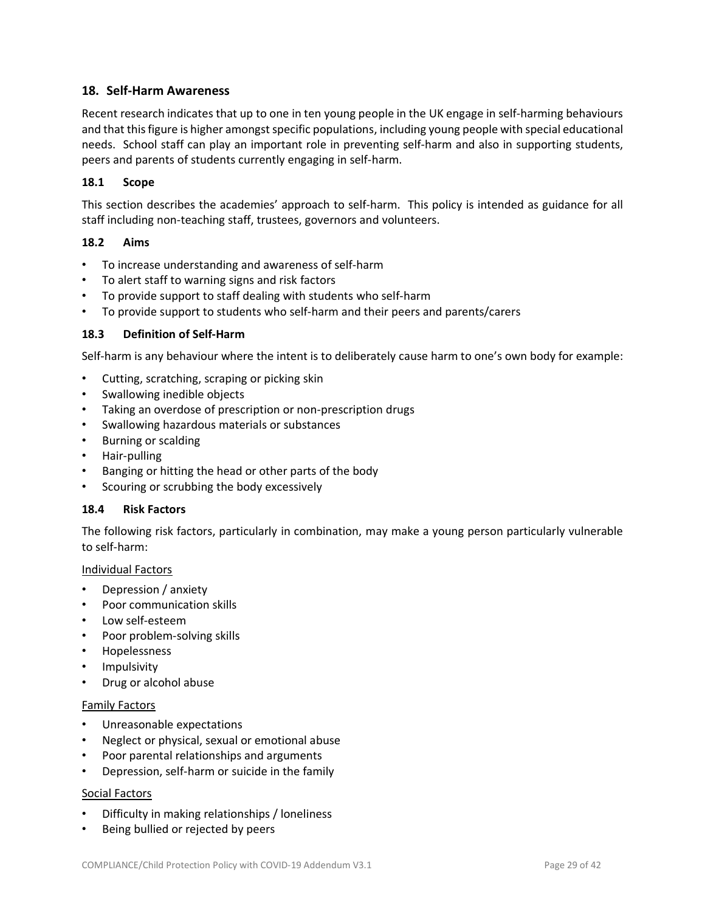## 18. Self-Harm Awareness

Recent research indicates that up to one in ten young people in the UK engage in self-harming behaviours and that this figure is higher amongst specific populations, including young people with special educational needs. School staff can play an important role in preventing self-harm and also in supporting students, peers and parents of students currently engaging in self-harm.

### 18.1 Scope

This section describes the academies' approach to self-harm. This policy is intended as guidance for all staff including non-teaching staff, trustees, governors and volunteers.

### 18.2 Aims

- To increase understanding and awareness of self-harm
- To alert staff to warning signs and risk factors
- To provide support to staff dealing with students who self-harm
- To provide support to students who self-harm and their peers and parents/carers

### 18.3 Definition of Self-Harm

Self-harm is any behaviour where the intent is to deliberately cause harm to one's own body for example:

- Cutting, scratching, scraping or picking skin
- Swallowing inedible objects
- Taking an overdose of prescription or non-prescription drugs
- Swallowing hazardous materials or substances
- Burning or scalding
- Hair-pulling
- Banging or hitting the head or other parts of the body
- Scouring or scrubbing the body excessively

### 18.4 Risk Factors

The following risk factors, particularly in combination, may make a young person particularly vulnerable to self-harm:

<u>Individual Factors</u>

- Depression / anxiety
- Poor communication skills
- Low self-esteem
- Poor problem-solving skills
- Hopelessness
- Impulsivity
- Drug or alcohol abuse

<u>Family Factors</u>

- Unreasonable expectations
- Neglect or physical, sexual or emotional abuse
- Poor parental relationships and arguments
- Depression, self-harm or suicide in the family

<u>Social Factors</u>

- Difficulty in making relationships / loneliness
- Being bullied or rejected by peers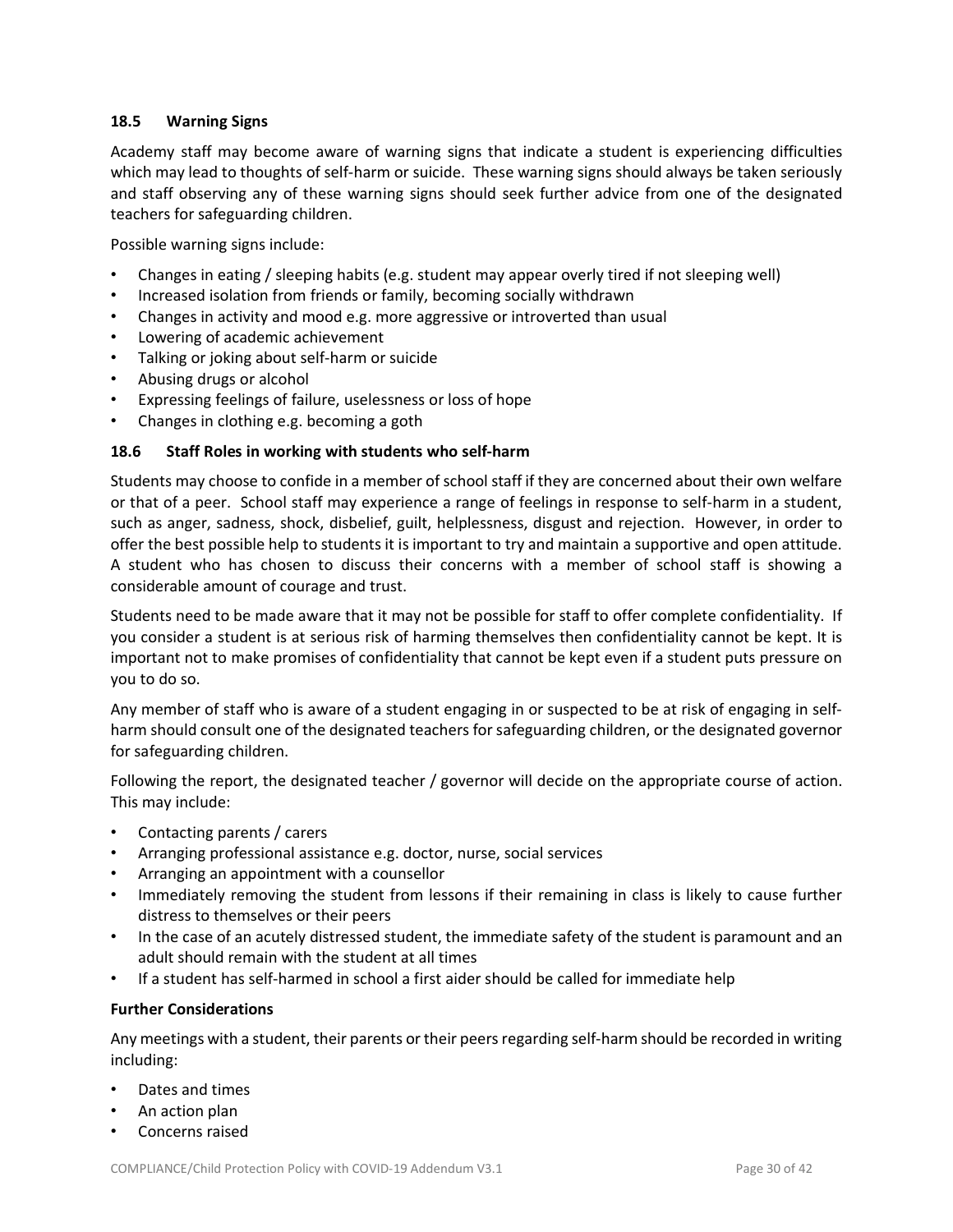### 18.5 Warning Signs

Academy staff may become aware of warning signs that indicate a student is experiencing difficulties which may lead to thoughts of self-harm or suicide. These warning signs should always be taken seriously and staff observing any of these warning signs should seek further advice from one of the designated teachers for safeguarding children.

Possible warning signs include:

- Changes in eating / sleeping habits (e.g. student may appear overly tired if not sleeping well)
- Increased isolation from friends or family, becoming socially withdrawn
- Changes in activity and mood e.g. more aggressive or introverted than usual
- Lowering of academic achievement
- Talking or joking about self-harm or suicide
- Abusing drugs or alcohol
- Expressing feelings of failure, uselessness or loss of hope
- Changes in clothing e.g. becoming a goth

### 18.6 Staff Roles in working with students who self-harm

Students may choose to confide in a member of school staff if they are concerned about their own welfare or that of a peer. School staff may experience a range of feelings in response to self-harm in a student, such as anger, sadness, shock, disbelief, guilt, helplessness, disgust and rejection. However, in order to offer the best possible help to students it is important to try and maintain a supportive and open attitude. A student who has chosen to discuss their concerns with a member of school staff is showing a considerable amount of courage and trust.

Students need to be made aware that it may not be possible for staff to offer complete confidentiality. If you consider a student is at serious risk of harming themselves then confidentiality cannot be kept. It is important not to make promises of confidentiality that cannot be kept even if a student puts pressure on you to do so.

Any member of staff who is aware of a student engaging in or suspected to be at risk of engaging in self-harm should consult one of the designated teachers for safeguarding children, or the designated governor for safeguarding children.

Following the report, the designated teacher / governor will decide on the appropriate course of action. This may include:

- Contacting parents / carers
- Arranging professional assistance e.g. doctor, nurse, social services
- Arranging an appointment with a counsellor
- Immediately removing the student from lessons if their remaining in class is likely to cause further distress to themselves or their peers
- In the case of an acutely distressed student, the immediate safety of the student is paramount and an adult should remain with the student at all times
- If a student has self-harmed in school a first aider should be called for immediate help

**Further Considerations**

Any meetings with a student, their parents or their peers regarding self-harm should be recorded in writing including:

- Dates and times
- An action plan
- Concerns raised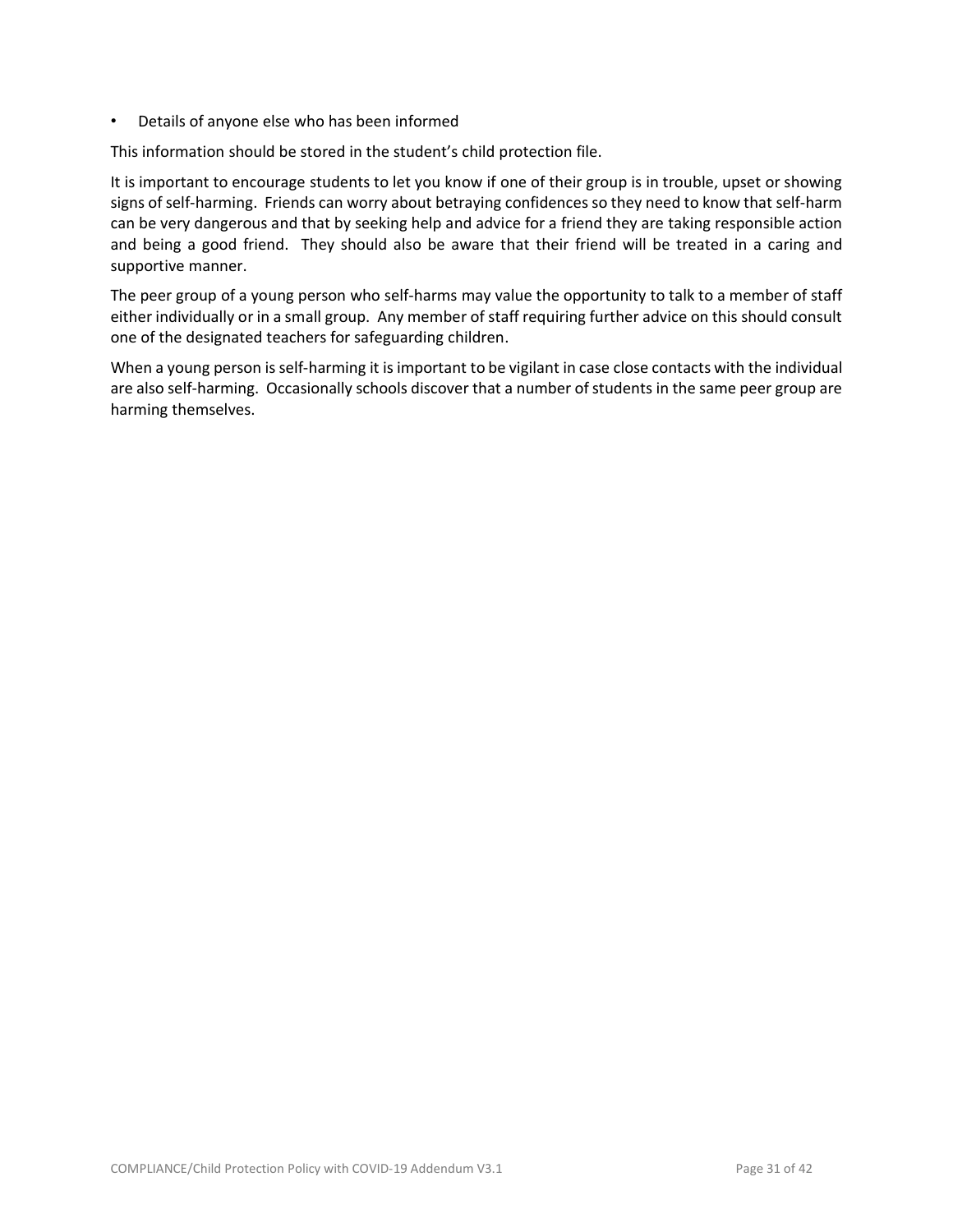- Details of anyone else who has been informed

This information should be stored in the student's child protection file.

It is important to encourage students to let you know if one of their group is in trouble, upset or showing signs of self-harming. Friends can worry about betraying confidences so they need to know that self-harm can be very dangerous and that by seeking help and advice for a friend they are taking responsible action and being a good friend. They should also be aware that their friend will be treated in a caring and supportive manner.

The peer group of a young person who self-harms may value the opportunity to talk to a member of staff either individually or in a small group. Any member of staff requiring further advice on this should consult one of the designated teachers for safeguarding children.

When a young person is self-harming it is important to be vigilant in case close contacts with the individual are also self-harming. Occasionally schools discover that a number of students in the same peer group are harming themselves.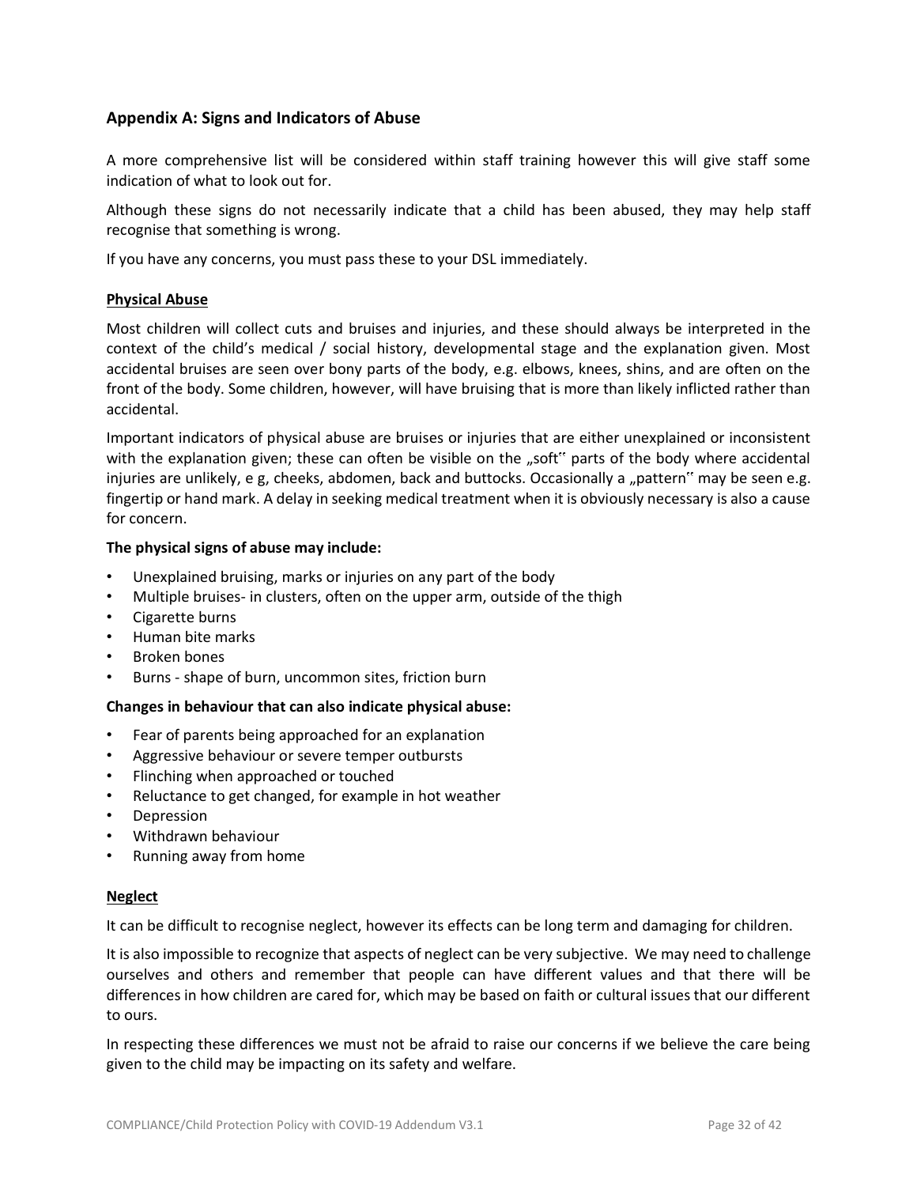## Appendix A: Signs and Indicators of Abuse

A more comprehensive list will be considered within staff training however this will give staff some indication of what to look out for.

Although these signs do not necessarily indicate that a child has been abused, they may help staff recognise that something is wrong.

If you have any concerns, you must pass these to your DSL immediately.

### Physical Abuse

Most children will collect cuts and bruises and injuries, and these should always be interpreted in the context of the child's medical / social history, developmental stage and the explanation given. Most accidental bruises are seen over bony parts of the body, e.g. elbows, knees, shins, and are often on the front of the body. Some children, however, will have bruising that is more than likely inflicted rather than accidental.

Important indicators of physical abuse are bruises or injuries that are either unexplained or inconsistent with the explanation given; these can often be visible on the „soft" parts of the body where accidental injuries are unlikely, e g, cheeks, abdomen, back and buttocks. Occasionally a „pattern" may be seen e.g. fingertip or hand mark. A delay in seeking medical treatment when it is obviously necessary is also a cause for concern.

**The physical signs of abuse may include:**

- Unexplained bruising, marks or injuries on any part of the body
- Multiple bruises- in clusters, often on the upper arm, outside of the thigh
- Cigarette burns
- Human bite marks
- Broken bones
- Burns - shape of burn, uncommon sites, friction burn

**Changes in behaviour that can also indicate physical abuse:**

- Fear of parents being approached for an explanation
- Aggressive behaviour or severe temper outbursts
- Flinching when approached or touched
- Reluctance to get changed, for example in hot weather
- Depression
- Withdrawn behaviour
- Running away from home

### Neglect

It can be difficult to recognise neglect, however its effects can be long term and damaging for children.

It is also impossible to recognize that aspects of neglect can be very subjective. We may need to challenge ourselves and others and remember that people can have different values and that there will be differences in how children are cared for, which may be based on faith or cultural issues that our different to ours.

In respecting these differences we must not be afraid to raise our concerns if we believe the care being given to the child may be impacting on its safety and welfare.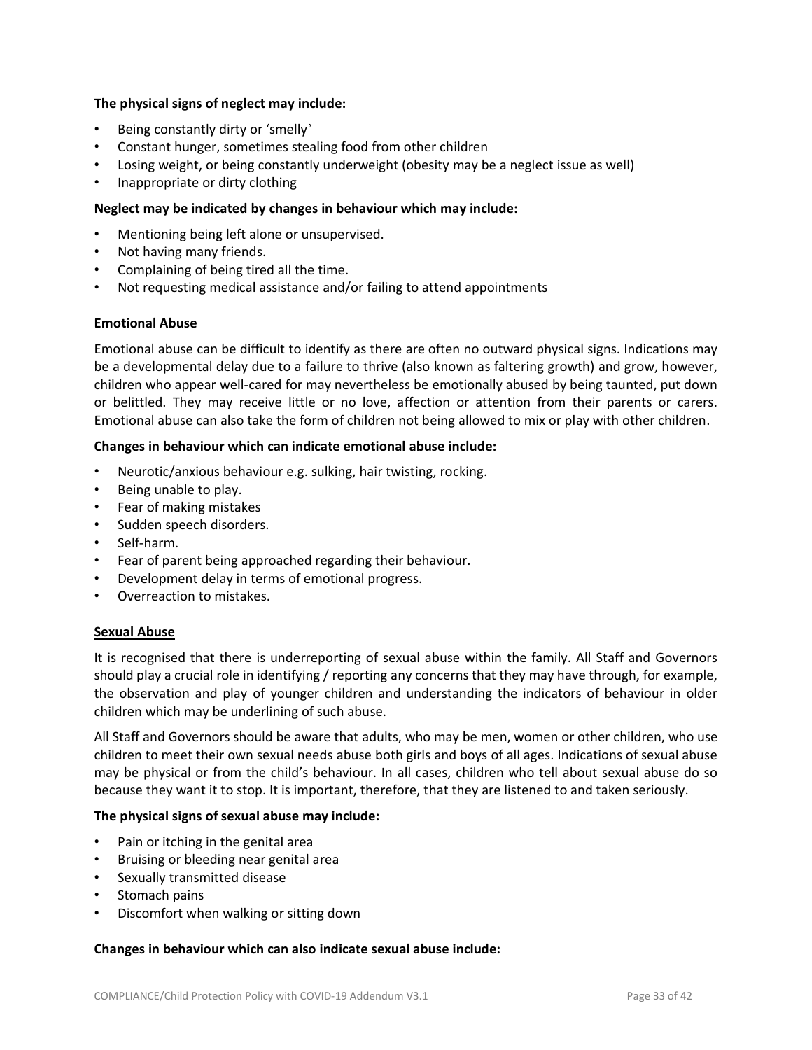**The physical signs of neglect may include:**

- Being constantly dirty or 'smelly'
- Constant hunger, sometimes stealing food from other children
- Losing weight, or being constantly underweight (obesity may be a neglect issue as well)
- Inappropriate or dirty clothing

**Neglect may be indicated by changes in behaviour which may include:**

- Mentioning being left alone or unsupervised.
- Not having many friends.
- Complaining of being tired all the time.
- Not requesting medical assistance and/or failing to attend appointments

**Emotional Abuse**

Emotional abuse can be difficult to identify as there are often no outward physical signs. Indications may be a developmental delay due to a failure to thrive (also known as faltering growth) and grow, however, children who appear well-cared for may nevertheless be emotionally abused by being taunted, put down or belittled. They may receive little or no love, affection or attention from their parents or carers. Emotional abuse can also take the form of children not being allowed to mix or play with other children.

**Changes in behaviour which can indicate emotional abuse include:**

- Neurotic/anxious behaviour e.g. sulking, hair twisting, rocking.
- Being unable to play.
- Fear of making mistakes
- Sudden speech disorders.
- Self-harm.
- Fear of parent being approached regarding their behaviour.
- Development delay in terms of emotional progress.
- Overreaction to mistakes.

**Sexual Abuse**

It is recognised that there is underreporting of sexual abuse within the family. All Staff and Governors should play a crucial role in identifying / reporting any concerns that they may have through, for example, the observation and play of younger children and understanding the indicators of behaviour in older children which may be underlining of such abuse.

All Staff and Governors should be aware that adults, who may be men, women or other children, who use children to meet their own sexual needs abuse both girls and boys of all ages. Indications of sexual abuse may be physical or from the child's behaviour. In all cases, children who tell about sexual abuse do so because they want it to stop. It is important, therefore, that they are listened to and taken seriously.

**The physical signs of sexual abuse may include:**

- Pain or itching in the genital area
- Bruising or bleeding near genital area
- Sexually transmitted disease
- Stomach pains
- Discomfort when walking or sitting down

**Changes in behaviour which can also indicate sexual abuse include:**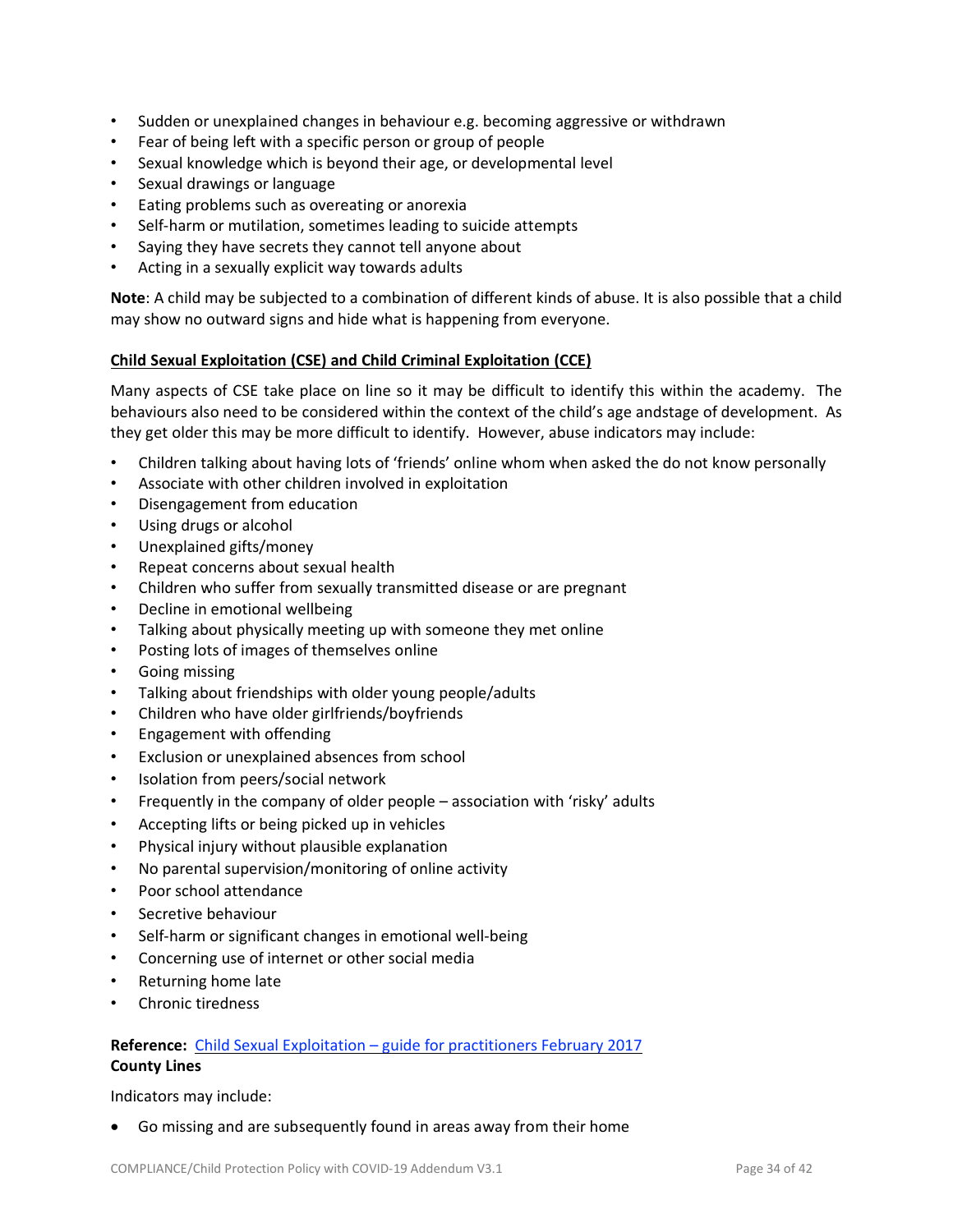- Sudden or unexplained changes in behaviour e.g. becoming aggressive or withdrawn
- Fear of being left with a specific person or group of people
- Sexual knowledge which is beyond their age, or developmental level
- Sexual drawings or language
- Eating problems such as overeating or anorexia
- Self-harm or mutilation, sometimes leading to suicide attempts
- Saying they have secrets they cannot tell anyone about
- Acting in a sexually explicit way towards adults

**Note**: A child may be subjected to a combination of different kinds of abuse. It is also possible that a child may show no outward signs and hide what is happening from everyone.

**Child Sexual Exploitation (CSE) and Child Criminal Exploitation (CCE)**

Many aspects of CSE take place on line so it may be difficult to identify this within the academy. The behaviours also need to be considered within the context of the child's age andstage of development. As they get older this may be more difficult to identify. However, abuse indicators may include:

- Children talking about having lots of 'friends' online whom when asked the do not know personally
- Associate with other children involved in exploitation
- Disengagement from education
- Using drugs or alcohol
- Unexplained gifts/money
- Repeat concerns about sexual health
- Children who suffer from sexually transmitted disease or are pregnant
- Decline in emotional wellbeing
- Talking about physically meeting up with someone they met online
- Posting lots of images of themselves online
- Going missing
- Talking about friendships with older young people/adults
- Children who have older girlfriends/boyfriends
- Engagement with offending
- Exclusion or unexplained absences from school
- Isolation from peers/social network
- Frequently in the company of older people – association with 'risky' adults
- Accepting lifts or being picked up in vehicles
- Physical injury without plausible explanation
- No parental supervision/monitoring of online activity
- Poor school attendance
- Secretive behaviour
- Self-harm or significant changes in emotional well-being
- Concerning use of internet or other social media
- Returning home late
- Chronic tiredness

**Reference:** Child Sexual Exploitation – guide for practitioners February 2017

**County Lines**

Indicators may include:

- Go missing and are subsequently found in areas away from their home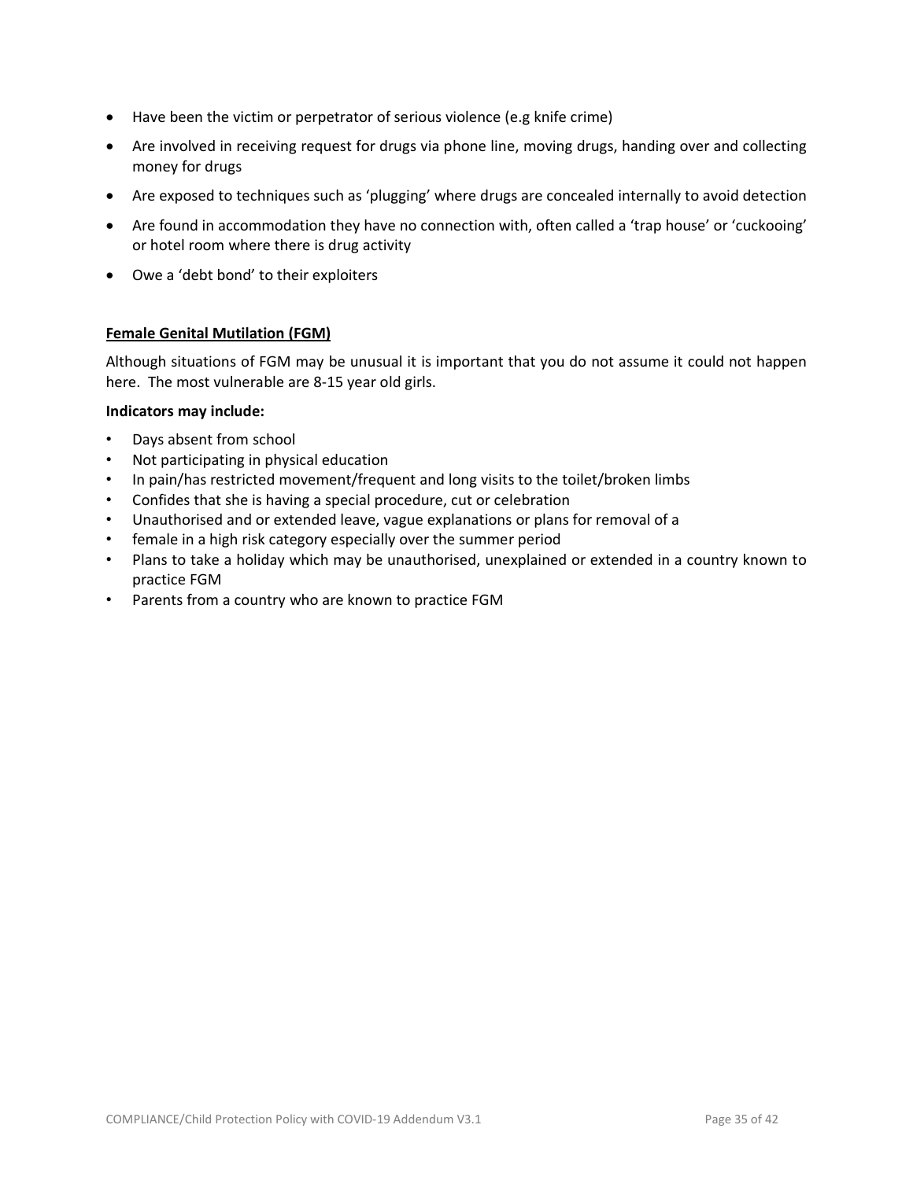- Have been the victim or perpetrator of serious violence (e.g knife crime)
- Are involved in receiving request for drugs via phone line, moving drugs, handing over and collecting money for drugs
- Are exposed to techniques such as 'plugging' where drugs are concealed internally to avoid detection
- Are found in accommodation they have no connection with, often called a 'trap house' or 'cuckooing' or hotel room where there is drug activity
- Owe a 'debt bond' to their exploiters

<u>**Female Genital Mutilation (FGM)**</u>

Although situations of FGM may be unusual it is important that you do not assume it could not happen here. The most vulnerable are 8-15 year old girls.

**Indicators may include:**

- Days absent from school
- Not participating in physical education
- In pain/has restricted movement/frequent and long visits to the toilet/broken limbs
- Confides that she is having a special procedure, cut or celebration
- Unauthorised and or extended leave, vague explanations or plans for removal of a
- female in a high risk category especially over the summer period
- Plans to take a holiday which may be unauthorised, unexplained or extended in a country known to practice FGM
- Parents from a country who are known to practice FGM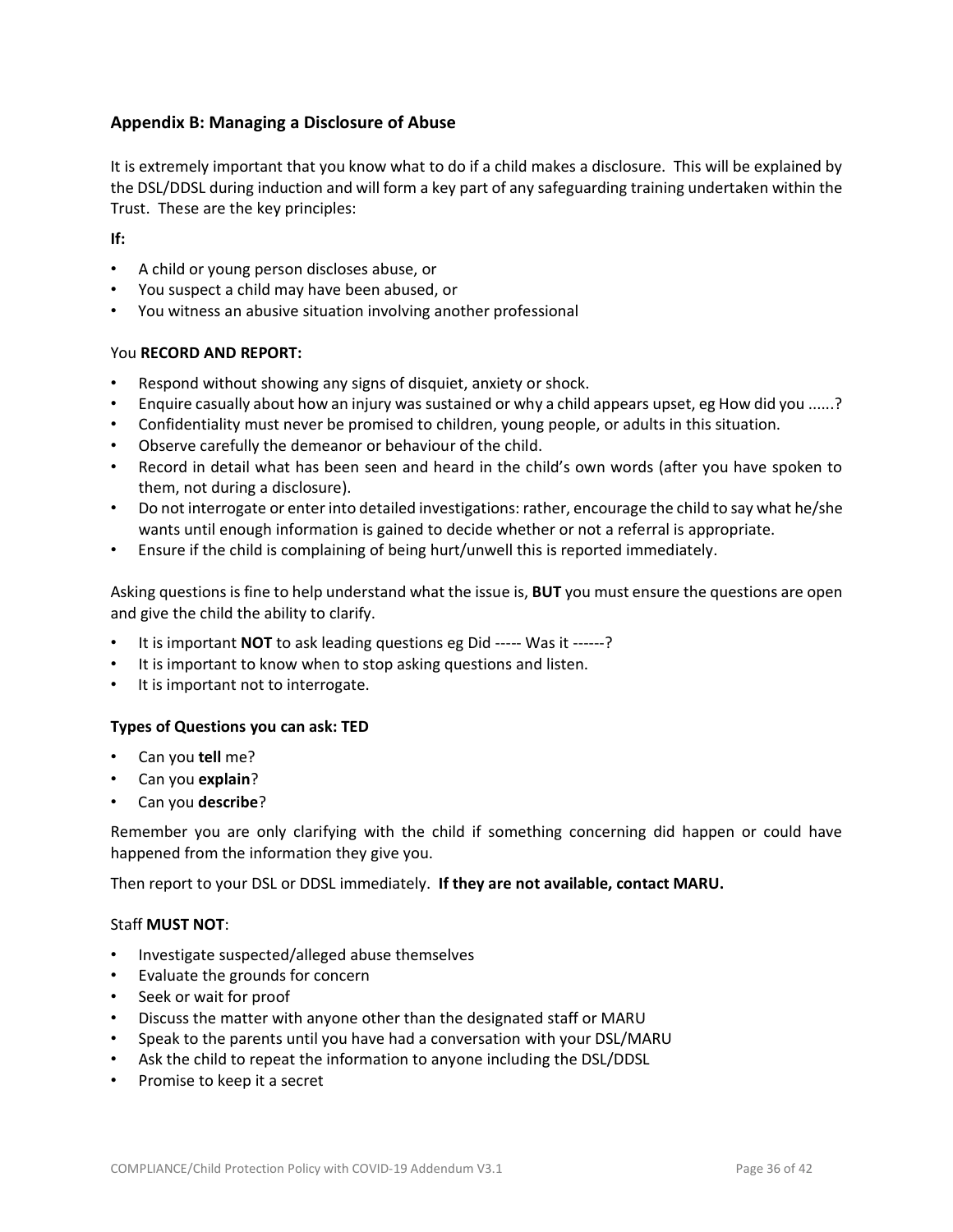## Appendix B: Managing a Disclosure of Abuse

It is extremely important that you know what to do if a child makes a disclosure. This will be explained by the DSL/DDSL during induction and will form a key part of any safeguarding training undertaken within the Trust. These are the key principles:

**If:**

- A child or young person discloses abuse, or
- You suspect a child may have been abused, or
- You witness an abusive situation involving another professional

You **RECORD AND REPORT:**

- Respond without showing any signs of disquiet, anxiety or shock.
- Enquire casually about how an injury was sustained or why a child appears upset, eg How did you ......?
- Confidentiality must never be promised to children, young people, or adults in this situation.
- Observe carefully the demeanor or behaviour of the child.
- Record in detail what has been seen and heard in the child's own words (after you have spoken to them, not during a disclosure).
- Do not interrogate or enter into detailed investigations: rather, encourage the child to say what he/she wants until enough information is gained to decide whether or not a referral is appropriate.
- Ensure if the child is complaining of being hurt/unwell this is reported immediately.

Asking questions is fine to help understand what the issue is, **BUT** you must ensure the questions are open and give the child the ability to clarify.

- It is important **NOT** to ask leading questions eg Did ----- Was it ------?
- It is important to know when to stop asking questions and listen.
- It is important not to interrogate.

**Types of Questions you can ask: TED**

- Can you **tell** me?
- Can you **explain**?
- Can you **describe**?

Remember you are only clarifying with the child if something concerning did happen or could have happened from the information they give you.

Then report to your DSL or DDSL immediately. **If they are not available, contact MARU.**

Staff **MUST NOT**:

- Investigate suspected/alleged abuse themselves
- Evaluate the grounds for concern
- Seek or wait for proof
- Discuss the matter with anyone other than the designated staff or MARU
- Speak to the parents until you have had a conversation with your DSL/MARU
- Ask the child to repeat the information to anyone including the DSL/DDSL
- Promise to keep it a secret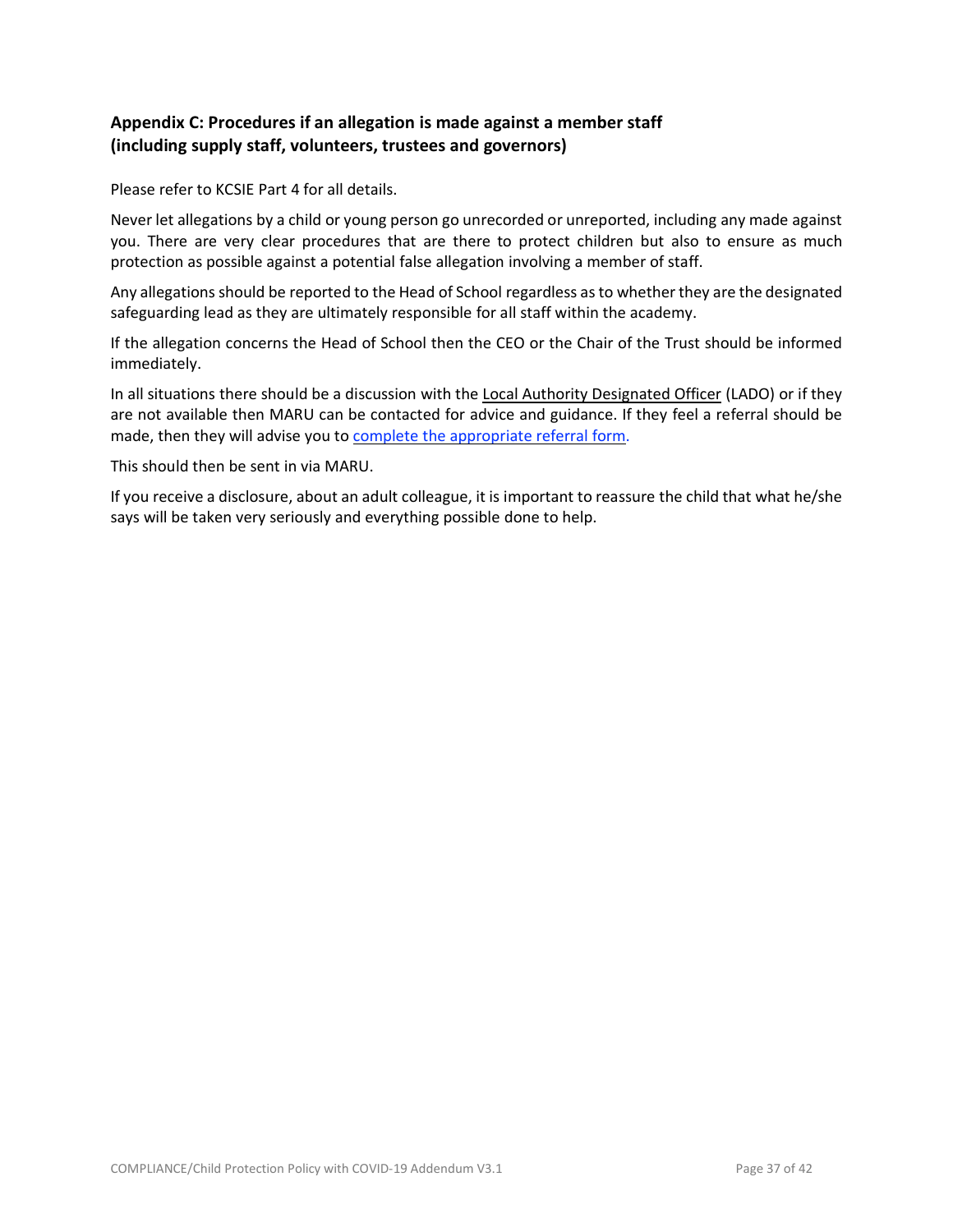## Appendix C: Procedures if an allegation is made against a member staff (including supply staff, volunteers, trustees and governors)

Please refer to KCSIE Part 4 for all details.

Never let allegations by a child or young person go unrecorded or unreported, including any made against you. There are very clear procedures that are there to protect children but also to ensure as much protection as possible against a potential false allegation involving a member of staff.

Any allegations should be reported to the Head of School regardless as to whether they are the designated safeguarding lead as they are ultimately responsible for all staff within the academy.

If the allegation concerns the Head of School then the CEO or the Chair of the Trust should be informed immediately.

In all situations there should be a discussion with the Local Authority Designated Officer (LADO) or if they are not available then MARU can be contacted for advice and guidance. If they feel a referral should be made, then they will advise you to complete the appropriate referral form.

This should then be sent in via MARU.

If you receive a disclosure, about an adult colleague, it is important to reassure the child that what he/she says will be taken very seriously and everything possible done to help.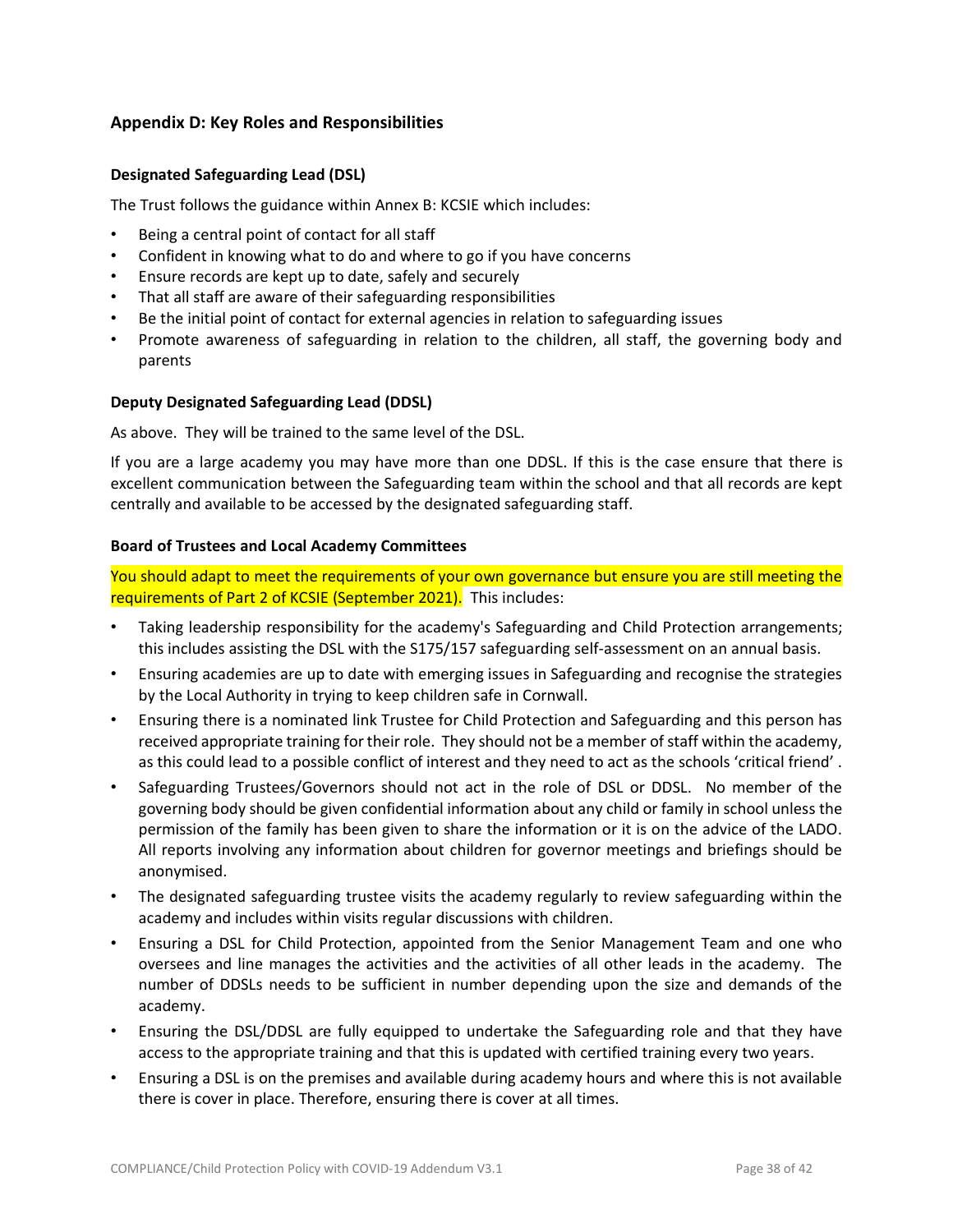## Appendix D: Key Roles and Responsibilities

### Designated Safeguarding Lead (DSL)

The Trust follows the guidance within Annex B: KCSIE which includes:

- Being a central point of contact for all staff
- Confident in knowing what to do and where to go if you have concerns
- Ensure records are kept up to date, safely and securely
- That all staff are aware of their safeguarding responsibilities
- Be the initial point of contact for external agencies in relation to safeguarding issues
- Promote awareness of safeguarding in relation to the children, all staff, the governing body and parents

### Deputy Designated Safeguarding Lead (DDSL)

As above. They will be trained to the same level of the DSL.

If you are a large academy you may have more than one DDSL. If this is the case ensure that there is excellent communication between the Safeguarding team within the school and that all records are kept centrally and available to be accessed by the designated safeguarding staff.

### Board of Trustees and Local Academy Committees

You should adapt to meet the requirements of your own governance but ensure you are still meeting the requirements of Part 2 of KCSIE (September 2021). This includes:

- Taking leadership responsibility for the academy's Safeguarding and Child Protection arrangements; this includes assisting the DSL with the S175/157 safeguarding self-assessment on an annual basis.
- Ensuring academies are up to date with emerging issues in Safeguarding and recognise the strategies by the Local Authority in trying to keep children safe in Cornwall.
- Ensuring there is a nominated link Trustee for Child Protection and Safeguarding and this person has received appropriate training for their role. They should not be a member of staff within the academy, as this could lead to a possible conflict of interest and they need to act as the schools 'critical friend' .
- Safeguarding Trustees/Governors should not act in the role of DSL or DDSL. No member of the governing body should be given confidential information about any child or family in school unless the permission of the family has been given to share the information or it is on the advice of the LADO. All reports involving any information about children for governor meetings and briefings should be anonymised.
- The designated safeguarding trustee visits the academy regularly to review safeguarding within the academy and includes within visits regular discussions with children.
- Ensuring a DSL for Child Protection, appointed from the Senior Management Team and one who oversees and line manages the activities and the activities of all other leads in the academy. The number of DDSLs needs to be sufficient in number depending upon the size and demands of the academy.
- Ensuring the DSL/DDSL are fully equipped to undertake the Safeguarding role and that they have access to the appropriate training and that this is updated with certified training every two years.
- Ensuring a DSL is on the premises and available during academy hours and where this is not available there is cover in place. Therefore, ensuring there is cover at all times.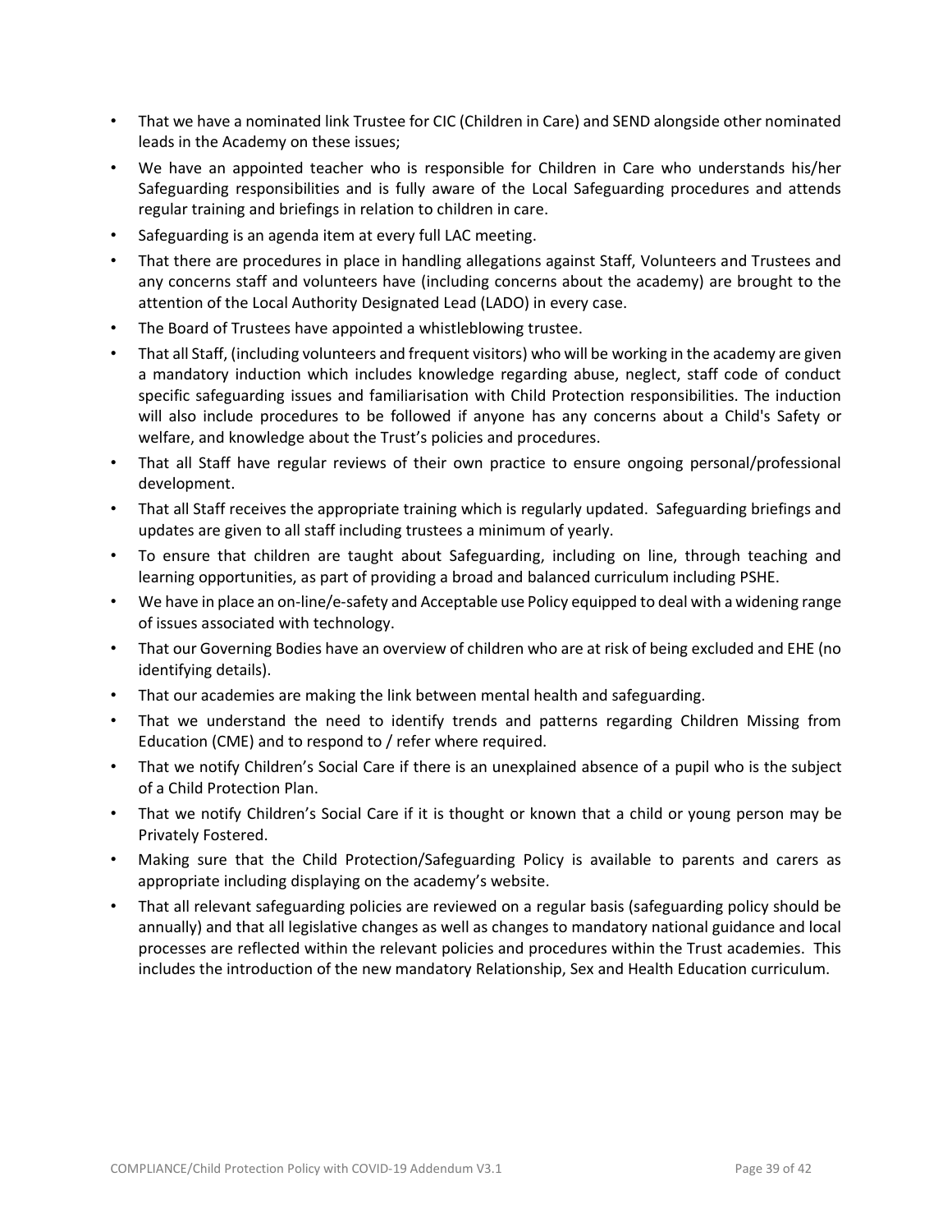- That we have a nominated link Trustee for CIC (Children in Care) and SEND alongside other nominated leads in the Academy on these issues;
- We have an appointed teacher who is responsible for Children in Care who understands his/her Safeguarding responsibilities and is fully aware of the Local Safeguarding procedures and attends regular training and briefings in relation to children in care.
- Safeguarding is an agenda item at every full LAC meeting.
- That there are procedures in place in handling allegations against Staff, Volunteers and Trustees and any concerns staff and volunteers have (including concerns about the academy) are brought to the attention of the Local Authority Designated Lead (LADO) in every case.
- The Board of Trustees have appointed a whistleblowing trustee.
- That all Staff, (including volunteers and frequent visitors) who will be working in the academy are given a mandatory induction which includes knowledge regarding abuse, neglect, staff code of conduct specific safeguarding issues and familiarisation with Child Protection responsibilities. The induction will also include procedures to be followed if anyone has any concerns about a Child's Safety or welfare, and knowledge about the Trust's policies and procedures.
- That all Staff have regular reviews of their own practice to ensure ongoing personal/professional development.
- That all Staff receives the appropriate training which is regularly updated. Safeguarding briefings and updates are given to all staff including trustees a minimum of yearly.
- To ensure that children are taught about Safeguarding, including on line, through teaching and learning opportunities, as part of providing a broad and balanced curriculum including PSHE.
- We have in place an on-line/e-safety and Acceptable use Policy equipped to deal with a widening range of issues associated with technology.
- That our Governing Bodies have an overview of children who are at risk of being excluded and EHE (no identifying details).
- That our academies are making the link between mental health and safeguarding.
- That we understand the need to identify trends and patterns regarding Children Missing from Education (CME) and to respond to / refer where required.
- That we notify Children's Social Care if there is an unexplained absence of a pupil who is the subject of a Child Protection Plan.
- That we notify Children's Social Care if it is thought or known that a child or young person may be Privately Fostered.
- Making sure that the Child Protection/Safeguarding Policy is available to parents and carers as appropriate including displaying on the academy's website.
- That all relevant safeguarding policies are reviewed on a regular basis (safeguarding policy should be annually) and that all legislative changes as well as changes to mandatory national guidance and local processes are reflected within the relevant policies and procedures within the Trust academies. This includes the introduction of the new mandatory Relationship, Sex and Health Education curriculum.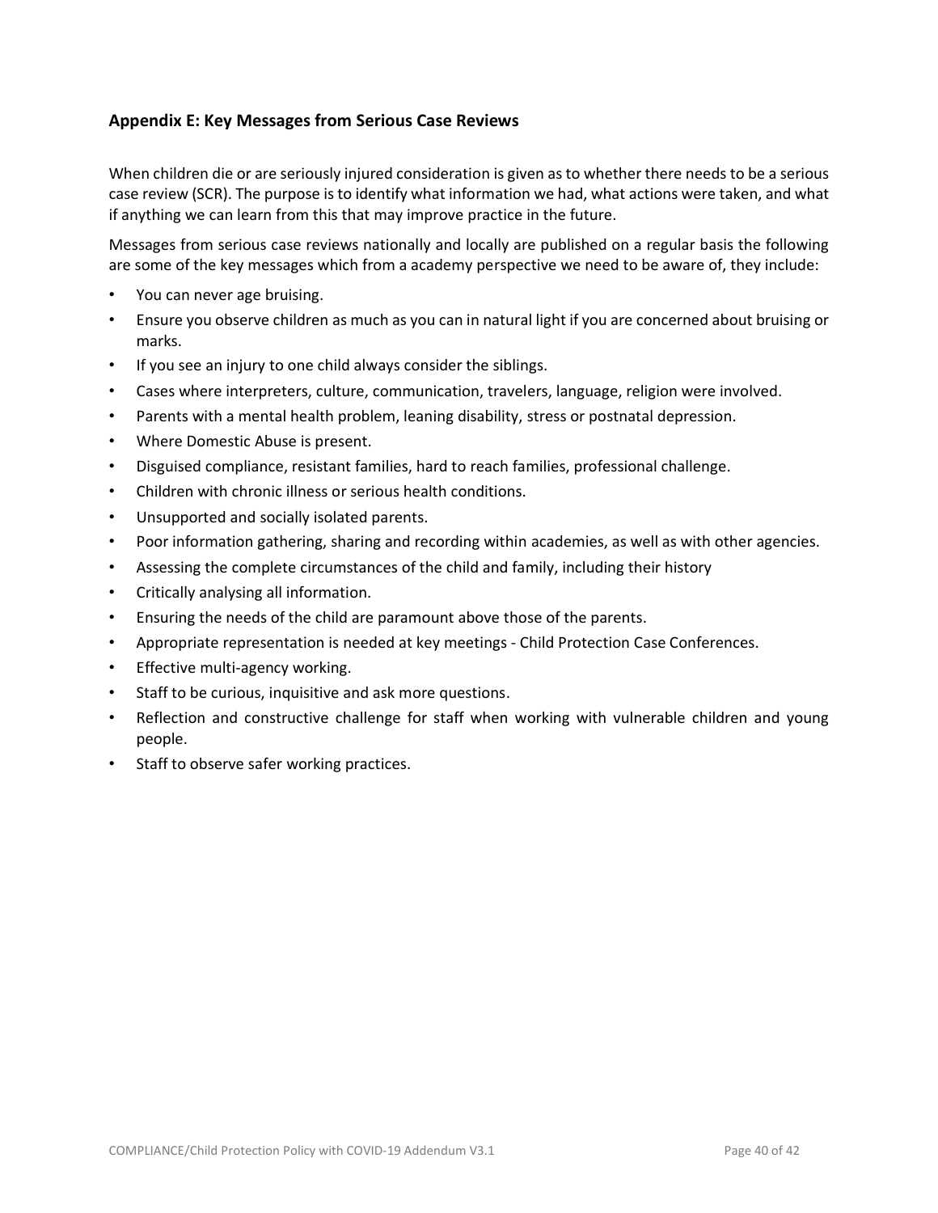## Appendix E: Key Messages from Serious Case Reviews

When children die or are seriously injured consideration is given as to whether there needs to be a serious case review (SCR). The purpose is to identify what information we had, what actions were taken, and what if anything we can learn from this that may improve practice in the future.

Messages from serious case reviews nationally and locally are published on a regular basis the following are some of the key messages which from a academy perspective we need to be aware of, they include:

- You can never age bruising.
- Ensure you observe children as much as you can in natural light if you are concerned about bruising or marks.
- If you see an injury to one child always consider the siblings.
- Cases where interpreters, culture, communication, travelers, language, religion were involved.
- Parents with a mental health problem, leaning disability, stress or postnatal depression.
- Where Domestic Abuse is present.
- Disguised compliance, resistant families, hard to reach families, professional challenge.
- Children with chronic illness or serious health conditions.
- Unsupported and socially isolated parents.
- Poor information gathering, sharing and recording within academies, as well as with other agencies.
- Assessing the complete circumstances of the child and family, including their history
- Critically analysing all information.
- Ensuring the needs of the child are paramount above those of the parents.
- Appropriate representation is needed at key meetings - Child Protection Case Conferences.
- Effective multi-agency working.
- Staff to be curious, inquisitive and ask more questions.
- Reflection and constructive challenge for staff when working with vulnerable children and young people.
- Staff to observe safer working practices.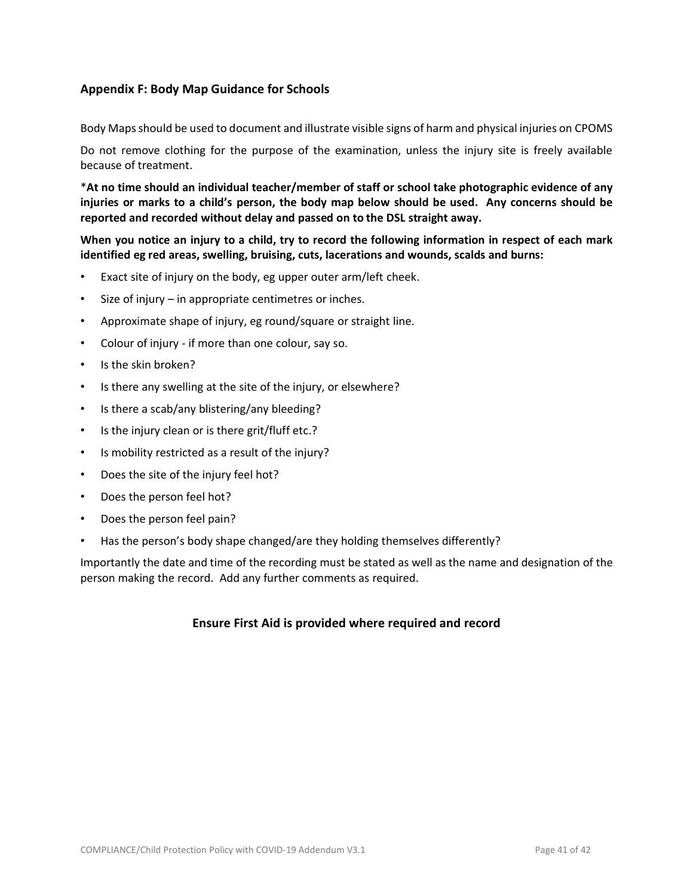## Appendix F: Body Map Guidance for Schools

Body Maps should be used to document and illustrate visible signs of harm and physical injuries on CPOMS

Do not remove clothing for the purpose of the examination, unless the injury site is freely available because of treatment.

***At no time should an individual teacher/member of staff or school take photographic evidence of any injuries or marks to a child's person, the body map below should be used. Any concerns should be reported and recorded without delay and passed on to the DSL straight away.**

**When you notice an injury to a child, try to record the following information in respect of each mark identified eg red areas, swelling, bruising, cuts, lacerations and wounds, scalds and burns:**

- Exact site of injury on the body, eg upper outer arm/left cheek.
- Size of injury – in appropriate centimetres or inches.
- Approximate shape of injury, eg round/square or straight line.
- Colour of injury - if more than one colour, say so.
- Is the skin broken?
- Is there any swelling at the site of the injury, or elsewhere?
- Is there a scab/any blistering/any bleeding?
- Is the injury clean or is there grit/fluff etc.?
- Is mobility restricted as a result of the injury?
- Does the site of the injury feel hot?
- Does the person feel hot?
- Does the person feel pain?
- Has the person's body shape changed/are they holding themselves differently?

Importantly the date and time of the recording must be stated as well as the name and designation of the person making the record. Add any further comments as required.

**Ensure First Aid is provided where required and record**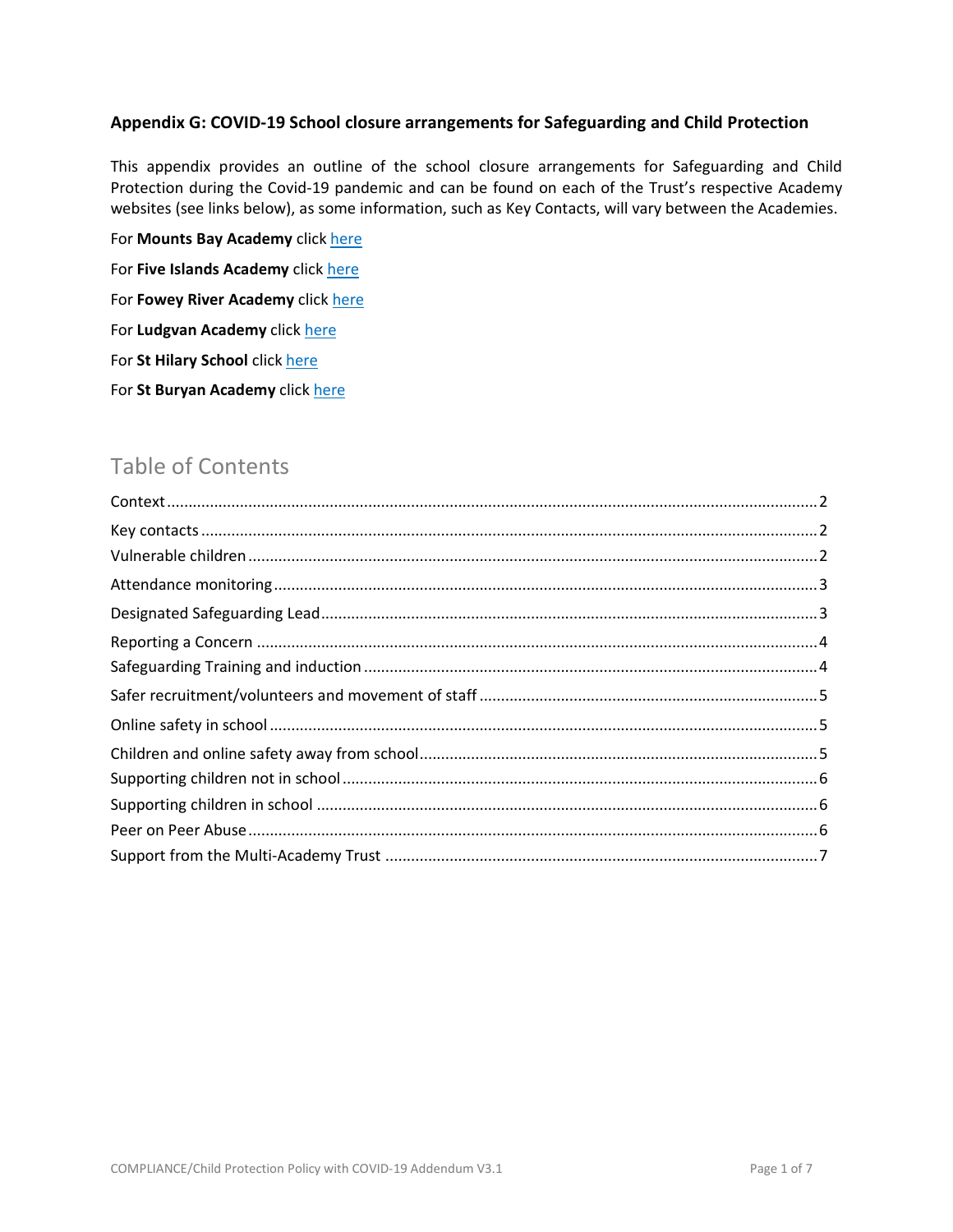**Appendix G: COVID-19 School closure arrangements for Safeguarding and Child Protection**

This appendix provides an outline of the school closure arrangements for Safeguarding and Child Protection during the Covid-19 pandemic and can be found on each of the Trust's respective Academy websites (see links below), as some information, such as Key Contacts, will vary between the Academies.

For **Mounts Bay Academy** click here

For **Five Islands Academy** click here

For **Fowey River Academy** click here

For **Ludgvan Academy** click here

For **St Hilary School** click here

For **St Buryan Academy** click here

## Table of Contents

Context .......... 2
Key contacts .......... 2
Vulnerable children .......... 2
Attendance monitoring .......... 3
Designated Safeguarding Lead .......... 3
Reporting a Concern .......... 4
Safeguarding Training and induction .......... 4
Safer recruitment/volunteers and movement of staff .......... 5
Online safety in school .......... 5
Children and online safety away from school .......... 5
Supporting children not in school .......... 6
Supporting children in school .......... 6
Peer on Peer Abuse .......... 6
Support from the Multi-Academy Trust .......... 7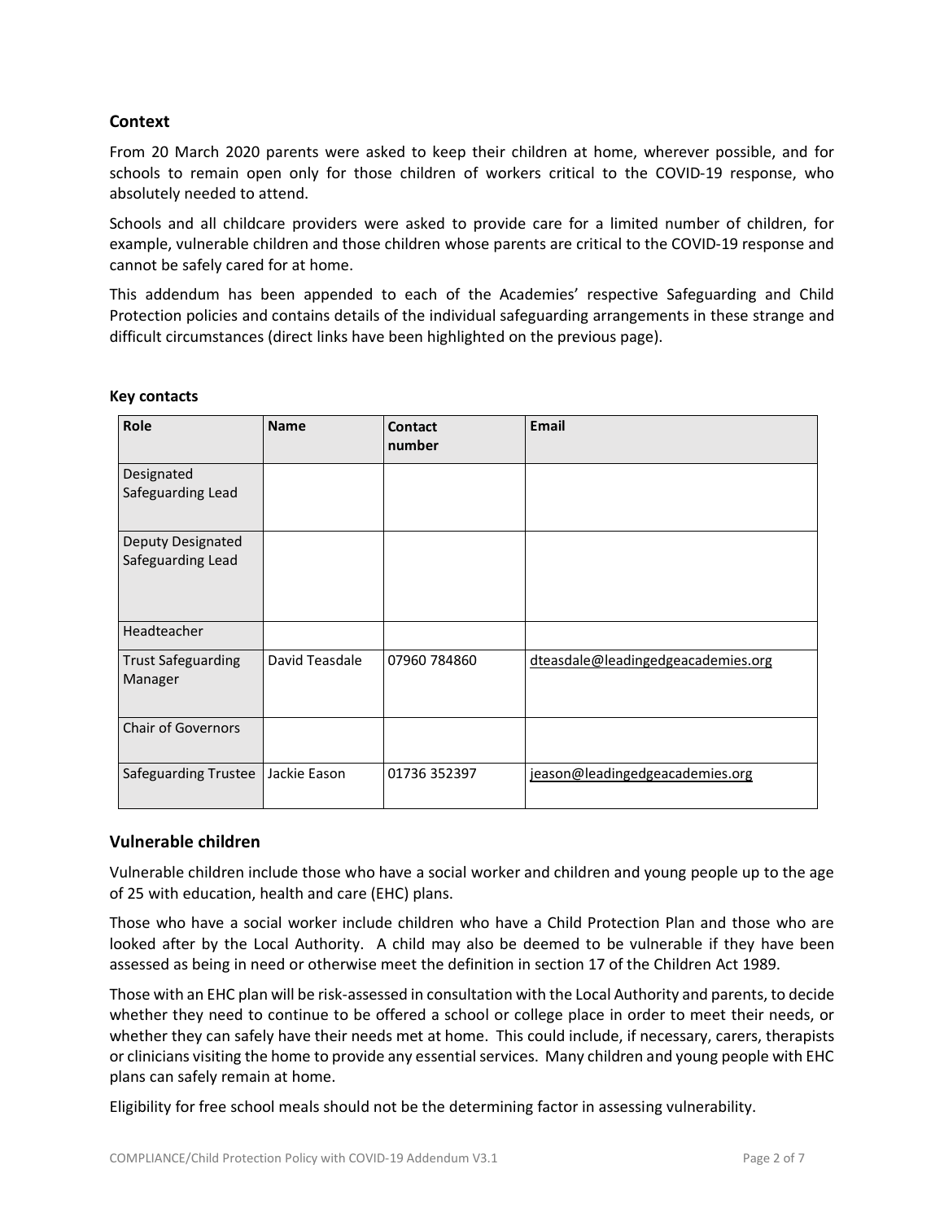## Context

From 20 March 2020 parents were asked to keep their children at home, wherever possible, and for schools to remain open only for those children of workers critical to the COVID-19 response, who absolutely needed to attend.

Schools and all childcare providers were asked to provide care for a limited number of children, for example, vulnerable children and those children whose parents are critical to the COVID-19 response and cannot be safely cared for at home.

This addendum has been appended to each of the Academies' respective Safeguarding and Child Protection policies and contains details of the individual safeguarding arrangements in these strange and difficult circumstances (direct links have been highlighted on the previous page).

**Key contacts**

| Role | Name | Contact number | Email |
|---|---|---|---|
| Designated Safeguarding Lead | | | |
| Deputy Designated Safeguarding Lead | | | |
| Headteacher | | | |
| Trust Safeguarding Manager | David Teasdale | 07960 784860 | dteasdale@leadingedgeacademies.org |
| Chair of Governors | | | |
| Safeguarding Trustee | Jackie Eason | 01736 352397 | jeason@leadingedgeacademies.org |

## Vulnerable children

Vulnerable children include those who have a social worker and children and young people up to the age of 25 with education, health and care (EHC) plans.

Those who have a social worker include children who have a Child Protection Plan and those who are looked after by the Local Authority. A child may also be deemed to be vulnerable if they have been assessed as being in need or otherwise meet the definition in section 17 of the Children Act 1989.

Those with an EHC plan will be risk-assessed in consultation with the Local Authority and parents, to decide whether they need to continue to be offered a school or college place in order to meet their needs, or whether they can safely have their needs met at home. This could include, if necessary, carers, therapists or clinicians visiting the home to provide any essential services. Many children and young people with EHC plans can safely remain at home.

Eligibility for free school meals should not be the determining factor in assessing vulnerability.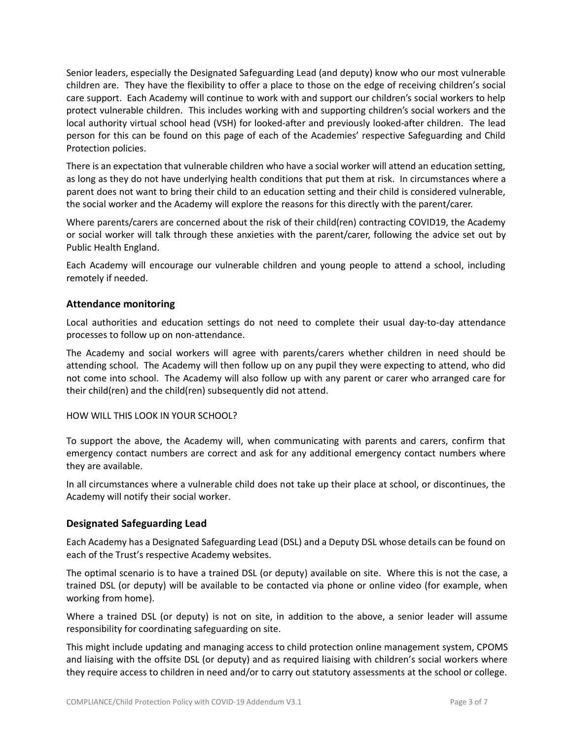Senior leaders, especially the Designated Safeguarding Lead (and deputy) know who our most vulnerable children are. They have the flexibility to offer a place to those on the edge of receiving children's social care support. Each Academy will continue to work with and support our children's social workers to help protect vulnerable children. This includes working with and supporting children's social workers and the local authority virtual school head (VSH) for looked-after and previously looked-after children. The lead person for this can be found on this page of each of the Academies' respective Safeguarding and Child Protection policies.

There is an expectation that vulnerable children who have a social worker will attend an education setting, as long as they do not have underlying health conditions that put them at risk. In circumstances where a parent does not want to bring their child to an education setting and their child is considered vulnerable, the social worker and the Academy will explore the reasons for this directly with the parent/carer.

Where parents/carers are concerned about the risk of their child(ren) contracting COVID19, the Academy or social worker will talk through these anxieties with the parent/carer, following the advice set out by Public Health England.

Each Academy will encourage our vulnerable children and young people to attend a school, including remotely if needed.

## Attendance monitoring

Local authorities and education settings do not need to complete their usual day-to-day attendance processes to follow up on non-attendance.

The Academy and social workers will agree with parents/carers whether children in need should be attending school. The Academy will then follow up on any pupil they were expecting to attend, who did not come into school. The Academy will also follow up with any parent or carer who arranged care for their child(ren) and the child(ren) subsequently did not attend.

HOW WILL THIS LOOK IN YOUR SCHOOL?

To support the above, the Academy will, when communicating with parents and carers, confirm that emergency contact numbers are correct and ask for any additional emergency contact numbers where they are available.

In all circumstances where a vulnerable child does not take up their place at school, or discontinues, the Academy will notify their social worker.

## Designated Safeguarding Lead

Each Academy has a Designated Safeguarding Lead (DSL) and a Deputy DSL whose details can be found on each of the Trust's respective Academy websites.

The optimal scenario is to have a trained DSL (or deputy) available on site. Where this is not the case, a trained DSL (or deputy) will be available to be contacted via phone or online video (for example, when working from home).

Where a trained DSL (or deputy) is not on site, in addition to the above, a senior leader will assume responsibility for coordinating safeguarding on site.

This might include updating and managing access to child protection online management system, CPOMS and liaising with the offsite DSL (or deputy) and as required liaising with children's social workers where they require access to children in need and/or to carry out statutory assessments at the school or college.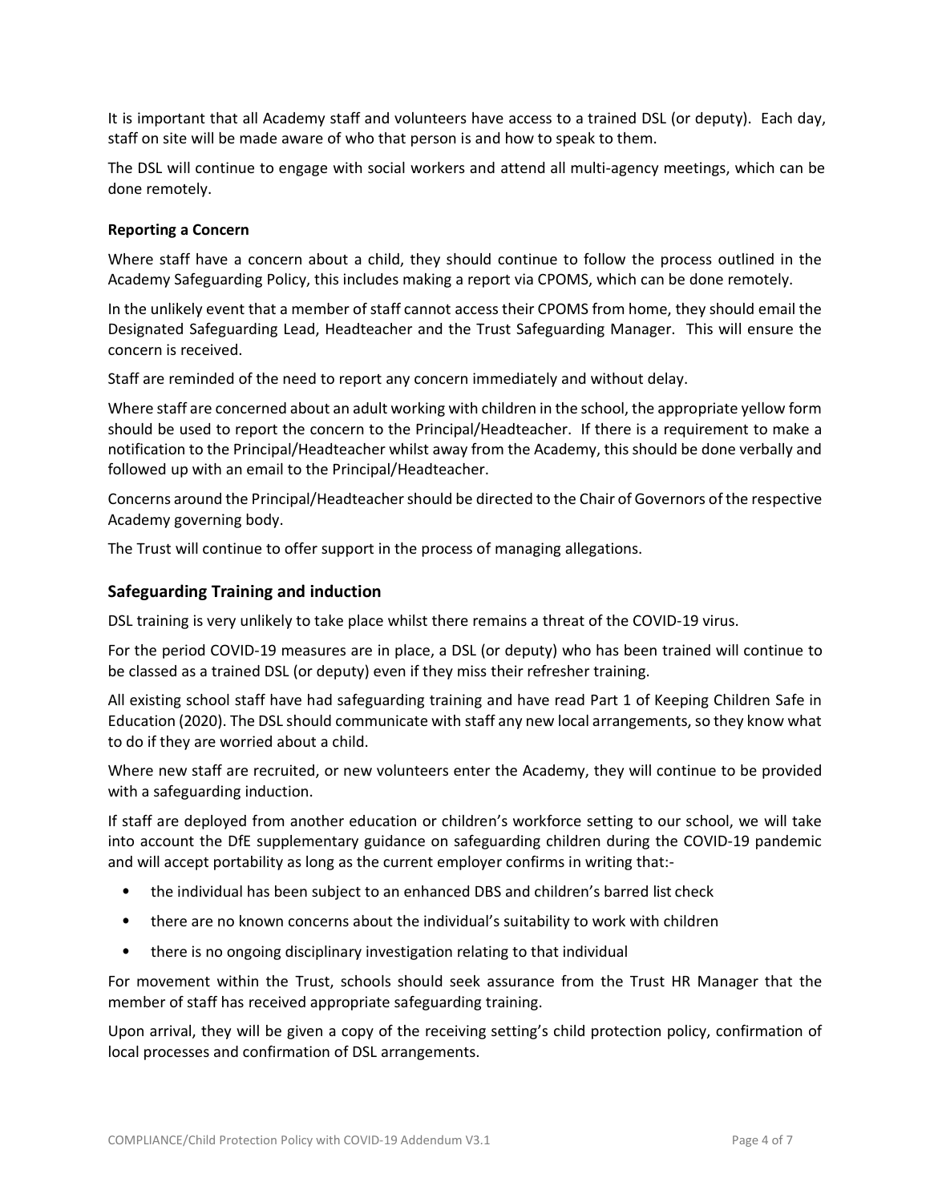It is important that all Academy staff and volunteers have access to a trained DSL (or deputy). Each day, staff on site will be made aware of who that person is and how to speak to them.

The DSL will continue to engage with social workers and attend all multi-agency meetings, which can be done remotely.

**Reporting a Concern**

Where staff have a concern about a child, they should continue to follow the process outlined in the Academy Safeguarding Policy, this includes making a report via CPOMS, which can be done remotely.

In the unlikely event that a member of staff cannot access their CPOMS from home, they should email the Designated Safeguarding Lead, Headteacher and the Trust Safeguarding Manager. This will ensure the concern is received.

Staff are reminded of the need to report any concern immediately and without delay.

Where staff are concerned about an adult working with children in the school, the appropriate yellow form should be used to report the concern to the Principal/Headteacher. If there is a requirement to make a notification to the Principal/Headteacher whilst away from the Academy, this should be done verbally and followed up with an email to the Principal/Headteacher.

Concerns around the Principal/Headteacher should be directed to the Chair of Governors of the respective Academy governing body.

The Trust will continue to offer support in the process of managing allegations.

## Safeguarding Training and induction

DSL training is very unlikely to take place whilst there remains a threat of the COVID-19 virus.

For the period COVID-19 measures are in place, a DSL (or deputy) who has been trained will continue to be classed as a trained DSL (or deputy) even if they miss their refresher training.

All existing school staff have had safeguarding training and have read Part 1 of Keeping Children Safe in Education (2020). The DSL should communicate with staff any new local arrangements, so they know what to do if they are worried about a child.

Where new staff are recruited, or new volunteers enter the Academy, they will continue to be provided with a safeguarding induction.

If staff are deployed from another education or children's workforce setting to our school, we will take into account the DfE supplementary guidance on safeguarding children during the COVID-19 pandemic and will accept portability as long as the current employer confirms in writing that:-

- the individual has been subject to an enhanced DBS and children's barred list check
- there are no known concerns about the individual's suitability to work with children
- there is no ongoing disciplinary investigation relating to that individual

For movement within the Trust, schools should seek assurance from the Trust HR Manager that the member of staff has received appropriate safeguarding training.

Upon arrival, they will be given a copy of the receiving setting's child protection policy, confirmation of local processes and confirmation of DSL arrangements.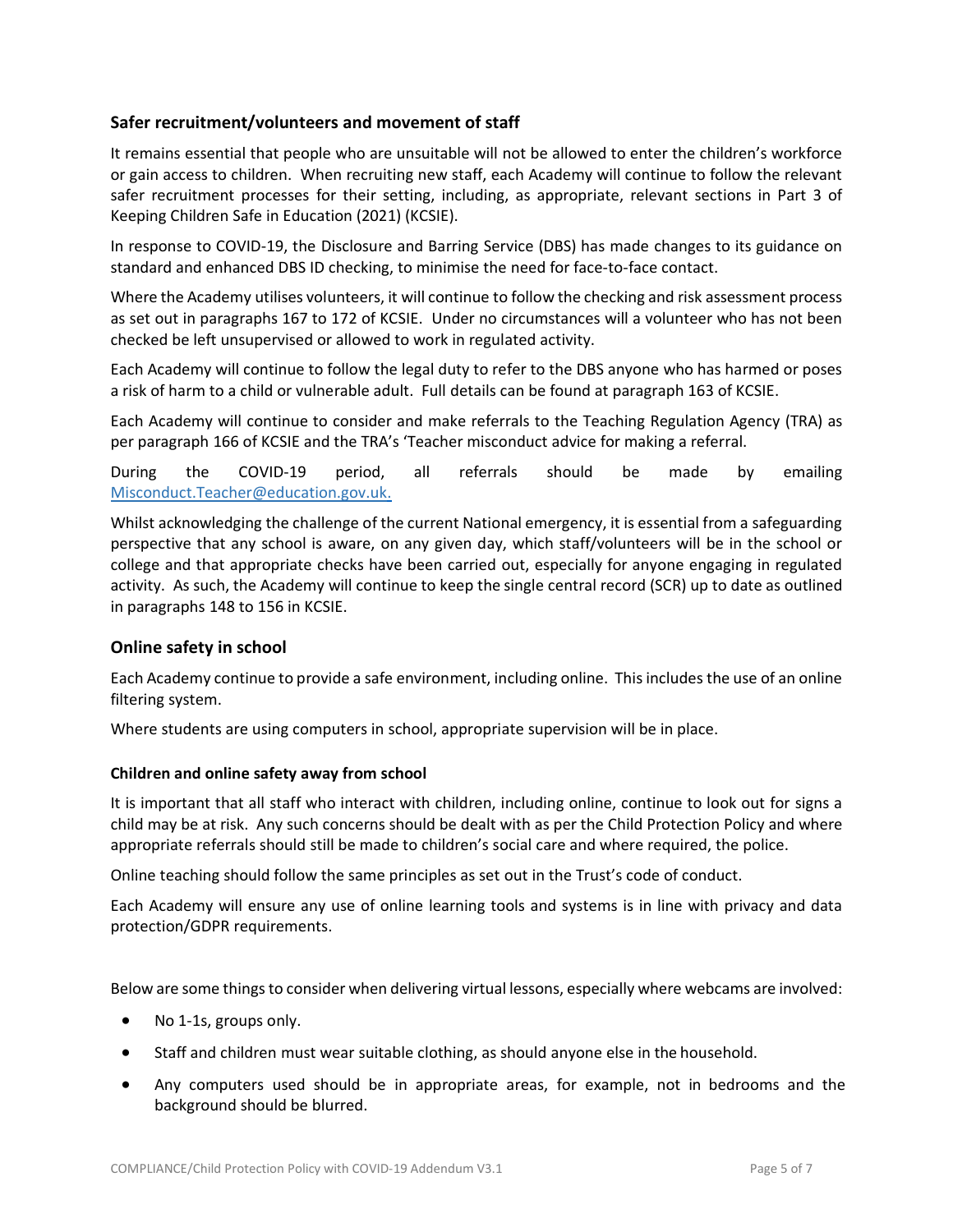## Safer recruitment/volunteers and movement of staff

It remains essential that people who are unsuitable will not be allowed to enter the children's workforce or gain access to children. When recruiting new staff, each Academy will continue to follow the relevant safer recruitment processes for their setting, including, as appropriate, relevant sections in Part 3 of Keeping Children Safe in Education (2021) (KCSIE).

In response to COVID-19, the Disclosure and Barring Service (DBS) has made changes to its guidance on standard and enhanced DBS ID checking, to minimise the need for face-to-face contact.

Where the Academy utilises volunteers, it will continue to follow the checking and risk assessment process as set out in paragraphs 167 to 172 of KCSIE. Under no circumstances will a volunteer who has not been checked be left unsupervised or allowed to work in regulated activity.

Each Academy will continue to follow the legal duty to refer to the DBS anyone who has harmed or poses a risk of harm to a child or vulnerable adult. Full details can be found at paragraph 163 of KCSIE.

Each Academy will continue to consider and make referrals to the Teaching Regulation Agency (TRA) as per paragraph 166 of KCSIE and the TRA's 'Teacher misconduct advice for making a referral.

During the COVID-19 period, all referrals should be made by emailing [Misconduct.Teacher@education.gov.uk.](mailto:Misconduct.Teacher@education.gov.uk)

Whilst acknowledging the challenge of the current National emergency, it is essential from a safeguarding perspective that any school is aware, on any given day, which staff/volunteers will be in the school or college and that appropriate checks have been carried out, especially for anyone engaging in regulated activity. As such, the Academy will continue to keep the single central record (SCR) up to date as outlined in paragraphs 148 to 156 in KCSIE.

## Online safety in school

Each Academy continue to provide a safe environment, including online. This includes the use of an online filtering system.

Where students are using computers in school, appropriate supervision will be in place.

### Children and online safety away from school

It is important that all staff who interact with children, including online, continue to look out for signs a child may be at risk. Any such concerns should be dealt with as per the Child Protection Policy and where appropriate referrals should still be made to children's social care and where required, the police.

Online teaching should follow the same principles as set out in the Trust's code of conduct.

Each Academy will ensure any use of online learning tools and systems is in line with privacy and data protection/GDPR requirements.

Below are some things to consider when delivering virtual lessons, especially where webcams are involved:

- No 1-1s, groups only.
- Staff and children must wear suitable clothing, as should anyone else in the household.
- Any computers used should be in appropriate areas, for example, not in bedrooms and the background should be blurred.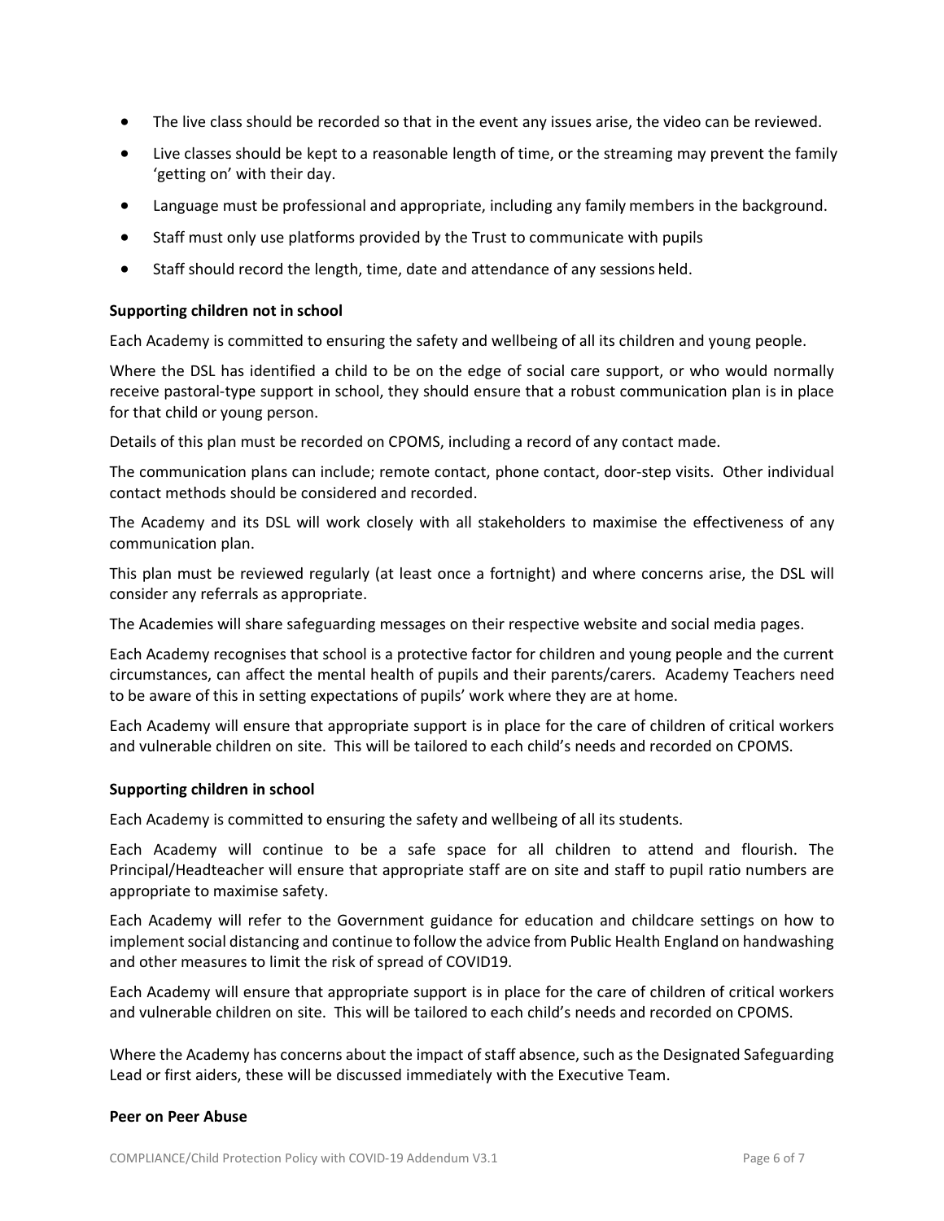- The live class should be recorded so that in the event any issues arise, the video can be reviewed.
- Live classes should be kept to a reasonable length of time, or the streaming may prevent the family 'getting on' with their day.
- Language must be professional and appropriate, including any family members in the background.
- Staff must only use platforms provided by the Trust to communicate with pupils
- Staff should record the length, time, date and attendance of any sessions held.

**Supporting children not in school**

Each Academy is committed to ensuring the safety and wellbeing of all its children and young people.

Where the DSL has identified a child to be on the edge of social care support, or who would normally receive pastoral-type support in school, they should ensure that a robust communication plan is in place for that child or young person.

Details of this plan must be recorded on CPOMS, including a record of any contact made.

The communication plans can include; remote contact, phone contact, door-step visits. Other individual contact methods should be considered and recorded.

The Academy and its DSL will work closely with all stakeholders to maximise the effectiveness of any communication plan.

This plan must be reviewed regularly (at least once a fortnight) and where concerns arise, the DSL will consider any referrals as appropriate.

The Academies will share safeguarding messages on their respective website and social media pages.

Each Academy recognises that school is a protective factor for children and young people and the current circumstances, can affect the mental health of pupils and their parents/carers. Academy Teachers need to be aware of this in setting expectations of pupils' work where they are at home.

Each Academy will ensure that appropriate support is in place for the care of children of critical workers and vulnerable children on site. This will be tailored to each child's needs and recorded on CPOMS.

**Supporting children in school**

Each Academy is committed to ensuring the safety and wellbeing of all its students.

Each Academy will continue to be a safe space for all children to attend and flourish. The Principal/Headteacher will ensure that appropriate staff are on site and staff to pupil ratio numbers are appropriate to maximise safety.

Each Academy will refer to the Government guidance for education and childcare settings on how to implement social distancing and continue to follow the advice from Public Health England on handwashing and other measures to limit the risk of spread of COVID19.

Each Academy will ensure that appropriate support is in place for the care of children of critical workers and vulnerable children on site. This will be tailored to each child's needs and recorded on CPOMS.

Where the Academy has concerns about the impact of staff absence, such as the Designated Safeguarding Lead or first aiders, these will be discussed immediately with the Executive Team.

**Peer on Peer Abuse**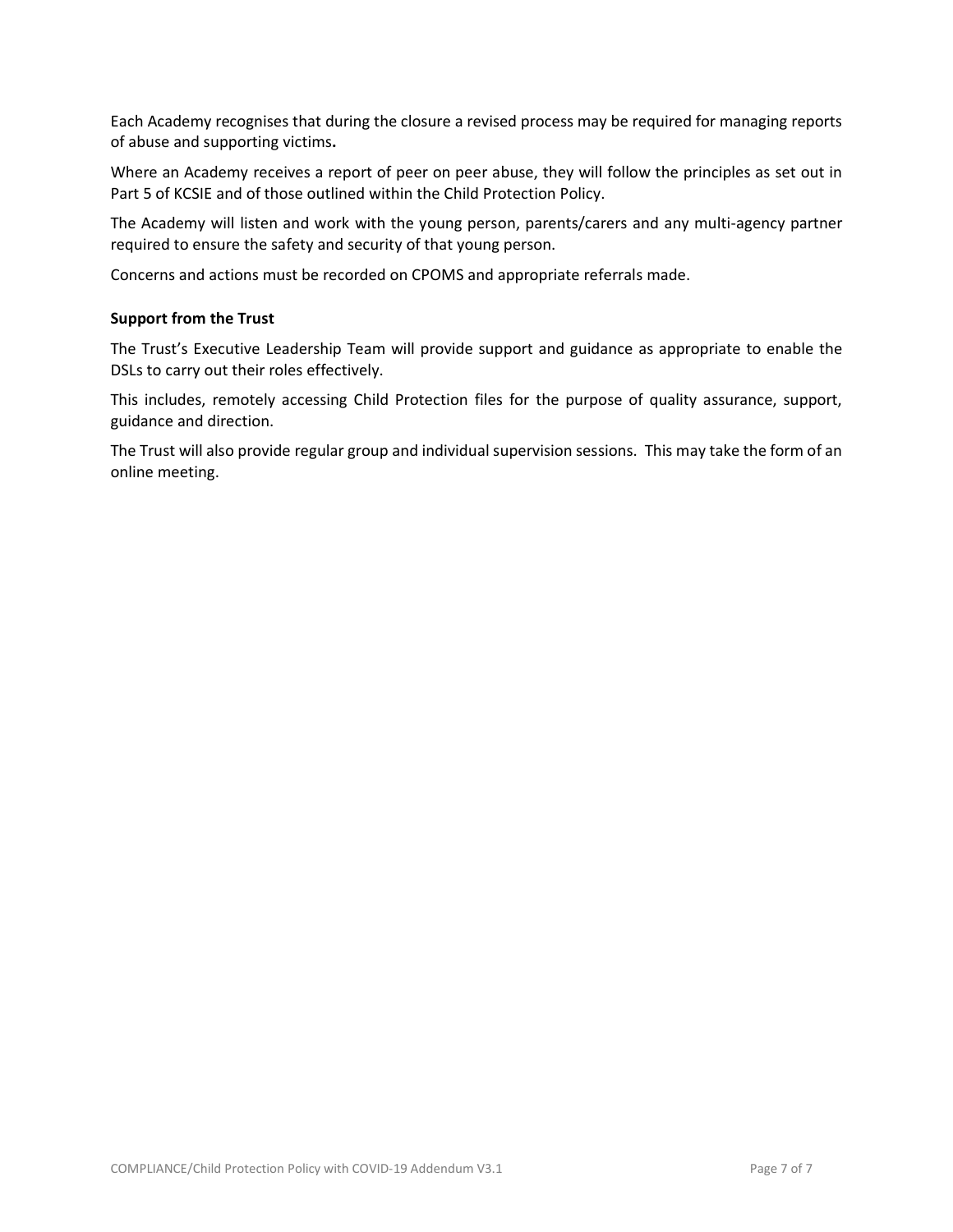Each Academy recognises that during the closure a revised process may be required for managing reports of abuse and supporting victims**.**

Where an Academy receives a report of peer on peer abuse, they will follow the principles as set out in Part 5 of KCSIE and of those outlined within the Child Protection Policy.

The Academy will listen and work with the young person, parents/carers and any multi-agency partner required to ensure the safety and security of that young person.

Concerns and actions must be recorded on CPOMS and appropriate referrals made.

**Support from the Trust**

The Trust's Executive Leadership Team will provide support and guidance as appropriate to enable the DSLs to carry out their roles effectively.

This includes, remotely accessing Child Protection files for the purpose of quality assurance, support, guidance and direction.

The Trust will also provide regular group and individual supervision sessions. This may take the form of an online meeting.